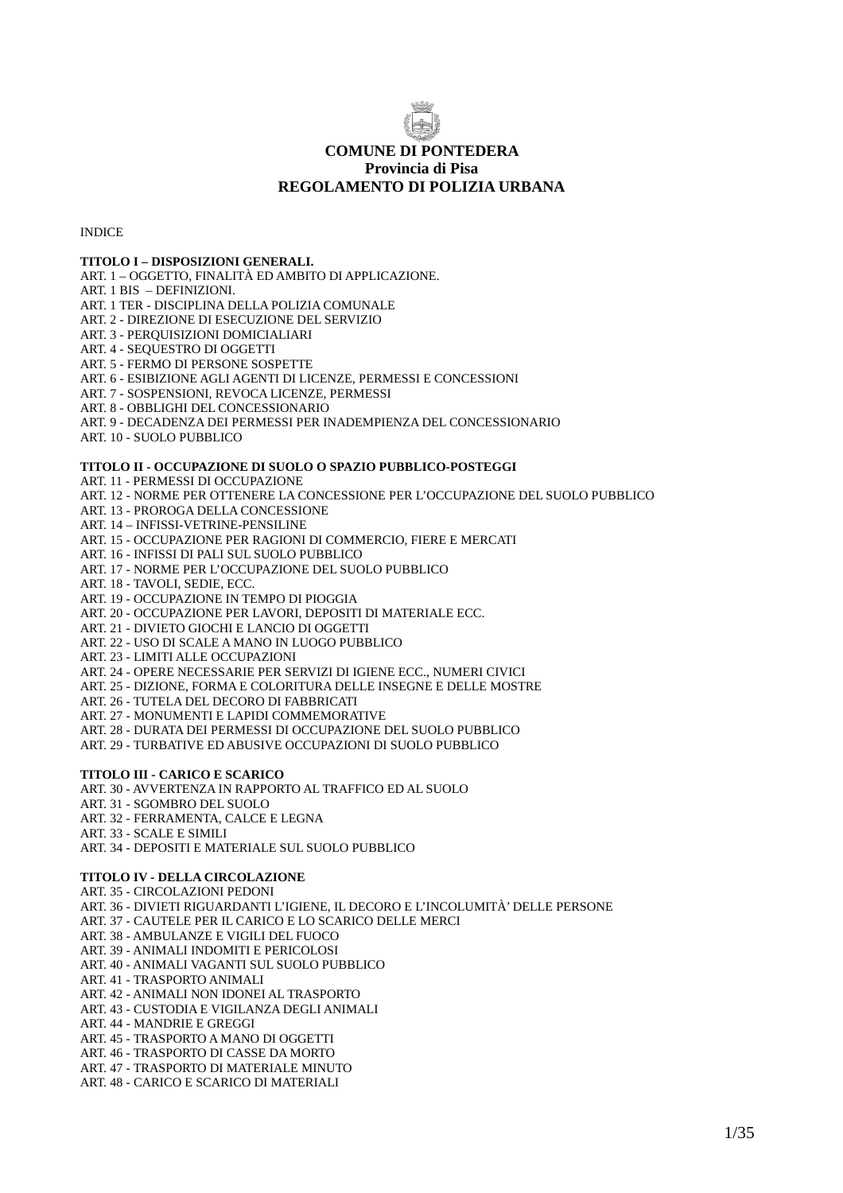# COMUNE DI PONTEDERA
## Provincia di Pisa
## REGOLAMENTO DI POLIZIA URBANA

INDICE

**TITOLO I – DISPOSIZIONI GENERALI.**
ART. 1 – OGGETTO, FINALITÀ ED AMBITO DI APPLICAZIONE.
ART. 1 BIS – DEFINIZIONI.
ART. 1 TER - DISCIPLINA DELLA POLIZIA COMUNALE
ART. 2 - DIREZIONE DI ESECUZIONE DEL SERVIZIO
ART. 3 - PERQUISIZIONI DOMICIALIARI
ART. 4 - SEQUESTRO DI OGGETTI
ART. 5 - FERMO DI PERSONE SOSPETTE
ART. 6 - ESIBIZIONE AGLI AGENTI DI LICENZE, PERMESSI E CONCESSIONI
ART. 7 - SOSPENSIONI, REVOCA LICENZE, PERMESSI
ART. 8 - OBBLIGHI DEL CONCESSIONARIO
ART. 9 - DECADENZA DEI PERMESSI PER INADEMPIENZA DEL CONCESSIONARIO
ART. 10 - SUOLO PUBBLICO

**TITOLO II - OCCUPAZIONE DI SUOLO O SPAZIO PUBBLICO-POSTEGGI**
ART. 11 - PERMESSI DI OCCUPAZIONE
ART. 12 - NORME PER OTTENERE LA CONCESSIONE PER L'OCCUPAZIONE DEL SUOLO PUBBLICO
ART. 13 - PROROGA DELLA CONCESSIONE
ART. 14 – INFISSI-VETRINE-PENSILINE
ART. 15 - OCCUPAZIONE PER RAGIONI DI COMMERCIO, FIERE E MERCATI
ART. 16 - INFISSI DI PALI SUL SUOLO PUBBLICO
ART. 17 - NORME PER L'OCCUPAZIONE DEL SUOLO PUBBLICO
ART. 18 - TAVOLI, SEDIE, ECC.
ART. 19 - OCCUPAZIONE IN TEMPO DI PIOGGIA
ART. 20 - OCCUPAZIONE PER LAVORI, DEPOSITI DI MATERIALE ECC.
ART. 21 - DIVIETO GIOCHI E LANCIO DI OGGETTI
ART. 22 - USO DI SCALE A MANO IN LUOGO PUBBLICO
ART. 23 - LIMITI ALLE OCCUPAZIONI
ART. 24 - OPERE NECESSARIE PER SERVIZI DI IGIENE ECC., NUMERI CIVICI
ART. 25 - DIZIONE, FORMA E COLORITURA DELLE INSEGNE E DELLE MOSTRE
ART. 26 - TUTELA DEL DECORO DI FABBRICATI
ART. 27 - MONUMENTI E LAPIDI COMMEMORATIVE
ART. 28 - DURATA DEI PERMESSI DI OCCUPAZIONE DEL SUOLO PUBBLICO
ART. 29 - TURBATIVE ED ABUSIVE OCCUPAZIONI DI SUOLO PUBBLICO

**TITOLO III - CARICO E SCARICO**
ART. 30 - AVVERTENZA IN RAPPORTO AL TRAFFICO ED AL SUOLO
ART. 31 - SGOMBRO DEL SUOLO
ART. 32 - FERRAMENTA, CALCE E LEGNA
ART. 33 - SCALE E SIMILI
ART. 34 - DEPOSITI E MATERIALE SUL SUOLO PUBBLICO

**TITOLO IV - DELLA CIRCOLAZIONE**
ART. 35 - CIRCOLAZIONI PEDONI
ART. 36 - DIVIETI RIGUARDANTI L'IGIENE, IL DECORO E L'INCOLUMITÀ' DELLE PERSONE
ART. 37 - CAUTELE PER IL CARICO E LO SCARICO DELLE MERCI
ART. 38 - AMBULANZE E VIGILI DEL FUOCO
ART. 39 - ANIMALI INDOMITI E PERICOLOSI
ART. 40 - ANIMALI VAGANTI SUL SUOLO PUBBLICO
ART. 41 - TRASPORTO ANIMALI
ART. 42 - ANIMALI NON IDONEI AL TRASPORTO
ART. 43 - CUSTODIA E VIGILANZA DEGLI ANIMALI
ART. 44 - MANDRIE E GREGGI
ART. 45 - TRASPORTO A MANO DI OGGETTI
ART. 46 - TRASPORTO DI CASSE DA MORTO
ART. 47 - TRASPORTO DI MATERIALE MINUTO
ART. 48 - CARICO E SCARICO DI MATERIALI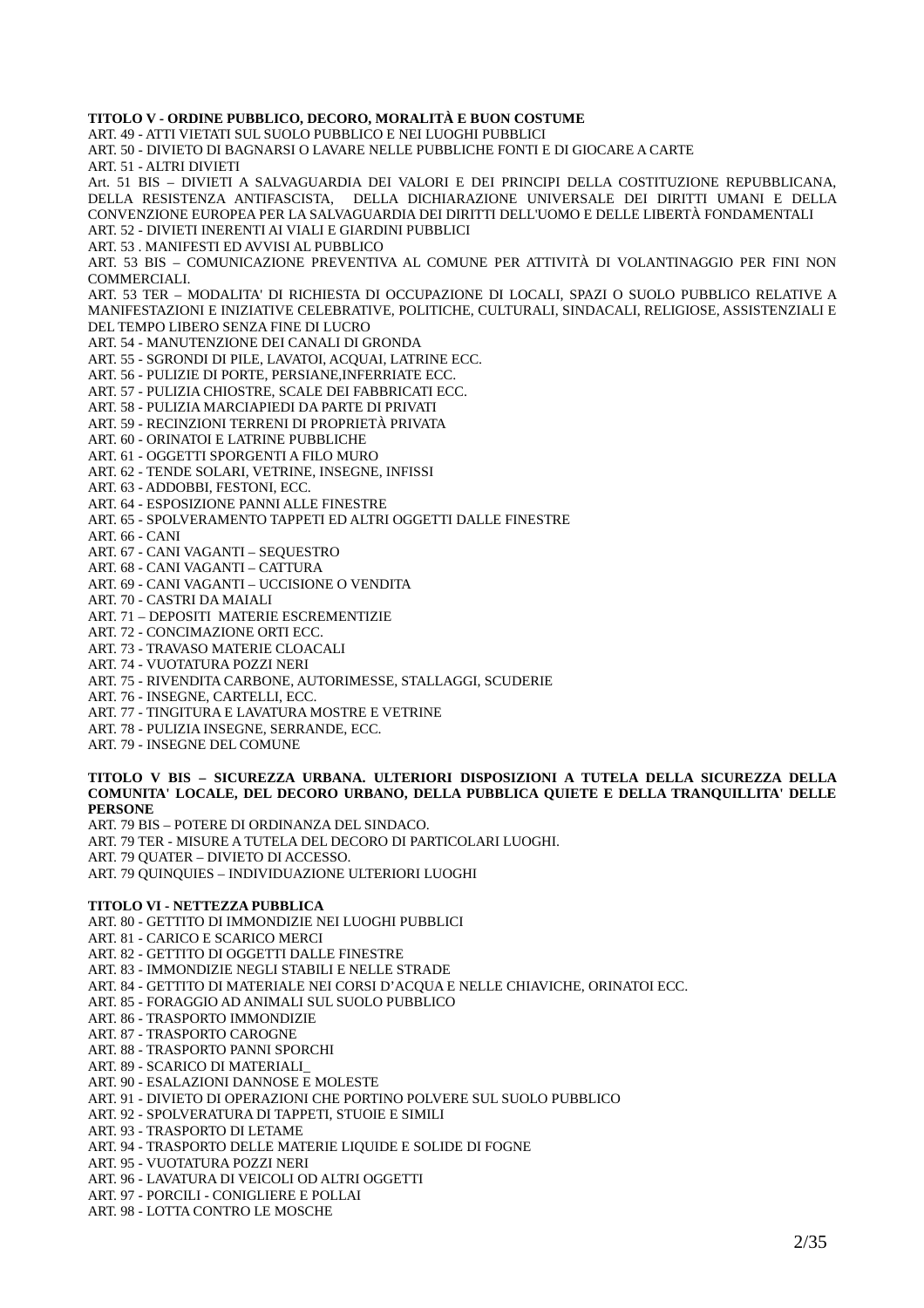**TITOLO V - ORDINE PUBBLICO, DECORO, MORALITÀ E BUON COSTUME**

ART. 49 - ATTI VIETATI SUL SUOLO PUBBLICO E NEI LUOGHI PUBBLICI

ART. 50 - DIVIETO DI BAGNARSI O LAVARE NELLE PUBBLICHE FONTI E DI GIOCARE A CARTE

ART. 51 - ALTRI DIVIETI

Art. 51 BIS – DIVIETI A SALVAGUARDIA DEI VALORI E DEI PRINCIPI DELLA COSTITUZIONE REPUBBLICANA, DELLA RESISTENZA ANTIFASCISTA, DELLA DICHIARAZIONE UNIVERSALE DEI DIRITTI UMANI E DELLA CONVENZIONE EUROPEA PER LA SALVAGUARDIA DEI DIRITTI DELL'UOMO E DELLE LIBERTÀ FONDAMENTALI

ART. 52 - DIVIETI INERENTI AI VIALI E GIARDINI PUBBLICI

ART. 53 . MANIFESTI ED AVVISI AL PUBBLICO

ART. 53 BIS – COMUNICAZIONE PREVENTIVA AL COMUNE PER ATTIVITÀ DI VOLANTINAGGIO PER FINI NON COMMERCIALI.

ART. 53 TER – MODALITA' DI RICHIESTA DI OCCUPAZIONE DI LOCALI, SPAZI O SUOLO PUBBLICO RELATIVE A MANIFESTAZIONI E INIZIATIVE CELEBRATIVE, POLITICHE, CULTURALI, SINDACALI, RELIGIOSE, ASSISTENZIALI E DEL TEMPO LIBERO SENZA FINE DI LUCRO

ART. 54 - MANUTENZIONE DEI CANALI DI GRONDA

ART. 55 - SGRONDI DI PILE, LAVATOI, ACQUAI, LATRINE ECC.

ART. 56 - PULIZIE DI PORTE, PERSIANE,INFERRIATE ECC.

ART. 57 - PULIZIA CHIOSTRE, SCALE DEI FABBRICATI ECC.

ART. 58 - PULIZIA MARCIAPIEDI DA PARTE DI PRIVATI

ART. 59 - RECINZIONI TERRENI DI PROPRIETÀ PRIVATA

ART. 60 - ORINATOI E LATRINE PUBBLICHE

ART. 61 - OGGETTI SPORGENTI A FILO MURO

ART. 62 - TENDE SOLARI, VETRINE, INSEGNE, INFISSI

ART. 63 - ADDOBBI, FESTONI, ECC.

ART. 64 - ESPOSIZIONE PANNI ALLE FINESTRE

ART. 65 - SPOLVERAMENTO TAPPETI ED ALTRI OGGETTI DALLE FINESTRE

ART. 66 - CANI

ART. 67 - CANI VAGANTI – SEQUESTRO

ART. 68 - CANI VAGANTI – CATTURA

ART. 69 - CANI VAGANTI – UCCISIONE O VENDITA

ART. 70 - CASTRI DA MAIALI

ART. 71 – DEPOSITI MATERIE ESCREMENTIZIE

ART. 72 - CONCIMAZIONE ORTI ECC.

ART. 73 - TRAVASO MATERIE CLOACALI

ART. 74 - VUOTATURA POZZI NERI

ART. 75 - RIVENDITA CARBONE, AUTORIMESSE, STALLAGGI, SCUDERIE

ART. 76 - INSEGNE, CARTELLI, ECC.

ART. 77 - TINGITURA E LAVATURA MOSTRE E VETRINE

ART. 78 - PULIZIA INSEGNE, SERRANDE, ECC.

ART. 79 - INSEGNE DEL COMUNE

**TITOLO V BIS – SICUREZZA URBANA. ULTERIORI DISPOSIZIONI A TUTELA DELLA SICUREZZA DELLA COMUNITA' LOCALE, DEL DECORO URBANO, DELLA PUBBLICA QUIETE E DELLA TRANQUILLITA' DELLE PERSONE**

ART. 79 BIS – POTERE DI ORDINANZA DEL SINDACO.

ART. 79 TER - MISURE A TUTELA DEL DECORO DI PARTICOLARI LUOGHI.

ART. 79 QUATER – DIVIETO DI ACCESSO.

ART. 79 QUINQUIES – INDIVIDUAZIONE ULTERIORI LUOGHI

**TITOLO VI - NETTEZZA PUBBLICA**

ART. 80 - GETTITO DI IMMONDIZIE NEI LUOGHI PUBBLICI

ART. 81 - CARICO E SCARICO MERCI

ART. 82 - GETTITO DI OGGETTI DALLE FINESTRE

ART. 83 - IMMONDIZIE NEGLI STABILI E NELLE STRADE

ART. 84 - GETTITO DI MATERIALE NEI CORSI D’ACQUA E NELLE CHIAVICHE, ORINATOI ECC.

ART. 85 - FORAGGIO AD ANIMALI SUL SUOLO PUBBLICO

ART. 86 - TRASPORTO IMMONDIZIE

ART. 87 - TRASPORTO CAROGNE

ART. 88 - TRASPORTO PANNI SPORCHI

ART. 89 - SCARICO DI MATERIALI_

ART. 90 - ESALAZIONI DANNOSE E MOLESTE

ART. 91 - DIVIETO DI OPERAZIONI CHE PORTINO POLVERE SUL SUOLO PUBBLICO

ART. 92 - SPOLVERATURA DI TAPPETI, STUOIE E SIMILI

ART. 93 - TRASPORTO DI LETAME

ART. 94 - TRASPORTO DELLE MATERIE LIQUIDE E SOLIDE DI FOGNE

ART. 95 - VUOTATURA POZZI NERI

ART. 96 - LAVATURA DI VEICOLI OD ALTRI OGGETTI

ART. 97 - PORCILI - CONIGLIERE E POLLAI

ART. 98 - LOTTA CONTRO LE MOSCHE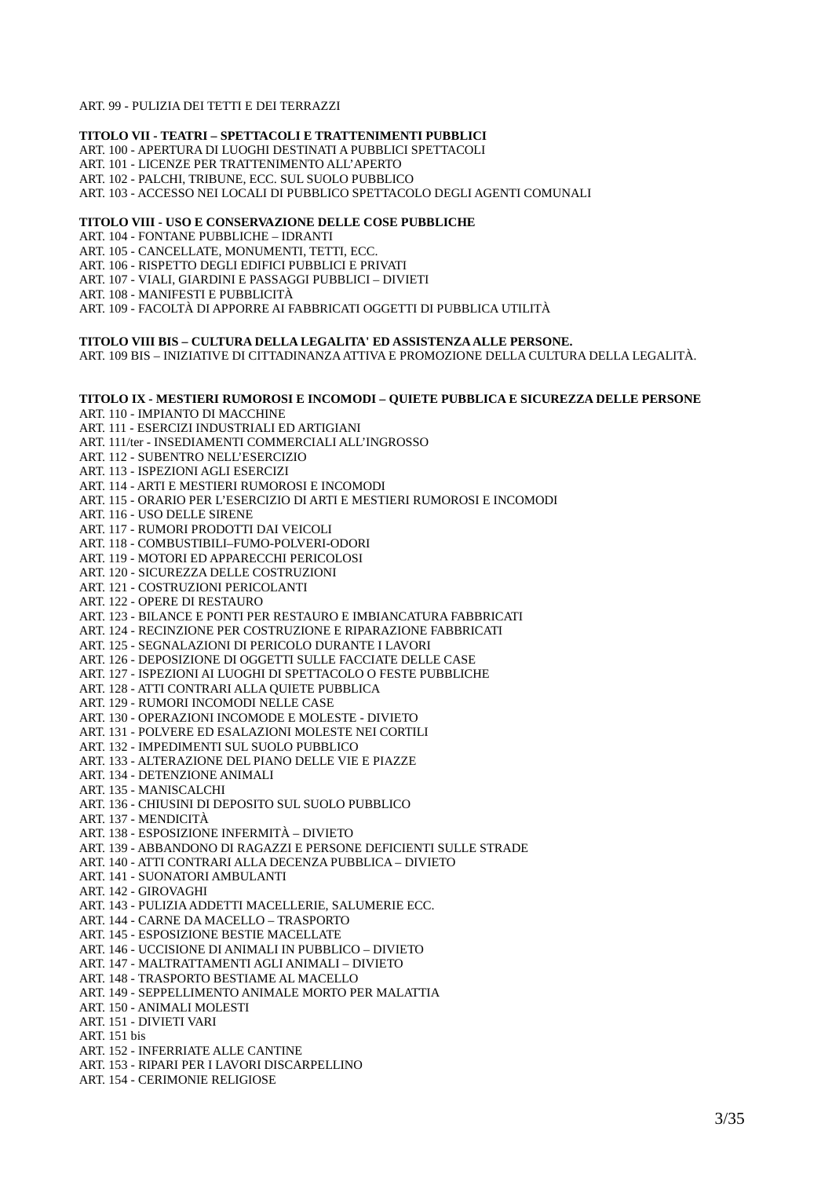ART. 99 - PULIZIA DEI TETTI E DEI TERRAZZI

**TITOLO VII - TEATRI – SPETTACOLI E TRATTENIMENTI PUBBLICI**

ART. 100 - APERTURA DI LUOGHI DESTINATI A PUBBLICI SPETTACOLI
ART. 101 - LICENZE PER TRATTENIMENTO ALL’APERTO
ART. 102 - PALCHI, TRIBUNE, ECC. SUL SUOLO PUBBLICO
ART. 103 - ACCESSO NEI LOCALI DI PUBBLICO SPETTACOLO DEGLI AGENTI COMUNALI

**TITOLO VIII - USO E CONSERVAZIONE DELLE COSE PUBBLICHE**

ART. 104 - FONTANE PUBBLICHE – IDRANTI
ART. 105 - CANCELLATE, MONUMENTI, TETTI, ECC.
ART. 106 - RISPETTO DEGLI EDIFICI PUBBLICI E PRIVATI
ART. 107 - VIALI, GIARDINI E PASSAGGI PUBBLICI – DIVIETI
ART. 108 - MANIFESTI E PUBBLICITÀ
ART. 109 - FACOLTÀ DI APPORRE AI FABBRICATI OGGETTI DI PUBBLICA UTILITÀ

**TITOLO VIII BIS – CULTURA DELLA LEGALITA' ED ASSISTENZA ALLE PERSONE.**

ART. 109 BIS – INIZIATIVE DI CITTADINANZA ATTIVA E PROMOZIONE DELLA CULTURA DELLA LEGALITÀ.

**TITOLO IX - MESTIERI RUMOROSI E INCOMODI – QUIETE PUBBLICA E SICUREZZA DELLE PERSONE**

ART. 110 - IMPIANTO DI MACCHINE
ART. 111 - ESERCIZI INDUSTRIALI ED ARTIGIANI
ART. 111/ter - INSEDIAMENTI COMMERCIALI ALL’INGROSSO
ART. 112 - SUBENTRO NELL’ESERCIZIO
ART. 113 - ISPEZIONI AGLI ESERCIZI
ART. 114 - ARTI E MESTIERI RUMOROSI E INCOMODI
ART. 115 - ORARIO PER L’ESERCIZIO DI ARTI E MESTIERI RUMOROSI E INCOMODI
ART. 116 - USO DELLE SIRENE
ART. 117 - RUMORI PRODOTTI DAI VEICOLI
ART. 118 - COMBUSTIBILI–FUMO-POLVERI-ODORI
ART. 119 - MOTORI ED APPARECCHI PERICOLOSI
ART. 120 - SICUREZZA DELLE COSTRUZIONI
ART. 121 - COSTRUZIONI PERICOLANTI
ART. 122 - OPERE DI RESTAURO
ART. 123 - BILANCE E PONTI PER RESTAURO E IMBIANCATURA FABBRICATI
ART. 124 - RECINZIONE PER COSTRUZIONE E RIPARAZIONE FABBRICATI
ART. 125 - SEGNALAZIONI DI PERICOLO DURANTE I LAVORI
ART. 126 - DEPOSIZIONE DI OGGETTI SULLE FACCIATE DELLE CASE
ART. 127 - ISPEZIONI AI LUOGHI DI SPETTACOLO O FESTE PUBBLICHE
ART. 128 - ATTI CONTRARI ALLA QUIETE PUBBLICA
ART. 129 - RUMORI INCOMODI NELLE CASE
ART. 130 - OPERAZIONI INCOMODE E MOLESTE - DIVIETO
ART. 131 - POLVERE ED ESALAZIONI MOLESTE NEI CORTILI
ART. 132 - IMPEDIMENTI SUL SUOLO PUBBLICO
ART. 133 - ALTERAZIONE DEL PIANO DELLE VIE E PIAZZE
ART. 134 - DETENZIONE ANIMALI
ART. 135 - MANISCALCHI
ART. 136 - CHIUSINI DI DEPOSITO SUL SUOLO PUBBLICO
ART. 137 - MENDICITÀ
ART. 138 - ESPOSIZIONE INFERMITÀ – DIVIETO
ART. 139 - ABBANDONO DI RAGAZZI E PERSONE DEFICIENTI SULLE STRADE
ART. 140 - ATTI CONTRARI ALLA DECENZA PUBBLICA – DIVIETO
ART. 141 - SUONATORI AMBULANTI
ART. 142 - GIROVAGHI
ART. 143 - PULIZIA ADDETTI MACELLERIE, SALUMERIE ECC.
ART. 144 - CARNE DA MACELLO – TRASPORTO
ART. 145 - ESPOSIZIONE BESTIE MACELLATE
ART. 146 - UCCISIONE DI ANIMALI IN PUBBLICO – DIVIETO
ART. 147 - MALTRATTAMENTI AGLI ANIMALI – DIVIETO
ART. 148 - TRASPORTO BESTIAME AL MACELLO
ART. 149 - SEPPELLIMENTO ANIMALE MORTO PER MALATTIA
ART. 150 - ANIMALI MOLESTI
ART. 151 - DIVIETI VARI
ART. 151 bis
ART. 152 - INFERRIATE ALLE CANTINE
ART. 153 - RIPARI PER I LAVORI DISCARPELLINO
ART. 154 - CERIMONIE RELIGIOSE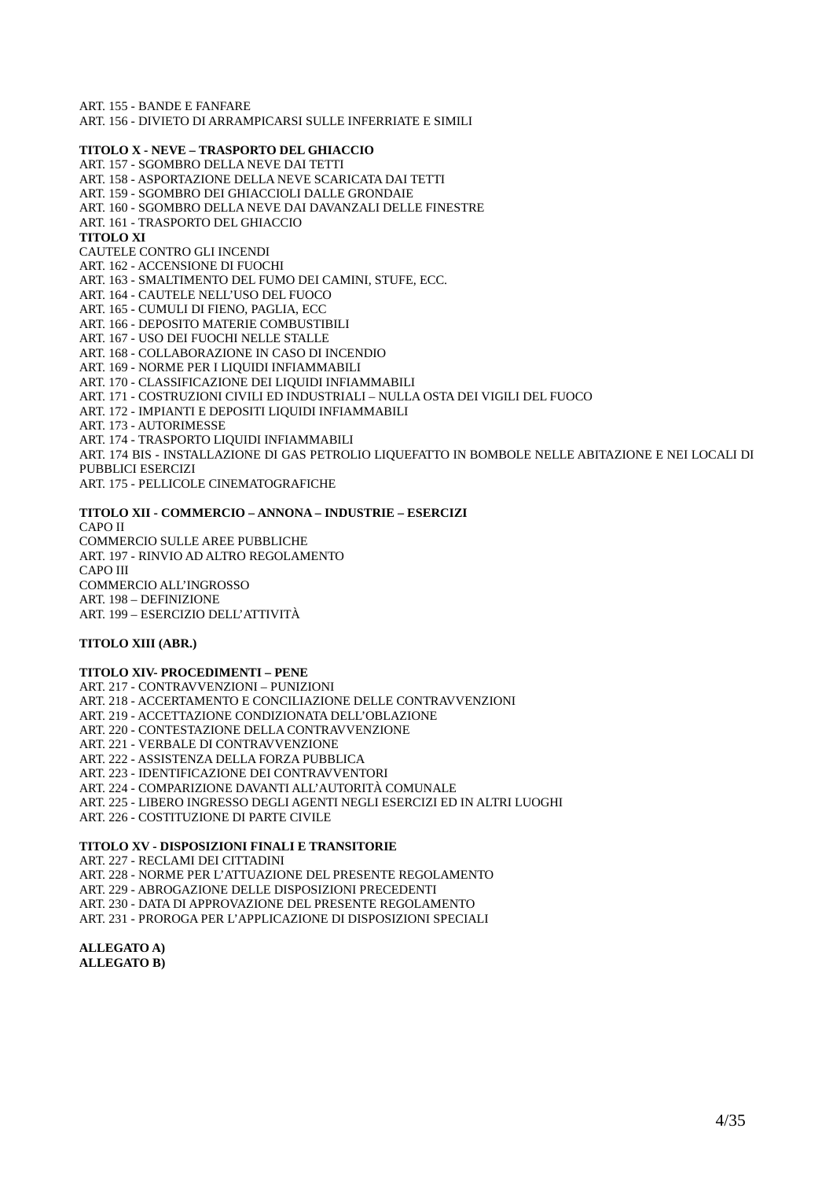ART. 155 - BANDE E FANFARE
ART. 156 - DIVIETO DI ARRAMPICARSI SULLE INFERRIATE E SIMILI

**TITOLO X - NEVE – TRASPORTO DEL GHIACCIO**
ART. 157 - SGOMBRO DELLA NEVE DAI TETTI
ART. 158 - ASPORTAZIONE DELLA NEVE SCARICATA DAI TETTI
ART. 159 - SGOMBRO DEI GHIACCIOLI DALLE GRONDAIE
ART. 160 - SGOMBRO DELLA NEVE DAI DAVANZALI DELLE FINESTRE
ART. 161 - TRASPORTO DEL GHIACCIO
**TITOLO XI**
CAUTELE CONTRO GLI INCENDI
ART. 162 - ACCENSIONE DI FUOCHI
ART. 163 - SMALTIMENTO DEL FUMO DEI CAMINI, STUFE, ECC.
ART. 164 - CAUTELE NELL'USO DEL FUOCO
ART. 165 - CUMULI DI FIENO, PAGLIA, ECC
ART. 166 - DEPOSITO MATERIE COMBUSTIBILI
ART. 167 - USO DEI FUOCHI NELLE STALLE
ART. 168 - COLLABORAZIONE IN CASO DI INCENDIO
ART. 169 - NORME PER I LIQUIDI INFIAMMABILI
ART. 170 - CLASSIFICAZIONE DEI LIQUIDI INFIAMMABILI
ART. 171 - COSTRUZIONI CIVILI ED INDUSTRIALI – NULLA OSTA DEI VIGILI DEL FUOCO
ART. 172 - IMPIANTI E DEPOSITI LIQUIDI INFIAMMABILI
ART. 173 - AUTORIMESSE
ART. 174 - TRASPORTO LIQUIDI INFIAMMABILI
ART. 174 BIS - INSTALLAZIONE DI GAS PETROLIO LIQUEFATTO IN BOMBOLE NELLE ABITAZIONE E NEI LOCALI DI PUBBLICI ESERCIZI
ART. 175 - PELLICOLE CINEMATOGRAFICHE

**TITOLO XII - COMMERCIO – ANNONA – INDUSTRIE – ESERCIZI**
CAPO II
COMMERCIO SULLE AREE PUBBLICHE
ART. 197 - RINVIO AD ALTRO REGOLAMENTO
CAPO III
COMMERCIO ALL'INGROSSO
ART. 198 – DEFINIZIONE
ART. 199 – ESERCIZIO DELL'ATTIVITÀ

**TITOLO XIII (ABR.)**

**TITOLO XIV- PROCEDIMENTI – PENE**
ART. 217 - CONTRAVVENZIONI – PUNIZIONI
ART. 218 - ACCERTAMENTO E CONCILIAZIONE DELLE CONTRAVVENZIONI
ART. 219 - ACCETTAZIONE CONDIZIONATA DELL'OBLAZIONE
ART. 220 - CONTESTAZIONE DELLA CONTRAVVENZIONE
ART. 221 - VERBALE DI CONTRAVVENZIONE
ART. 222 - ASSISTENZA DELLA FORZA PUBBLICA
ART. 223 - IDENTIFICAZIONE DEI CONTRAVVENTORI
ART. 224 - COMPARIZIONE DAVANTI ALL'AUTORITÀ COMUNALE
ART. 225 - LIBERO INGRESSO DEGLI AGENTI NEGLI ESERCIZI ED IN ALTRI LUOGHI
ART. 226 - COSTITUZIONE DI PARTE CIVILE

**TITOLO XV - DISPOSIZIONI FINALI E TRANSITORIE**
ART. 227 - RECLAMI DEI CITTADINI
ART. 228 - NORME PER L'ATTUAZIONE DEL PRESENTE REGOLAMENTO
ART. 229 - ABROGAZIONE DELLE DISPOSIZIONI PRECEDENTI
ART. 230 - DATA DI APPROVAZIONE DEL PRESENTE REGOLAMENTO
ART. 231 - PROROGA PER L'APPLICAZIONE DI DISPOSIZIONI SPECIALI

**ALLEGATO A)**
**ALLEGATO B)**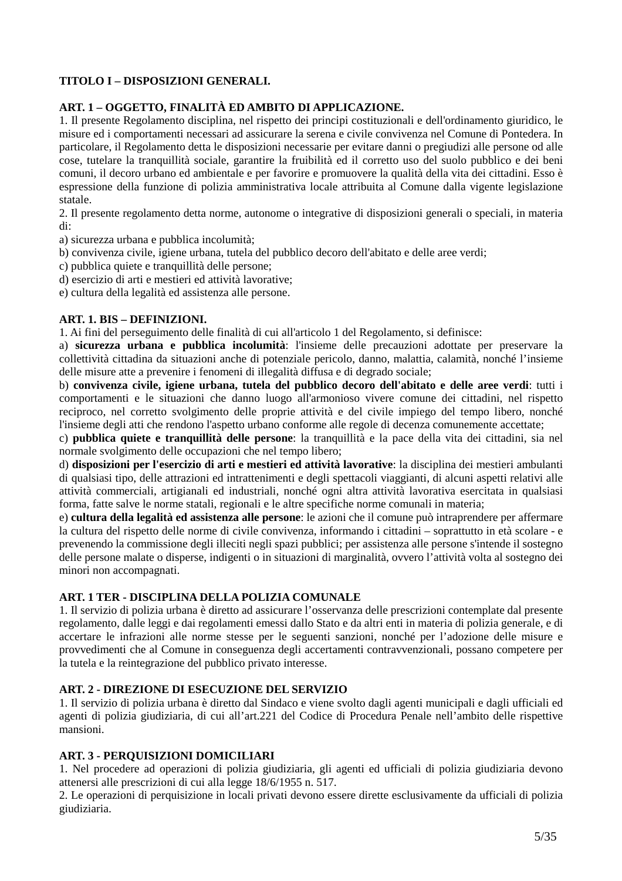## TITOLO I – DISPOSIZIONI GENERALI.

### ART. 1 – OGGETTO, FINALITÀ ED AMBITO DI APPLICAZIONE.

1. Il presente Regolamento disciplina, nel rispetto dei principi costituzionali e dell'ordinamento giuridico, le misure ed i comportamenti necessari ad assicurare la serena e civile convivenza nel Comune di Pontedera. In particolare, il Regolamento detta le disposizioni necessarie per evitare danni o pregiudizi alle persone od alle cose, tutelare la tranquillità sociale, garantire la fruibilità ed il corretto uso del suolo pubblico e dei beni comuni, il decoro urbano ed ambientale e per favorire e promuovere la qualità della vita dei cittadini. Esso è espressione della funzione di polizia amministrativa locale attribuita al Comune dalla vigente legislazione statale.

2. Il presente regolamento detta norme, autonome o integrative di disposizioni generali o speciali, in materia di:

a) sicurezza urbana e pubblica incolumità;
b) convivenza civile, igiene urbana, tutela del pubblico decoro dell'abitato e delle aree verdi;
c) pubblica quiete e tranquillità delle persone;
d) esercizio di arti e mestieri ed attività lavorative;
e) cultura della legalità ed assistenza alle persone.

### ART. 1. BIS – DEFINIZIONI.

1. Ai fini del perseguimento delle finalità di cui all'articolo 1 del Regolamento, si definisce:

a) **sicurezza urbana e pubblica incolumità**: l'insieme delle precauzioni adottate per preservare la collettività cittadina da situazioni anche di potenziale pericolo, danno, malattia, calamità, nonché l'insieme delle misure atte a prevenire i fenomeni di illegalità diffusa e di degrado sociale;

b) **convivenza civile, igiene urbana, tutela del pubblico decoro dell'abitato e delle aree verdi**: tutti i comportamenti e le situazioni che danno luogo all'armonioso vivere comune dei cittadini, nel rispetto reciproco, nel corretto svolgimento delle proprie attività e del civile impiego del tempo libero, nonché l'insieme degli atti che rendono l'aspetto urbano conforme alle regole di decenza comunemente accettate;

c) **pubblica quiete e tranquillità delle persone**: la tranquillità e la pace della vita dei cittadini, sia nel normale svolgimento delle occupazioni che nel tempo libero;

d) **disposizioni per l'esercizio di arti e mestieri ed attività lavorative**: la disciplina dei mestieri ambulanti di qualsiasi tipo, delle attrazioni ed intrattenimenti e degli spettacoli viaggianti, di alcuni aspetti relativi alle attività commerciali, artigianali ed industriali, nonché ogni altra attività lavorativa esercitata in qualsiasi forma, fatte salve le norme statali, regionali e le altre specifiche norme comunali in materia;

e) **cultura della legalità ed assistenza alle persone**: le azioni che il comune può intraprendere per affermare la cultura del rispetto delle norme di civile convivenza, informando i cittadini – soprattutto in età scolare - e prevenendo la commissione degli illeciti negli spazi pubblici; per assistenza alle persone s'intende il sostegno delle persone malate o disperse, indigenti o in situazioni di marginalità, ovvero l'attività volta al sostegno dei minori non accompagnati.

### ART. 1 TER - DISCIPLINA DELLA POLIZIA COMUNALE

1. Il servizio di polizia urbana è diretto ad assicurare l'osservanza delle prescrizioni contemplate dal presente regolamento, dalle leggi e dai regolamenti emessi dallo Stato e da altri enti in materia di polizia generale, e di accertare le infrazioni alle norme stesse per le seguenti sanzioni, nonché per l'adozione delle misure e provvedimenti che al Comune in conseguenza degli accertamenti contravvenzionali, possano competere per la tutela e la reintegrazione del pubblico privato interesse.

### ART. 2 - DIREZIONE DI ESECUZIONE DEL SERVIZIO

1. Il servizio di polizia urbana è diretto dal Sindaco e viene svolto dagli agenti municipali e dagli ufficiali ed agenti di polizia giudiziaria, di cui all'art.221 del Codice di Procedura Penale nell'ambito delle rispettive mansioni.

### ART. 3 - PERQUISIZIONI DOMICILIARI

1. Nel procedere ad operazioni di polizia giudiziaria, gli agenti ed ufficiali di polizia giudiziaria devono attenersi alle prescrizioni di cui alla legge 18/6/1955 n. 517.

2. Le operazioni di perquisizione in locali privati devono essere dirette esclusivamente da ufficiali di polizia giudiziaria.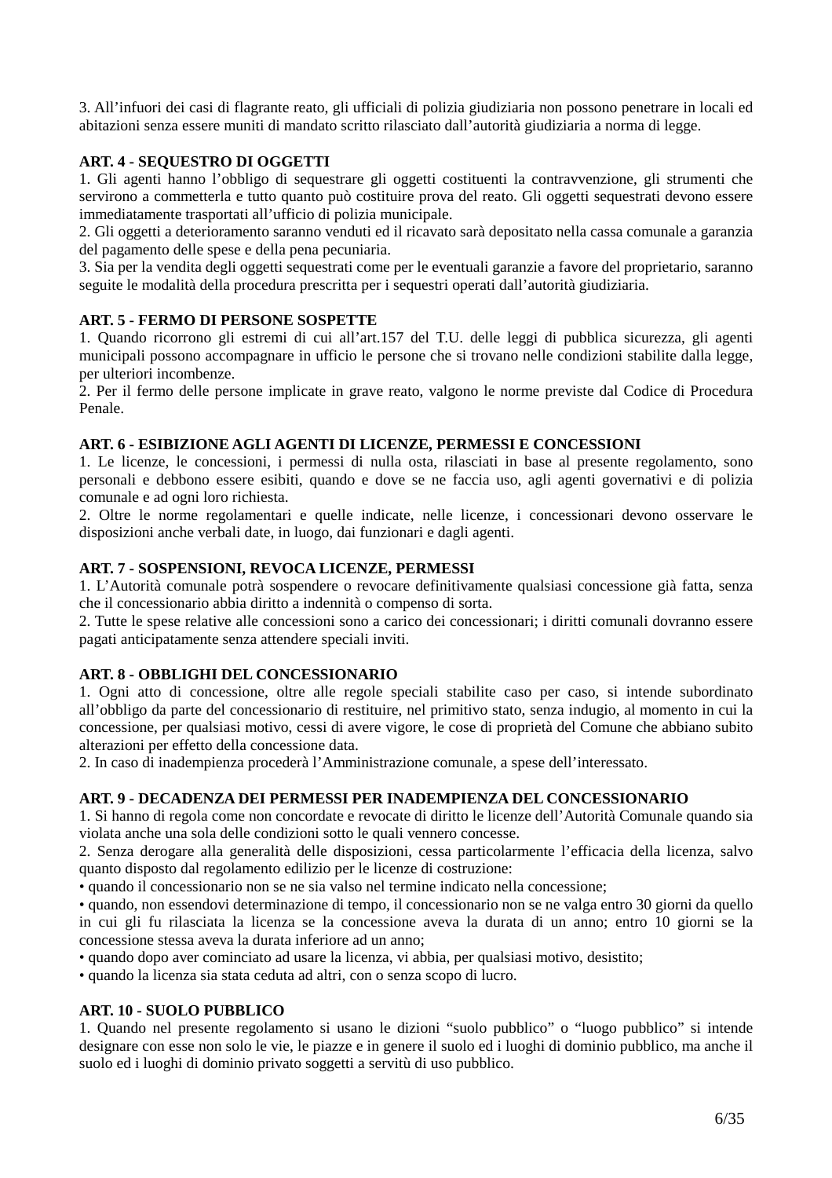3. All’infuori dei casi di flagrante reato, gli ufficiali di polizia giudiziaria non possono penetrare in locali ed abitazioni senza essere muniti di mandato scritto rilasciato dall’autorità giudiziaria a norma di legge.

**ART. 4 - SEQUESTRO DI OGGETTI**

1. Gli agenti hanno l’obbligo di sequestrare gli oggetti costituenti la contravvenzione, gli strumenti che servirono a commetterla e tutto quanto può costituire prova del reato. Gli oggetti sequestrati devono essere immediatamente trasportati all’ufficio di polizia municipale.
2. Gli oggetti a deterioramento saranno venduti ed il ricavato sarà depositato nella cassa comunale a garanzia del pagamento delle spese e della pena pecuniaria.
3. Sia per la vendita degli oggetti sequestrati come per le eventuali garanzie a favore del proprietario, saranno seguite le modalità della procedura prescritta per i sequestri operati dall’autorità giudiziaria.

**ART. 5 - FERMO DI PERSONE SOSPETTE**

1. Quando ricorrono gli estremi di cui all’art.157 del T.U. delle leggi di pubblica sicurezza, gli agenti municipali possono accompagnare in ufficio le persone che si trovano nelle condizioni stabilite dalla legge, per ulteriori incombenze.
2. Per il fermo delle persone implicate in grave reato, valgono le norme previste dal Codice di Procedura Penale.

**ART. 6 - ESIBIZIONE AGLI AGENTI DI LICENZE, PERMESSI E CONCESSIONI**

1. Le licenze, le concessioni, i permessi di nulla osta, rilasciati in base al presente regolamento, sono personali e debbono essere esibiti, quando e dove se ne faccia uso, agli agenti governativi e di polizia comunale e ad ogni loro richiesta.
2. Oltre le norme regolamentari e quelle indicate, nelle licenze, i concessionari devono osservare le disposizioni anche verbali date, in luogo, dai funzionari e dagli agenti.

**ART. 7 - SOSPENSIONI, REVOCA LICENZE, PERMESSI**

1. L’Autorità comunale potrà sospendere o revocare definitivamente qualsiasi concessione già fatta, senza che il concessionario abbia diritto a indennità o compenso di sorta.
2. Tutte le spese relative alle concessioni sono a carico dei concessionari; i diritti comunali dovranno essere pagati anticipatamente senza attendere speciali inviti.

**ART. 8 - OBBLIGHI DEL CONCESSIONARIO**

1. Ogni atto di concessione, oltre alle regole speciali stabilite caso per caso, si intende subordinato all’obbligo da parte del concessionario di restituire, nel primitivo stato, senza indugio, al momento in cui la concessione, per qualsiasi motivo, cessi di avere vigore, le cose di proprietà del Comune che abbiano subito alterazioni per effetto della concessione data.
2. In caso di inadempienza procederà l’Amministrazione comunale, a spese dell’interessato.

**ART. 9 - DECADENZA DEI PERMESSI PER INADEMPIENZA DEL CONCESSIONARIO**

1. Si hanno di regola come non concordate e revocate di diritto le licenze dell’Autorità Comunale quando sia violata anche una sola delle condizioni sotto le quali vennero concesse.
2. Senza derogare alla generalità delle disposizioni, cessa particolarmente l’efficacia della licenza, salvo quanto disposto dal regolamento edilizio per le licenze di costruzione:

- quando il concessionario non se ne sia valso nel termine indicato nella concessione;
- quando, non essendovi determinazione di tempo, il concessionario non se ne valga entro 30 giorni da quello in cui gli fu rilasciata la licenza se la concessione aveva la durata di un anno; entro 10 giorni se la concessione stessa aveva la durata inferiore ad un anno;
- quando dopo aver cominciato ad usare la licenza, vi abbia, per qualsiasi motivo, desistito;
- quando la licenza sia stata ceduta ad altri, con o senza scopo di lucro.

**ART. 10 - SUOLO PUBBLICO**

1. Quando nel presente regolamento si usano le dizioni “suolo pubblico” o “luogo pubblico” si intende designare con esse non solo le vie, le piazze e in genere il suolo ed i luoghi di dominio pubblico, ma anche il suolo ed i luoghi di dominio privato soggetti a servitù di uso pubblico.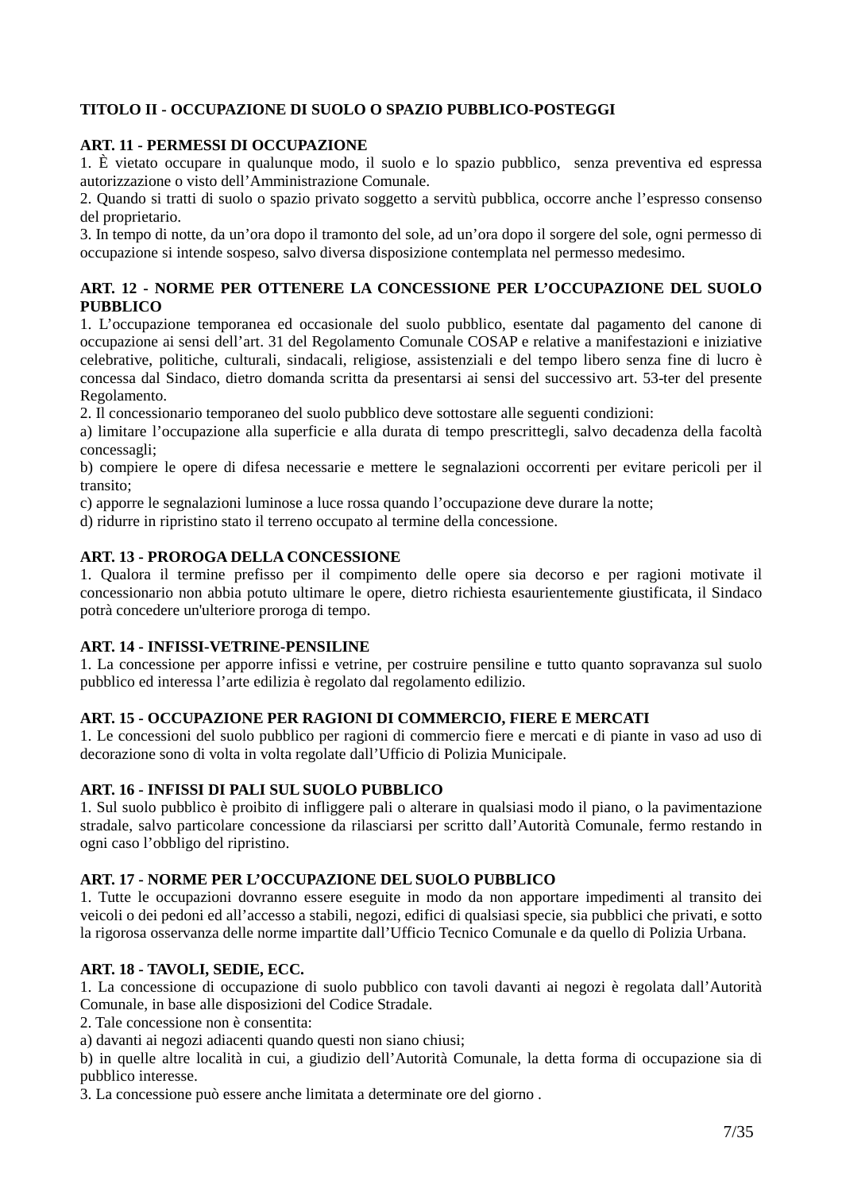## TITOLO II - OCCUPAZIONE DI SUOLO O SPAZIO PUBBLICO-POSTEGGI

### ART. 11 - PERMESSI DI OCCUPAZIONE

1. È vietato occupare in qualunque modo, il suolo e lo spazio pubblico, senza preventiva ed espressa autorizzazione o visto dell’Amministrazione Comunale.
2. Quando si tratti di suolo o spazio privato soggetto a servitù pubblica, occorre anche l’espresso consenso del proprietario.
3. In tempo di notte, da un’ora dopo il tramonto del sole, ad un’ora dopo il sorgere del sole, ogni permesso di occupazione si intende sospeso, salvo diversa disposizione contemplata nel permesso medesimo.

### ART. 12 - NORME PER OTTENERE LA CONCESSIONE PER L’OCCUPAZIONE DEL SUOLO PUBBLICO

1. L’occupazione temporanea ed occasionale del suolo pubblico, esentate dal pagamento del canone di occupazione ai sensi dell’art. 31 del Regolamento Comunale COSAP e relative a manifestazioni e iniziative celebrative, politiche, culturali, sindacali, religiose, assistenziali e del tempo libero senza fine di lucro è concessa dal Sindaco, dietro domanda scritta da presentarsi ai sensi del successivo art. 53-ter del presente Regolamento.
2. Il concessionario temporaneo del suolo pubblico deve sottostare alle seguenti condizioni:

a) limitare l’occupazione alla superficie e alla durata di tempo prescrittegli, salvo decadenza della facoltà concessagli;
b) compiere le opere di difesa necessarie e mettere le segnalazioni occorrenti per evitare pericoli per il transito;
c) apporre le segnalazioni luminose a luce rossa quando l’occupazione deve durare la notte;
d) ridurre in ripristino stato il terreno occupato al termine della concessione.

### ART. 13 - PROROGA DELLA CONCESSIONE

1. Qualora il termine prefisso per il compimento delle opere sia decorso e per ragioni motivate il concessionario non abbia potuto ultimare le opere, dietro richiesta esaurientemente giustificata, il Sindaco potrà concedere un'ulteriore proroga di tempo.

### ART. 14 - INFISSI-VETRINE-PENSILINE

1. La concessione per apporre infissi e vetrine, per costruire pensiline e tutto quanto sopravanza sul suolo pubblico ed interessa l’arte edilizia è regolato dal regolamento edilizio.

### ART. 15 - OCCUPAZIONE PER RAGIONI DI COMMERCIO, FIERE E MERCATI

1. Le concessioni del suolo pubblico per ragioni di commercio fiere e mercati e di piante in vaso ad uso di decorazione sono di volta in volta regolate dall’Ufficio di Polizia Municipale.

### ART. 16 - INFISSI DI PALI SUL SUOLO PUBBLICO

1. Sul suolo pubblico è proibito di infliggere pali o alterare in qualsiasi modo il piano, o la pavimentazione stradale, salvo particolare concessione da rilasciarsi per scritto dall’Autorità Comunale, fermo restando in ogni caso l’obbligo del ripristino.

### ART. 17 - NORME PER L’OCCUPAZIONE DEL SUOLO PUBBLICO

1. Tutte le occupazioni dovranno essere eseguite in modo da non apportare impedimenti al transito dei veicoli o dei pedoni ed all’accesso a stabili, negozi, edifici di qualsiasi specie, sia pubblici che privati, e sotto la rigorosa osservanza delle norme impartite dall’Ufficio Tecnico Comunale e da quello di Polizia Urbana.

### ART. 18 - TAVOLI, SEDIE, ECC.

1. La concessione di occupazione di suolo pubblico con tavoli davanti ai negozi è regolata dall’Autorità Comunale, in base alle disposizioni del Codice Stradale.
2. Tale concessione non è consentita:

a) davanti ai negozi adiacenti quando questi non siano chiusi;
b) in quelle altre località in cui, a giudizio dell’Autorità Comunale, la detta forma di occupazione sia di pubblico interesse.

3. La concessione può essere anche limitata a determinate ore del giorno .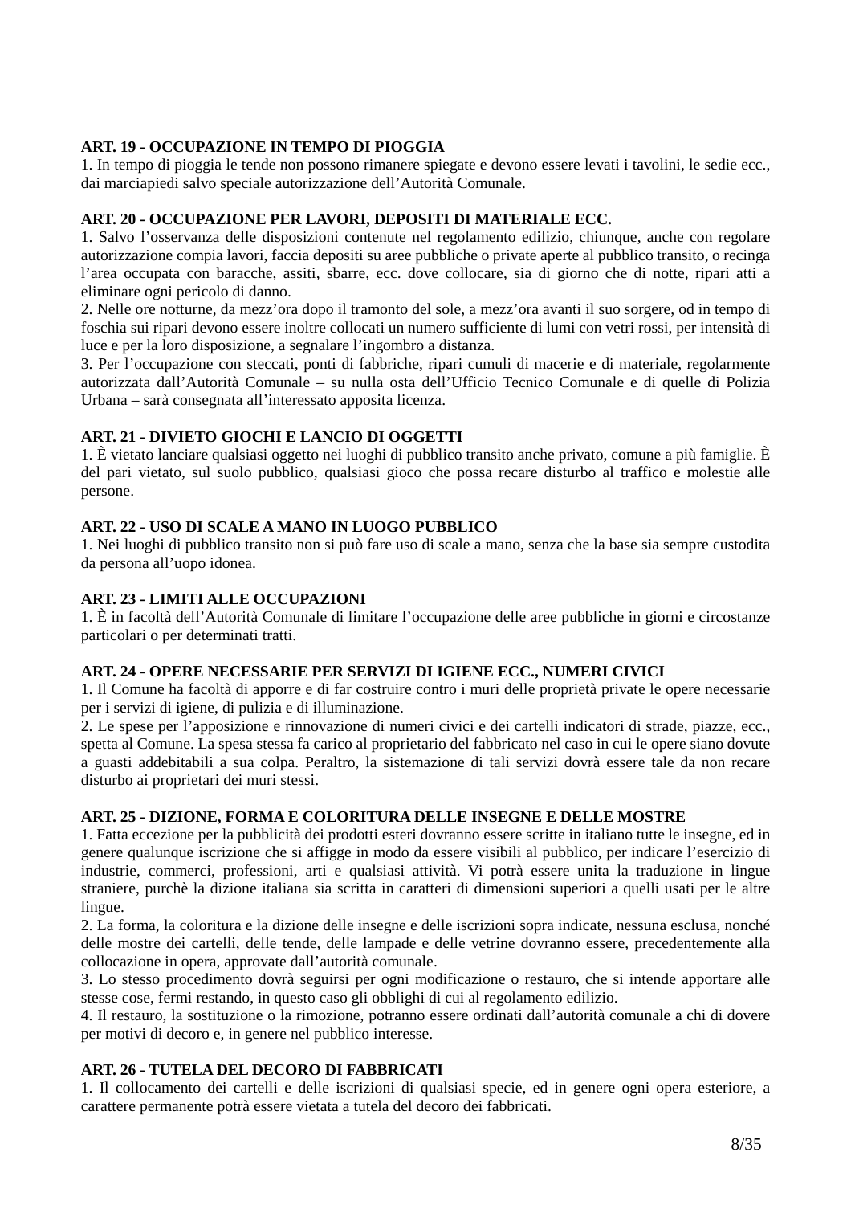**ART. 19 - OCCUPAZIONE IN TEMPO DI PIOGGIA**

1. In tempo di pioggia le tende non possono rimanere spiegate e devono essere levati i tavolini, le sedie ecc., dai marciapiedi salvo speciale autorizzazione dell'Autorità Comunale.

**ART. 20 - OCCUPAZIONE PER LAVORI, DEPOSITI DI MATERIALE ECC.**

1. Salvo l'osservanza delle disposizioni contenute nel regolamento edilizio, chiunque, anche con regolare autorizzazione compia lavori, faccia depositi su aree pubbliche o private aperte al pubblico transito, o recinga l'area occupata con baracche, assiti, sbarre, ecc. dove collocare, sia di giorno che di notte, ripari atti a eliminare ogni pericolo di danno.

2. Nelle ore notturne, da mezz'ora dopo il tramonto del sole, a mezz'ora avanti il suo sorgere, od in tempo di foschia sui ripari devono essere inoltre collocati un numero sufficiente di lumi con vetri rossi, per intensità di luce e per la loro disposizione, a segnalare l'ingombro a distanza.

3. Per l'occupazione con steccati, ponti di fabbriche, ripari cumuli di macerie e di materiale, regolarmente autorizzata dall'Autorità Comunale – su nulla osta dell'Ufficio Tecnico Comunale e di quelle di Polizia Urbana – sarà consegnata all'interessato apposita licenza.

**ART. 21 - DIVIETO GIOCHI E LANCIO DI OGGETTI**

1. È vietato lanciare qualsiasi oggetto nei luoghi di pubblico transito anche privato, comune a più famiglie. È del pari vietato, sul suolo pubblico, qualsiasi gioco che possa recare disturbo al traffico e molestie alle persone.

**ART. 22 - USO DI SCALE A MANO IN LUOGO PUBBLICO**

1. Nei luoghi di pubblico transito non si può fare uso di scale a mano, senza che la base sia sempre custodita da persona all'uopo idonea.

**ART. 23 - LIMITI ALLE OCCUPAZIONI**

1. È in facoltà dell'Autorità Comunale di limitare l'occupazione delle aree pubbliche in giorni e circostanze particolari o per determinati tratti.

**ART. 24 - OPERE NECESSARIE PER SERVIZI DI IGIENE ECC., NUMERI CIVICI**

1. Il Comune ha facoltà di apporre e di far costruire contro i muri delle proprietà private le opere necessarie per i servizi di igiene, di pulizia e di illuminazione.

2. Le spese per l'apposizione e rinnovazione di numeri civici e dei cartelli indicatori di strade, piazze, ecc., spetta al Comune. La spesa stessa fa carico al proprietario del fabbricato nel caso in cui le opere siano dovute a guasti addebitabili a sua colpa. Peraltro, la sistemazione di tali servizi dovrà essere tale da non recare disturbo ai proprietari dei muri stessi.

**ART. 25 - DIZIONE, FORMA E COLORITURA DELLE INSEGNE E DELLE MOSTRE**

1. Fatta eccezione per la pubblicità dei prodotti esteri dovranno essere scritte in italiano tutte le insegne, ed in genere qualunque iscrizione che si affigge in modo da essere visibili al pubblico, per indicare l'esercizio di industrie, commerci, professioni, arti e qualsiasi attività. Vi potrà essere unita la traduzione in lingue straniere, purchè la dizione italiana sia scritta in caratteri di dimensioni superiori a quelli usati per le altre lingue.

2. La forma, la coloritura e la dizione delle insegne e delle iscrizioni sopra indicate, nessuna esclusa, nonché delle mostre dei cartelli, delle tende, delle lampade e delle vetrine dovranno essere, precedentemente alla collocazione in opera, approvate dall'autorità comunale.

3. Lo stesso procedimento dovrà seguirsi per ogni modificazione o restauro, che si intende apportare alle stesse cose, fermi restando, in questo caso gli obblighi di cui al regolamento edilizio.

4. Il restauro, la sostituzione o la rimozione, potranno essere ordinati dall'autorità comunale a chi di dovere per motivi di decoro e, in genere nel pubblico interesse.

**ART. 26 - TUTELA DEL DECORO DI FABBRICATI**

1. Il collocamento dei cartelli e delle iscrizioni di qualsiasi specie, ed in genere ogni opera esteriore, a carattere permanente potrà essere vietata a tutela del decoro dei fabbricati.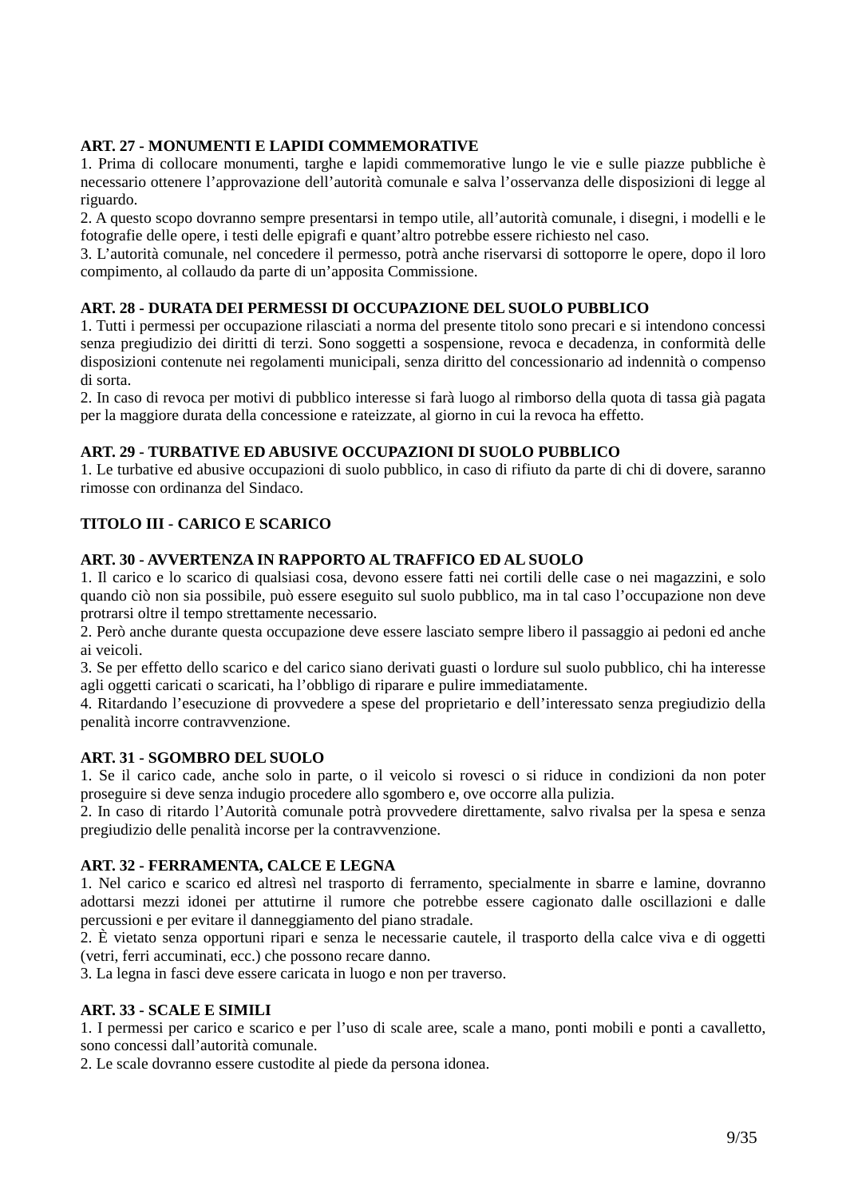**ART. 27 - MONUMENTI E LAPIDI COMMEMORATIVE**

1. Prima di collocare monumenti, targhe e lapidi commemorative lungo le vie e sulle piazze pubbliche è necessario ottenere l'approvazione dell'autorità comunale e salva l'osservanza delle disposizioni di legge al riguardo.
2. A questo scopo dovranno sempre presentarsi in tempo utile, all'autorità comunale, i disegni, i modelli e le fotografie delle opere, i testi delle epigrafi e quant'altro potrebbe essere richiesto nel caso.
3. L'autorità comunale, nel concedere il permesso, potrà anche riservarsi di sottoporre le opere, dopo il loro compimento, al collaudo da parte di un'apposita Commissione.

**ART. 28 - DURATA DEI PERMESSI DI OCCUPAZIONE DEL SUOLO PUBBLICO**

1. Tutti i permessi per occupazione rilasciati a norma del presente titolo sono precari e si intendono concessi senza pregiudizio dei diritti di terzi. Sono soggetti a sospensione, revoca e decadenza, in conformità delle disposizioni contenute nei regolamenti municipali, senza diritto del concessionario ad indennità o compenso di sorta.
2. In caso di revoca per motivi di pubblico interesse si farà luogo al rimborso della quota di tassa già pagata per la maggiore durata della concessione e rateizzate, al giorno in cui la revoca ha effetto.

**ART. 29 - TURBATIVE ED ABUSIVE OCCUPAZIONI DI SUOLO PUBBLICO**

1. Le turbative ed abusive occupazioni di suolo pubblico, in caso di rifiuto da parte di chi di dovere, saranno rimosse con ordinanza del Sindaco.

**TITOLO III - CARICO E SCARICO**

**ART. 30 - AVVERTENZA IN RAPPORTO AL TRAFFICO ED AL SUOLO**

1. Il carico e lo scarico di qualsiasi cosa, devono essere fatti nei cortili delle case o nei magazzini, e solo quando ciò non sia possibile, può essere eseguito sul suolo pubblico, ma in tal caso l'occupazione non deve protrarsi oltre il tempo strettamente necessario.
2. Però anche durante questa occupazione deve essere lasciato sempre libero il passaggio ai pedoni ed anche ai veicoli.
3. Se per effetto dello scarico e del carico siano derivati guasti o lordure sul suolo pubblico, chi ha interesse agli oggetti caricati o scaricati, ha l'obbligo di riparare e pulire immediatamente.
4. Ritardando l'esecuzione di provvedere a spese del proprietario e dell'interessato senza pregiudizio della penalità incorre contravvenzione.

**ART. 31 - SGOMBRO DEL SUOLO**

1. Se il carico cade, anche solo in parte, o il veicolo si rovesci o si riduce in condizioni da non poter proseguire si deve senza indugio procedere allo sgombero e, ove occorre alla pulizia.
2. In caso di ritardo l'Autorità comunale potrà provvedere direttamente, salvo rivalsa per la spesa e senza pregiudizio delle penalità incorse per la contravvenzione.

**ART. 32 - FERRAMENTA, CALCE E LEGNA**

1. Nel carico e scarico ed altresì nel trasporto di ferramento, specialmente in sbarre e lamine, dovranno adottarsi mezzi idonei per attutirne il rumore che potrebbe essere cagionato dalle oscillazioni e dalle percussioni e per evitare il danneggiamento del piano stradale.
2. È vietato senza opportuni ripari e senza le necessarie cautele, il trasporto della calce viva e di oggetti (vetri, ferri accuminati, ecc.) che possono recare danno.
3. La legna in fasci deve essere caricata in luogo e non per traverso.

**ART. 33 - SCALE E SIMILI**

1. I permessi per carico e scarico e per l'uso di scale aree, scale a mano, ponti mobili e ponti a cavalletto, sono concessi dall'autorità comunale.
2. Le scale dovranno essere custodite al piede da persona idonea.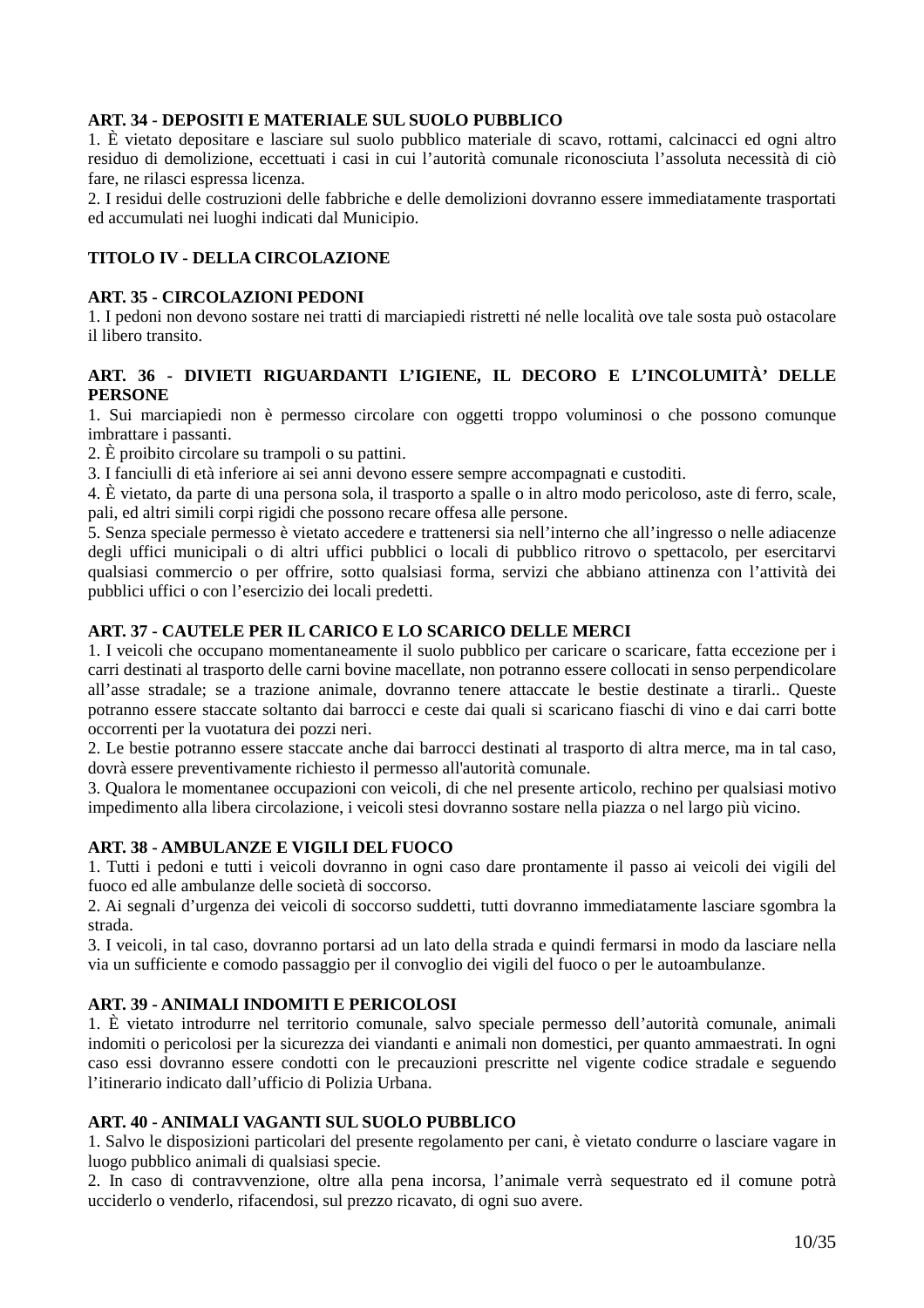**ART. 34 - DEPOSITI E MATERIALE SUL SUOLO PUBBLICO**

1. È vietato depositare e lasciare sul suolo pubblico materiale di scavo, rottami, calcinacci ed ogni altro residuo di demolizione, eccettuati i casi in cui l'autorità comunale riconosciuta l'assoluta necessità di ciò fare, ne rilasci espressa licenza.
2. I residui delle costruzioni delle fabbriche e delle demolizioni dovranno essere immediatamente trasportati ed accumulati nei luoghi indicati dal Municipio.

**TITOLO IV - DELLA CIRCOLAZIONE**

**ART. 35 - CIRCOLAZIONI PEDONI**

1. I pedoni non devono sostare nei tratti di marciapiedi ristretti né nelle località ove tale sosta può ostacolare il libero transito.

**ART. 36 - DIVIETI RIGUARDANTI L'IGIENE, IL DECORO E L'INCOLUMITÀ' DELLE PERSONE**

1. Sui marciapiedi non è permesso circolare con oggetti troppo voluminosi o che possono comunque imbrattare i passanti.
2. È proibito circolare su trampoli o su pattini.
3. I fanciulli di età inferiore ai sei anni devono essere sempre accompagnati e custoditi.
4. È vietato, da parte di una persona sola, il trasporto a spalle o in altro modo pericoloso, aste di ferro, scale, pali, ed altri simili corpi rigidi che possono recare offesa alle persone.
5. Senza speciale permesso è vietato accedere e trattenersi sia nell'interno che all'ingresso o nelle adiacenze degli uffici municipali o di altri uffici pubblici o locali di pubblico ritrovo o spettacolo, per esercitarvi qualsiasi commercio o per offrire, sotto qualsiasi forma, servizi che abbiano attinenza con l'attività dei pubblici uffici o con l'esercizio dei locali predetti.

**ART. 37 - CAUTELE PER IL CARICO E LO SCARICO DELLE MERCI**

1. I veicoli che occupano momentaneamente il suolo pubblico per caricare o scaricare, fatta eccezione per i carri destinati al trasporto delle carni bovine macellate, non potranno essere collocati in senso perpendicolare all'asse stradale; se a trazione animale, dovranno tenere attaccate le bestie destinate a tirarli.. Queste potranno essere staccate soltanto dai barrocci e ceste dai quali si scaricano fiaschi di vino e dai carri botte occorrenti per la vuotatura dei pozzi neri.
2. Le bestie potranno essere staccate anche dai barrocci destinati al trasporto di altra merce, ma in tal caso, dovrà essere preventivamente richiesto il permesso all'autorità comunale.
3. Qualora le momentanee occupazioni con veicoli, di che nel presente articolo, rechino per qualsiasi motivo impedimento alla libera circolazione, i veicoli stesi dovranno sostare nella piazza o nel largo più vicino.

**ART. 38 - AMBULANZE E VIGILI DEL FUOCO**

1. Tutti i pedoni e tutti i veicoli dovranno in ogni caso dare prontamente il passo ai veicoli dei vigili del fuoco ed alle ambulanze delle società di soccorso.
2. Ai segnali d'urgenza dei veicoli di soccorso suddetti, tutti dovranno immediatamente lasciare sgombra la strada.
3. I veicoli, in tal caso, dovranno portarsi ad un lato della strada e quindi fermarsi in modo da lasciare nella via un sufficiente e comodo passaggio per il convoglio dei vigili del fuoco o per le autoambulanze.

**ART. 39 - ANIMALI INDOMITI E PERICOLOSI**

1. È vietato introdurre nel territorio comunale, salvo speciale permesso dell'autorità comunale, animali indomiti o pericolosi per la sicurezza dei viandanti e animali non domestici, per quanto ammaestrati. In ogni caso essi dovranno essere condotti con le precauzioni prescritte nel vigente codice stradale e seguendo l'itinerario indicato dall'ufficio di Polizia Urbana.

**ART. 40 - ANIMALI VAGANTI SUL SUOLO PUBBLICO**

1. Salvo le disposizioni particolari del presente regolamento per cani, è vietato condurre o lasciare vagare in luogo pubblico animali di qualsiasi specie.
2. In caso di contravvenzione, oltre alla pena incorsa, l'animale verrà sequestrato ed il comune potrà ucciderlo o venderlo, rifacendosi, sul prezzo ricavato, di ogni suo avere.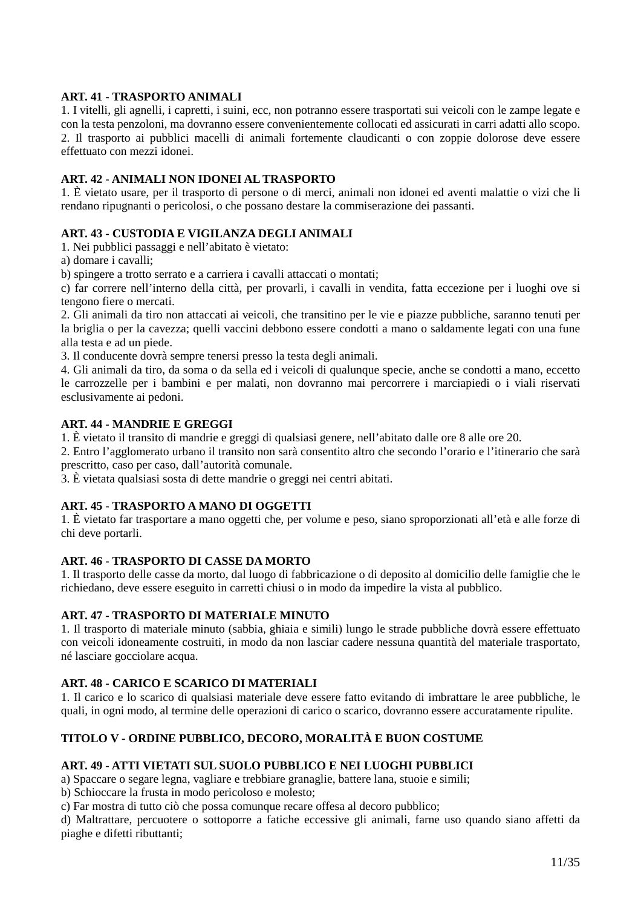**ART. 41 - TRASPORTO ANIMALI**

1. I vitelli, gli agnelli, i capretti, i suini, ecc, non potranno essere trasportati sui veicoli con le zampe legate e con la testa penzoloni, ma dovranno essere convenientemente collocati ed assicurati in carri adatti allo scopo.
2. Il trasporto ai pubblici macelli di animali fortemente claudicanti o con zoppie dolorose deve essere effettuato con mezzi idonei.

**ART. 42 - ANIMALI NON IDONEI AL TRASPORTO**

1. È vietato usare, per il trasporto di persone o di merci, animali non idonei ed aventi malattie o vizi che li rendano ripugnanti o pericolosi, o che possano destare la commiserazione dei passanti.

**ART. 43 - CUSTODIA E VIGILANZA DEGLI ANIMALI**

1. Nei pubblici passaggi e nell'abitato è vietato:

a) domare i cavalli;

b) spingere a trotto serrato e a carriera i cavalli attaccati o montati;

c) far correre nell'interno della città, per provarli, i cavalli in vendita, fatta eccezione per i luoghi ove si tengono fiere o mercati.

2. Gli animali da tiro non attaccati ai veicoli, che transitino per le vie e piazze pubbliche, saranno tenuti per la briglia o per la cavezza; quelli vaccini debbono essere condotti a mano o saldamente legati con una fune alla testa e ad un piede.
3. Il conducente dovrà sempre tenersi presso la testa degli animali.
4. Gli animali da tiro, da soma o da sella ed i veicoli di qualunque specie, anche se condotti a mano, eccetto le carrozzelle per i bambini e per malati, non dovranno mai percorrere i marciapiedi o i viali riservati esclusivamente ai pedoni.

**ART. 44 - MANDRIE E GREGGI**

1. È vietato il transito di mandrie e greggi di qualsiasi genere, nell'abitato dalle ore 8 alle ore 20.
2. Entro l'agglomerato urbano il transito non sarà consentito altro che secondo l'orario e l'itinerario che sarà prescritto, caso per caso, dall'autorità comunale.
3. È vietata qualsiasi sosta di dette mandrie o greggi nei centri abitati.

**ART. 45 - TRASPORTO A MANO DI OGGETTI**

1. È vietato far trasportare a mano oggetti che, per volume e peso, siano sproporzionati all'età e alle forze di chi deve portarli.

**ART. 46 - TRASPORTO DI CASSE DA MORTO**

1. Il trasporto delle casse da morto, dal luogo di fabbricazione o di deposito al domicilio delle famiglie che le richiedano, deve essere eseguito in carretti chiusi o in modo da impedire la vista al pubblico.

**ART. 47 - TRASPORTO DI MATERIALE MINUTO**

1. Il trasporto di materiale minuto (sabbia, ghiaia e simili) lungo le strade pubbliche dovrà essere effettuato con veicoli idoneamente costruiti, in modo da non lasciar cadere nessuna quantità del materiale trasportato, né lasciare gocciolare acqua.

**ART. 48 - CARICO E SCARICO DI MATERIALI**

1. Il carico e lo scarico di qualsiasi materiale deve essere fatto evitando di imbrattare le aree pubbliche, le quali, in ogni modo, al termine delle operazioni di carico o scarico, dovranno essere accuratamente ripulite.

## TITOLO V - ORDINE PUBBLICO, DECORO, MORALITÀ E BUON COSTUME

**ART. 49 - ATTI VIETATI SUL SUOLO PUBBLICO E NEI LUOGHI PUBBLICI**

a) Spaccare o segare legna, vagliare e trebbiare granaglie, battere lana, stuoie e simili;

b) Schioccare la frusta in modo pericoloso e molesto;

c) Far mostra di tutto ciò che possa comunque recare offesa al decoro pubblico;

d) Maltrattare, percuotere o sottoporre a fatiche eccessive gli animali, farne uso quando siano affetti da piaghe e difetti ributtanti;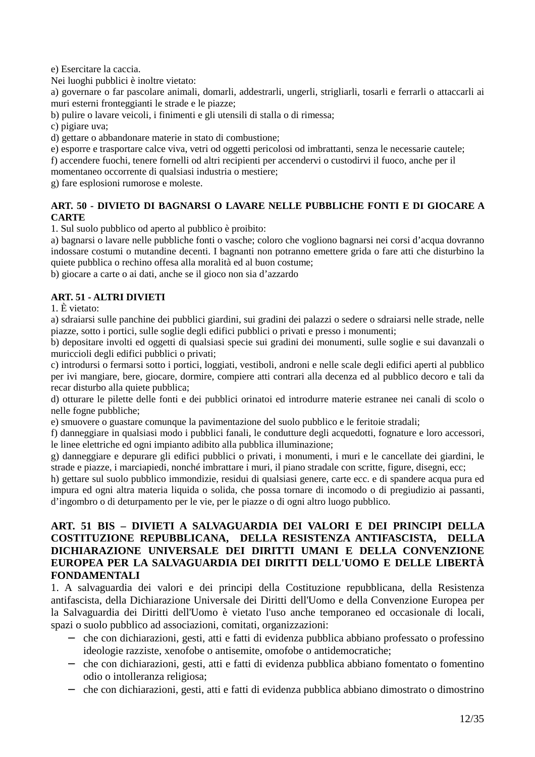e) Esercitare la caccia.

Nei luoghi pubblici è inoltre vietato:

a) governare o far pascolare animali, domarli, addestrarli, ungerli, strigliarli, tosarli e ferrarli o attaccarli ai muri esterni fronteggianti le strade e le piazze;

b) pulire o lavare veicoli, i finimenti e gli utensili di stalla o di rimessa;

c) pigiare uva;

d) gettare o abbandonare materie in stato di combustione;

e) esporre e trasportare calce viva, vetri od oggetti pericolosi od imbrattanti, senza le necessarie cautele;

f) accendere fuochi, tenere fornelli od altri recipienti per accendervi o custodirvi il fuoco, anche per il momentaneo occorrente di qualsiasi industria o mestiere;

g) fare esplosioni rumorose e moleste.

**ART. 50 - DIVIETO DI BAGNARSI O LAVARE NELLE PUBBLICHE FONTI E DI GIOCARE A CARTE**

1. Sul suolo pubblico od aperto al pubblico è proibito:

a) bagnarsi o lavare nelle pubbliche fonti o vasche; coloro che vogliono bagnarsi nei corsi d'acqua dovranno indossare costumi o mutandine decenti. I bagnanti non potranno emettere grida o fare atti che disturbino la quiete pubblica o rechino offesa alla moralità ed al buon costume;

b) giocare a carte o ai dati, anche se il gioco non sia d'azzardo

**ART. 51 - ALTRI DIVIETI**

1. È vietato:

a) sdraiarsi sulle panchine dei pubblici giardini, sui gradini dei palazzi o sedere o sdraiarsi nelle strade, nelle piazze, sotto i portici, sulle soglie degli edifici pubblici o privati e presso i monumenti;

b) depositare involti ed oggetti di qualsiasi specie sui gradini dei monumenti, sulle soglie e sui davanzali o muriccioli degli edifici pubblici o privati;

c) introdursi o fermarsi sotto i portici, loggiati, vestiboli, androni e nelle scale degli edifici aperti al pubblico per ivi mangiare, bere, giocare, dormire, compiere atti contrari alla decenza ed al pubblico decoro e tali da recar disturbo alla quiete pubblica;

d) otturare le pilette delle fonti e dei pubblici orinatoi ed introdurre materie estranee nei canali di scolo o nelle fogne pubbliche;

e) smuovere o guastare comunque la pavimentazione del suolo pubblico e le feritoie stradali;

f) danneggiare in qualsiasi modo i pubblici fanali, le condutture degli acquedotti, fognature e loro accessori, le linee elettriche ed ogni impianto adibito alla pubblica illuminazione;

g) danneggiare e depurare gli edifici pubblici o privati, i monumenti, i muri e le cancellate dei giardini, le strade e piazze, i marciapiedi, nonché imbrattare i muri, il piano stradale con scritte, figure, disegni, ecc;

h) gettare sul suolo pubblico immondizie, residui di qualsiasi genere, carte ecc. e di spandere acqua pura ed impura ed ogni altra materia liquida o solida, che possa tornare di incomodo o di pregiudizio ai passanti, d'ingombro o di deturpamento per le vie, per le piazze o di ogni altro luogo pubblico.

**ART. 51 BIS – DIVIETI A SALVAGUARDIA DEI VALORI E DEI PRINCIPI DELLA COSTITUZIONE REPUBBLICANA, DELLA RESISTENZA ANTIFASCISTA, DELLA DICHIARAZIONE UNIVERSALE DEI DIRITTI UMANI E DELLA CONVENZIONE EUROPEA PER LA SALVAGUARDIA DEI DIRITTI DELL'UOMO E DELLE LIBERTÀ FONDAMENTALI**

1. A salvaguardia dei valori e dei principi della Costituzione repubblicana, della Resistenza antifascista, della Dichiarazione Universale dei Diritti dell'Uomo e della Convenzione Europea per la Salvaguardia dei Diritti dell'Uomo è vietato l'uso anche temporaneo ed occasionale di locali, spazi o suolo pubblico ad associazioni, comitati, organizzazioni:

- che con dichiarazioni, gesti, atti e fatti di evidenza pubblica abbiano professato o professino ideologie razziste, xenofobe o antisemite, omofobe o antidemocratiche;
- che con dichiarazioni, gesti, atti e fatti di evidenza pubblica abbiano fomentato o fomentino odio o intolleranza religiosa;
- che con dichiarazioni, gesti, atti e fatti di evidenza pubblica abbiano dimostrato o dimostrino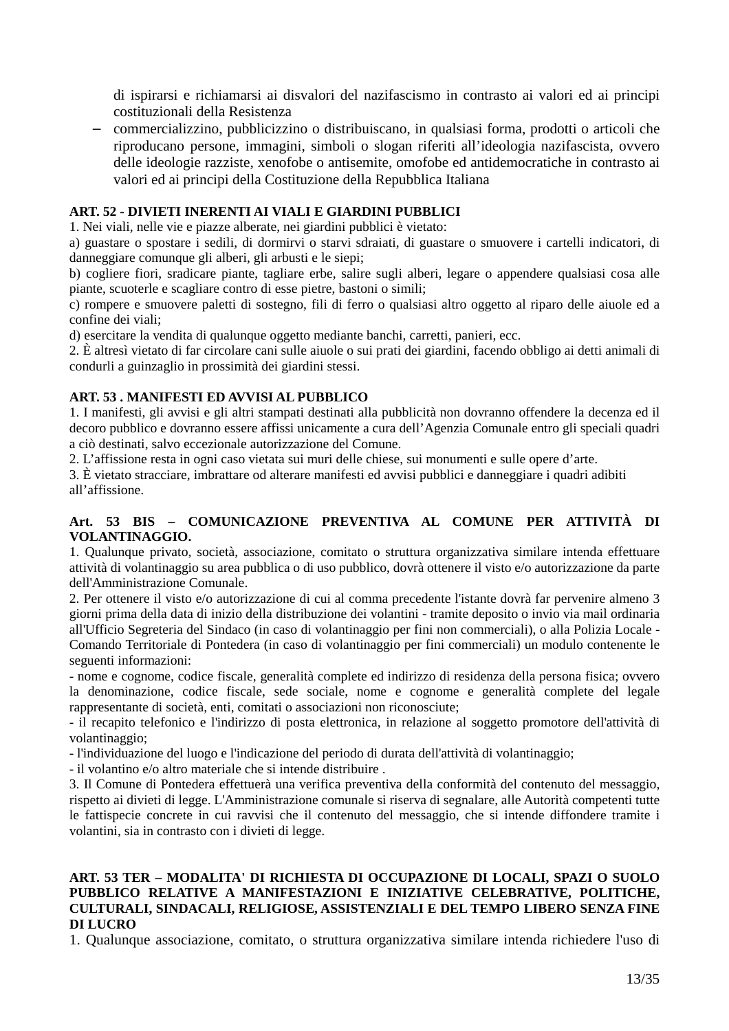di ispirarsi e richiamarsi ai disvalori del nazifascismo in contrasto ai valori ed ai principi costituzionali della Resistenza

- commercializzino, pubblicizzino o distribuiscano, in qualsiasi forma, prodotti o articoli che riproducano persone, immagini, simboli o slogan riferiti all'ideologia nazifascista, ovvero delle ideologie razziste, xenofobe o antisemite, omofobe ed antidemocratiche in contrasto ai valori ed ai principi della Costituzione della Repubblica Italiana

**ART. 52 - DIVIETI INERENTI AI VIALI E GIARDINI PUBBLICI**

1. Nei viali, nelle vie e piazze alberate, nei giardini pubblici è vietato:

a) guastare o spostare i sedili, di dormirvi o starvi sdraiati, di guastare o smuovere i cartelli indicatori, di danneggiare comunque gli alberi, gli arbusti e le siepi;

b) cogliere fiori, sradicare piante, tagliare erbe, salire sugli alberi, legare o appendere qualsiasi cosa alle piante, scuoterle e scagliare contro di esse pietre, bastoni o simili;

c) rompere e smuovere paletti di sostegno, fili di ferro o qualsiasi altro oggetto al riparo delle aiuole ed a confine dei viali;

d) esercitare la vendita di qualunque oggetto mediante banchi, carretti, panieri, ecc.

2. È altresì vietato di far circolare cani sulle aiuole o sui prati dei giardini, facendo obbligo ai detti animali di condurli a guinzaglio in prossimità dei giardini stessi.

**ART. 53 . MANIFESTI ED AVVISI AL PUBBLICO**

1. I manifesti, gli avvisi e gli altri stampati destinati alla pubblicità non dovranno offendere la decenza ed il decoro pubblico e dovranno essere affissi unicamente a cura dell'Agenzia Comunale entro gli speciali quadri a ciò destinati, salvo eccezionale autorizzazione del Comune.

2. L'affissione resta in ogni caso vietata sui muri delle chiese, sui monumenti e sulle opere d'arte.

3. È vietato stracciare, imbrattare od alterare manifesti ed avvisi pubblici e danneggiare i quadri adibiti all'affissione.

**Art. 53 BIS – COMUNICAZIONE PREVENTIVA AL COMUNE PER ATTIVITÀ DI VOLANTINAGGIO.**

1. Qualunque privato, società, associazione, comitato o struttura organizzativa similare intenda effettuare attività di volantinaggio su area pubblica o di uso pubblico, dovrà ottenere il visto e/o autorizzazione da parte dell'Amministrazione Comunale.

2. Per ottenere il visto e/o autorizzazione di cui al comma precedente l'istante dovrà far pervenire almeno 3 giorni prima della data di inizio della distribuzione dei volantini - tramite deposito o invio via mail ordinaria all'Ufficio Segreteria del Sindaco (in caso di volantinaggio per fini non commerciali), o alla Polizia Locale - Comando Territoriale di Pontedera (in caso di volantinaggio per fini commerciali) un modulo contenente le seguenti informazioni:

- nome e cognome, codice fiscale, generalità complete ed indirizzo di residenza della persona fisica; ovvero la denominazione, codice fiscale, sede sociale, nome e cognome e generalità complete del legale rappresentante di società, enti, comitati o associazioni non riconosciute;
- il recapito telefonico e l'indirizzo di posta elettronica, in relazione al soggetto promotore dell'attività di volantinaggio;
- l'individuazione del luogo e l'indicazione del periodo di durata dell'attività di volantinaggio;
- il volantino e/o altro materiale che si intende distribuire .

3. Il Comune di Pontedera effettuerà una verifica preventiva della conformità del contenuto del messaggio, rispetto ai divieti di legge. L'Amministrazione comunale si riserva di segnalare, alle Autorità competenti tutte le fattispecie concrete in cui ravvisi che il contenuto del messaggio, che si intende diffondere tramite i volantini, sia in contrasto con i divieti di legge.

**ART. 53 TER – MODALITA' DI RICHIESTA DI OCCUPAZIONE DI LOCALI, SPAZI O SUOLO PUBBLICO RELATIVE A MANIFESTAZIONI E INIZIATIVE CELEBRATIVE, POLITICHE, CULTURALI, SINDACALI, RELIGIOSE, ASSISTENZIALI E DEL TEMPO LIBERO SENZA FINE DI LUCRO**

1. Qualunque associazione, comitato, o struttura organizzativa similare intenda richiedere l'uso di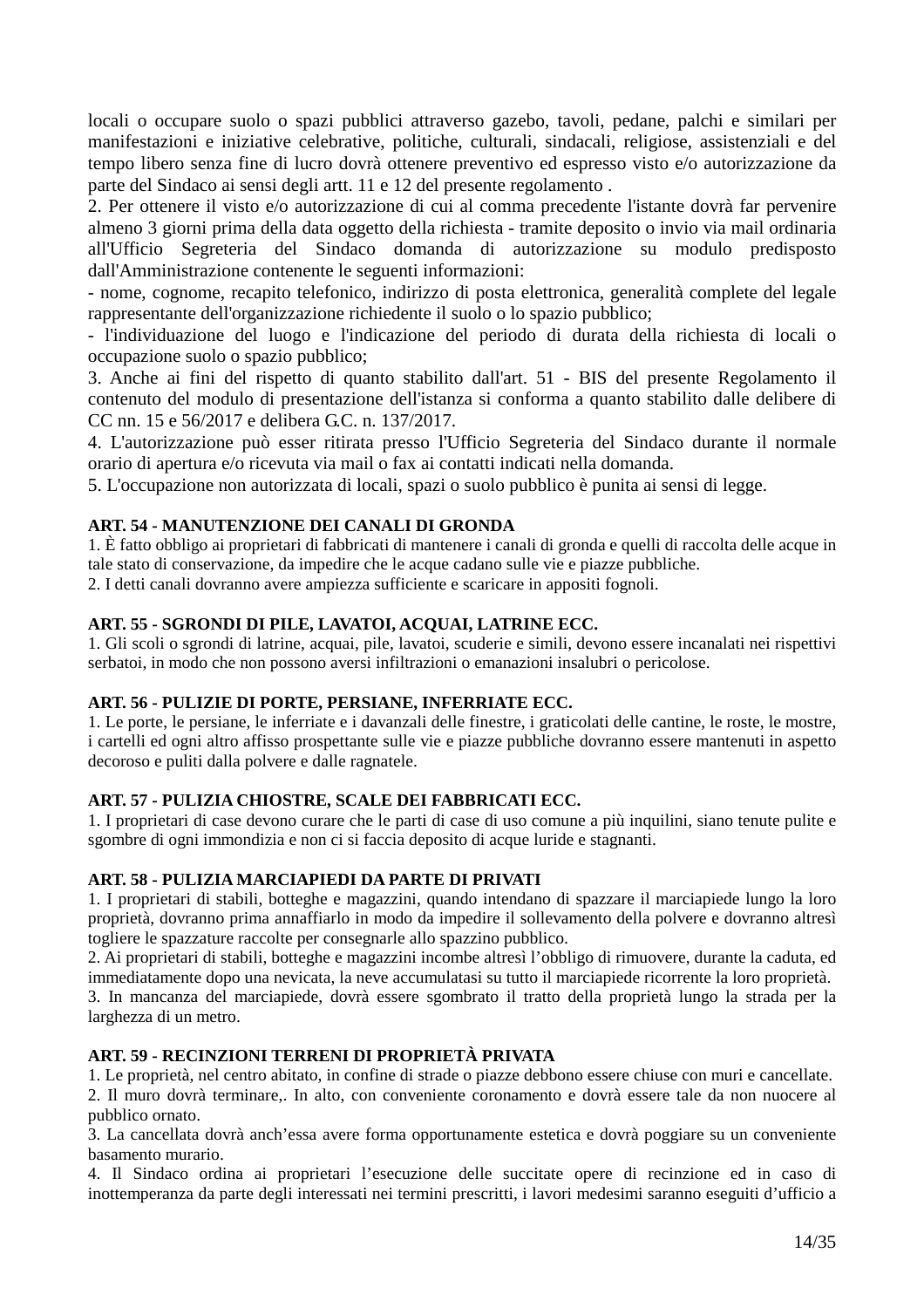locali o occupare suolo o spazi pubblici attraverso gazebo, tavoli, pedane, palchi e similari per manifestazioni e iniziative celebrative, politiche, culturali, sindacali, religiose, assistenziali e del tempo libero senza fine di lucro dovrà ottenere preventivo ed espresso visto e/o autorizzazione da parte del Sindaco ai sensi degli artt. 11 e 12 del presente regolamento .

2. Per ottenere il visto e/o autorizzazione di cui al comma precedente l'istante dovrà far pervenire almeno 3 giorni prima della data oggetto della richiesta - tramite deposito o invio via mail ordinaria all'Ufficio Segreteria del Sindaco domanda di autorizzazione su modulo predisposto dall'Amministrazione contenente le seguenti informazioni:

- nome, cognome, recapito telefonico, indirizzo di posta elettronica, generalità complete del legale rappresentante dell'organizzazione richiedente il suolo o lo spazio pubblico;
- l'individuazione del luogo e l'indicazione del periodo di durata della richiesta di locali o occupazione suolo o spazio pubblico;

3. Anche ai fini del rispetto di quanto stabilito dall'art. 51 - BIS del presente Regolamento il contenuto del modulo di presentazione dell'istanza si conforma a quanto stabilito dalle delibere di CC nn. 15 e 56/2017 e delibera G.C. n. 137/2017.

4. L'autorizzazione può esser ritirata presso l'Ufficio Segreteria del Sindaco durante il normale orario di apertura e/o ricevuta via mail o fax ai contatti indicati nella domanda.

5. L'occupazione non autorizzata di locali, spazi o suolo pubblico è punita ai sensi di legge.

**ART. 54 - MANUTENZIONE DEI CANALI DI GRONDA**

1. È fatto obbligo ai proprietari di fabbricati di mantenere i canali di gronda e quelli di raccolta delle acque in tale stato di conservazione, da impedire che le acque cadano sulle vie e piazze pubbliche.

2. I detti canali dovranno avere ampiezza sufficiente e scaricare in appositi fognoli.

**ART. 55 - SGRONDI DI PILE, LAVATOI, ACQUAI, LATRINE ECC.**

1. Gli scoli o sgrondi di latrine, acquai, pile, lavatoi, scuderie e simili, devono essere incanalati nei rispettivi serbatoi, in modo che non possono aversi infiltrazioni o emanazioni insalubri o pericolose.

**ART. 56 - PULIZIE DI PORTE, PERSIANE, INFERRIATE ECC.**

1. Le porte, le persiane, le inferriate e i davanzali delle finestre, i graticolati delle cantine, le roste, le mostre, i cartelli ed ogni altro affisso prospettante sulle vie e piazze pubbliche dovranno essere mantenuti in aspetto decoroso e puliti dalla polvere e dalle ragnatele.

**ART. 57 - PULIZIA CHIOSTRE, SCALE DEI FABBRICATI ECC.**

1. I proprietari di case devono curare che le parti di case di uso comune a più inquilini, siano tenute pulite e sgombre di ogni immondizia e non ci si faccia deposito di acque luride e stagnanti.

**ART. 58 - PULIZIA MARCIAPIEDI DA PARTE DI PRIVATI**

1. I proprietari di stabili, botteghe e magazzini, quando intendano di spazzare il marciapiede lungo la loro proprietà, dovranno prima annaffiarlo in modo da impedire il sollevamento della polvere e dovranno altresì togliere le spazzature raccolte per consegnarle allo spazzino pubblico.

2. Ai proprietari di stabili, botteghe e magazzini incombe altresì l'obbligo di rimuovere, durante la caduta, ed immediatamente dopo una nevicata, la neve accumulatasi su tutto il marciapiede ricorrente la loro proprietà.

3. In mancanza del marciapiede, dovrà essere sgombrato il tratto della proprietà lungo la strada per la larghezza di un metro.

**ART. 59 - RECINZIONI TERRENI DI PROPRIETÀ PRIVATA**

1. Le proprietà, nel centro abitato, in confine di strade o piazze debbono essere chiuse con muri e cancellate.

2. Il muro dovrà terminare,. In alto, con conveniente coronamento e dovrà essere tale da non nuocere al pubblico ornato.

3. La cancellata dovrà anch'essa avere forma opportunamente estetica e dovrà poggiare su un conveniente basamento murario.

4. Il Sindaco ordina ai proprietari l'esecuzione delle succitate opere di recinzione ed in caso di inottemperanza da parte degli interessati nei termini prescritti, i lavori medesimi saranno eseguiti d'ufficio a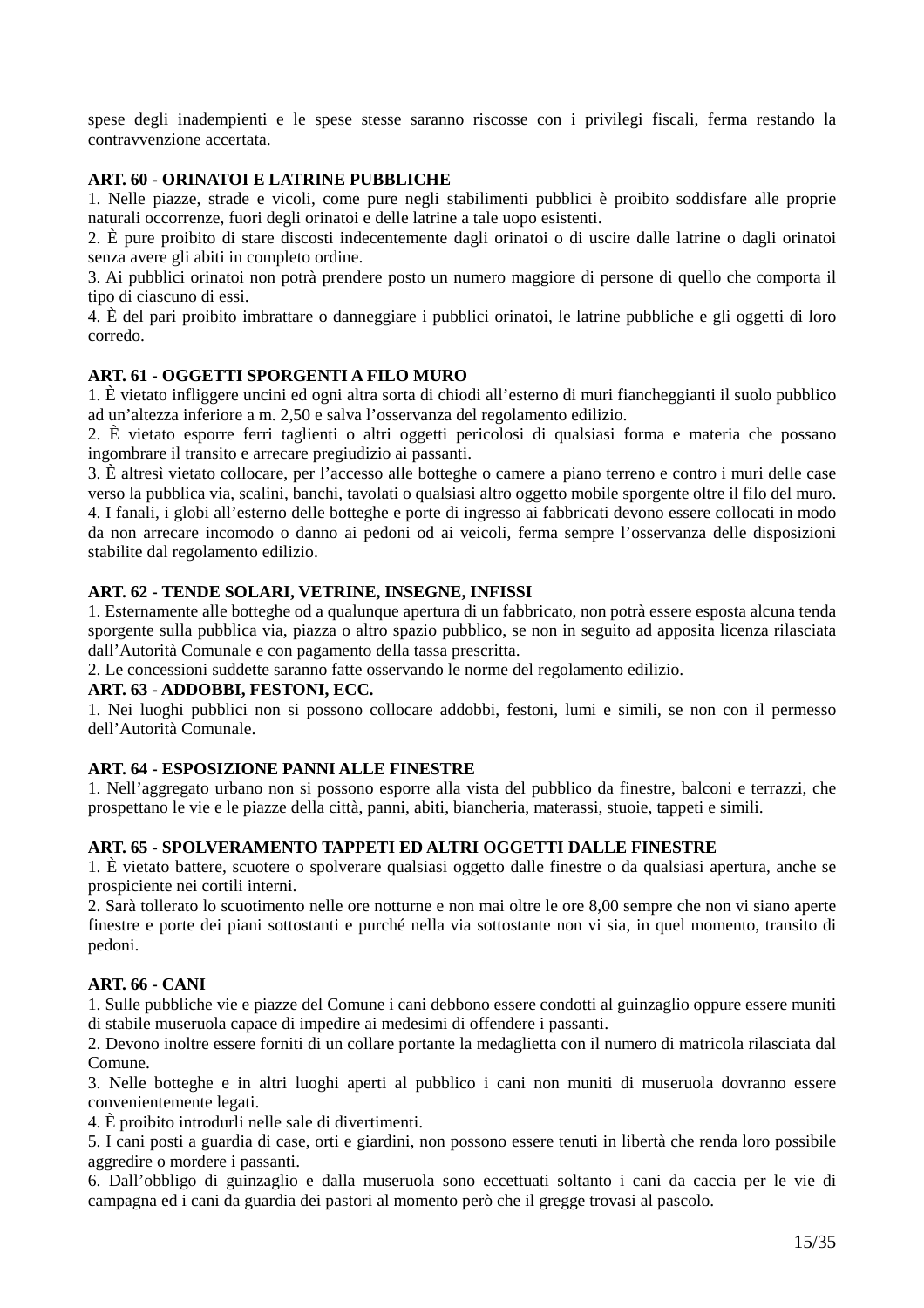spese degli inadempienti e le spese stesse saranno riscosse con i privilegi fiscali, ferma restando la contravvenzione accertata.

**ART. 60 - ORINATOI E LATRINE PUBBLICHE**

1. Nelle piazze, strade e vicoli, come pure negli stabilimenti pubblici è proibito soddisfare alle proprie naturali occorrenze, fuori degli orinatoi e delle latrine a tale uopo esistenti.
2. È pure proibito di stare discosti indecentemente dagli orinatoi o di uscire dalle latrine o dagli orinatoi senza avere gli abiti in completo ordine.
3. Ai pubblici orinatoi non potrà prendere posto un numero maggiore di persone di quello che comporta il tipo di ciascuno di essi.
4. È del pari proibito imbrattare o danneggiare i pubblici orinatoi, le latrine pubbliche e gli oggetti di loro corredo.

**ART. 61 - OGGETTI SPORGENTI A FILO MURO**

1. È vietato infliggere uncini ed ogni altra sorta di chiodi all'esterno di muri fiancheggianti il suolo pubblico ad un'altezza inferiore a m. 2,50 e salva l'osservanza del regolamento edilizio.
2. È vietato esporre ferri taglienti o altri oggetti pericolosi di qualsiasi forma e materia che possano ingombrare il transito e arrecare pregiudizio ai passanti.
3. È altresì vietato collocare, per l'accesso alle botteghe o camere a piano terreno e contro i muri delle case verso la pubblica via, scalini, banchi, tavolati o qualsiasi altro oggetto mobile sporgente oltre il filo del muro.
4. I fanali, i globi all'esterno delle botteghe e porte di ingresso ai fabbricati devono essere collocati in modo da non arrecare incomodo o danno ai pedoni od ai veicoli, ferma sempre l'osservanza delle disposizioni stabilite dal regolamento edilizio.

**ART. 62 - TENDE SOLARI, VETRINE, INSEGNE, INFISSI**

1. Esternamente alle botteghe od a qualunque apertura di un fabbricato, non potrà essere esposta alcuna tenda sporgente sulla pubblica via, piazza o altro spazio pubblico, se non in seguito ad apposita licenza rilasciata dall'Autorità Comunale e con pagamento della tassa prescritta.
2. Le concessioni suddette saranno fatte osservando le norme del regolamento edilizio.

**ART. 63 - ADDOBBI, FESTONI, ECC.**

1. Nei luoghi pubblici non si possono collocare addobbi, festoni, lumi e simili, se non con il permesso dell'Autorità Comunale.

**ART. 64 - ESPOSIZIONE PANNI ALLE FINESTRE**

1. Nell'aggregato urbano non si possono esporre alla vista del pubblico da finestre, balconi e terrazzi, che prospettano le vie e le piazze della città, panni, abiti, biancheria, materassi, stuoie, tappeti e simili.

**ART. 65 - SPOLVERAMENTO TAPPETI ED ALTRI OGGETTI DALLE FINESTRE**

1. È vietato battere, scuotere o spolverare qualsiasi oggetto dalle finestre o da qualsiasi apertura, anche se prospiciente nei cortili interni.
2. Sarà tollerato lo scuotimento nelle ore notturne e non mai oltre le ore 8,00 sempre che non vi siano aperte finestre e porte dei piani sottostanti e purché nella via sottostante non vi sia, in quel momento, transito di pedoni.

**ART. 66 - CANI**

1. Sulle pubbliche vie e piazze del Comune i cani debbono essere condotti al guinzaglio oppure essere muniti di stabile museruola capace di impedire ai medesimi di offendere i passanti.
2. Devono inoltre essere forniti di un collare portante la medaglietta con il numero di matricola rilasciata dal Comune.
3. Nelle botteghe e in altri luoghi aperti al pubblico i cani non muniti di museruola dovranno essere convenientemente legati.
4. È proibito introdurli nelle sale di divertimenti.
5. I cani posti a guardia di case, orti e giardini, non possono essere tenuti in libertà che renda loro possibile aggredire o mordere i passanti.
6. Dall'obbligo di guinzaglio e dalla museruola sono eccettuati soltanto i cani da caccia per le vie di campagna ed i cani da guardia dei pastori al momento però che il gregge trovasi al pascolo.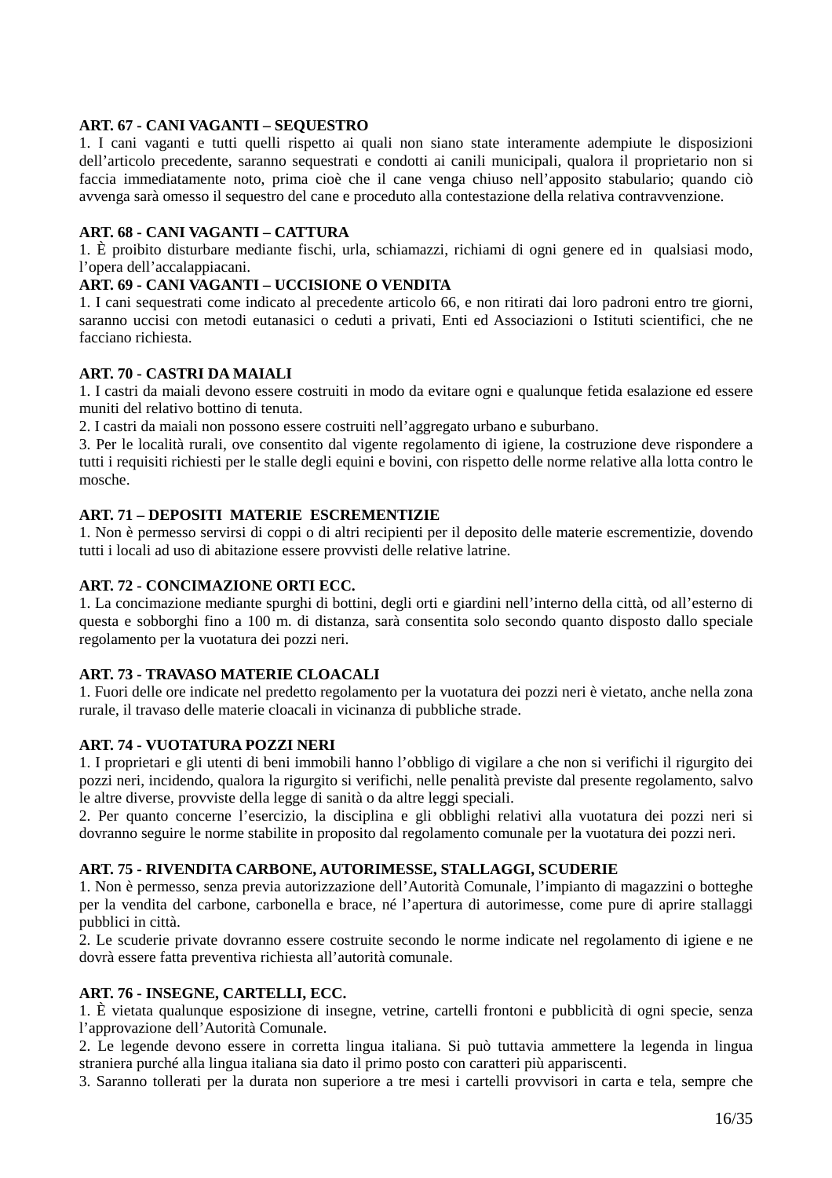**ART. 67 - CANI VAGANTI – SEQUESTRO**

1. I cani vaganti e tutti quelli rispetto ai quali non siano state interamente adempiute le disposizioni dell’articolo precedente, saranno sequestrati e condotti ai canili municipali, qualora il proprietario non si faccia immediatamente noto, prima cioè che il cane venga chiuso nell’apposito stabulario; quando ciò avvenga sarà omesso il sequestro del cane e proceduto alla contestazione della relativa contravvenzione.

**ART. 68 - CANI VAGANTI – CATTURA**

1. È proibito disturbare mediante fischi, urla, schiamazzi, richiami di ogni genere ed in qualsiasi modo, l’opera dell’accalappiacani.

**ART. 69 - CANI VAGANTI – UCCISIONE O VENDITA**

1. I cani sequestrati come indicato al precedente articolo 66, e non ritirati dai loro padroni entro tre giorni, saranno uccisi con metodi eutanasici o ceduti a privati, Enti ed Associazioni o Istituti scientifici, che ne facciano richiesta.

**ART. 70 - CASTRI DA MAIALI**

1. I castri da maiali devono essere costruiti in modo da evitare ogni e qualunque fetida esalazione ed essere muniti del relativo bottino di tenuta.
2. I castri da maiali non possono essere costruiti nell’aggregato urbano e suburbano.
3. Per le località rurali, ove consentito dal vigente regolamento di igiene, la costruzione deve rispondere a tutti i requisiti richiesti per le stalle degli equini e bovini, con rispetto delle norme relative alla lotta contro le mosche.

**ART. 71 – DEPOSITI MATERIE ESCREMENTIZIE**

1. Non è permesso servirsi di coppi o di altri recipienti per il deposito delle materie escrementizie, dovendo tutti i locali ad uso di abitazione essere provvisti delle relative latrine.

**ART. 72 - CONCIMAZIONE ORTI ECC.**

1. La concimazione mediante spurghi di bottini, degli orti e giardini nell’interno della città, od all’esterno di questa e sobborghi fino a 100 m. di distanza, sarà consentita solo secondo quanto disposto dallo speciale regolamento per la vuotatura dei pozzi neri.

**ART. 73 - TRAVASO MATERIE CLOACALI**

1. Fuori delle ore indicate nel predetto regolamento per la vuotatura dei pozzi neri è vietato, anche nella zona rurale, il travaso delle materie cloacali in vicinanza di pubbliche strade.

**ART. 74 - VUOTATURA POZZI NERI**

1. I proprietari e gli utenti di beni immobili hanno l’obbligo di vigilare a che non si verifichi il rigurgito dei pozzi neri, incidendo, qualora la rigurgito si verifichi, nelle penalità previste dal presente regolamento, salvo le altre diverse, provviste della legge di sanità o da altre leggi speciali.
2. Per quanto concerne l’esercizio, la disciplina e gli obblighi relativi alla vuotatura dei pozzi neri si dovranno seguire le norme stabilite in proposito dal regolamento comunale per la vuotatura dei pozzi neri.

**ART. 75 - RIVENDITA CARBONE, AUTORIMESSE, STALLAGGI, SCUDERIE**

1. Non è permesso, senza previa autorizzazione dell’Autorità Comunale, l’impianto di magazzini o botteghe per la vendita del carbone, carbonella e brace, né l’apertura di autorimesse, come pure di aprire stallaggi pubblici in città.
2. Le scuderie private dovranno essere costruite secondo le norme indicate nel regolamento di igiene e ne dovrà essere fatta preventiva richiesta all’autorità comunale.

**ART. 76 - INSEGNE, CARTELLI, ECC.**

1. È vietata qualunque esposizione di insegne, vetrine, cartelli frontoni e pubblicità di ogni specie, senza l’approvazione dell’Autorità Comunale.
2. Le legende devono essere in corretta lingua italiana. Si può tuttavia ammettere la legenda in lingua straniera purché alla lingua italiana sia dato il primo posto con caratteri più appariscenti.
3. Saranno tollerati per la durata non superiore a tre mesi i cartelli provvisori in carta e tela, sempre che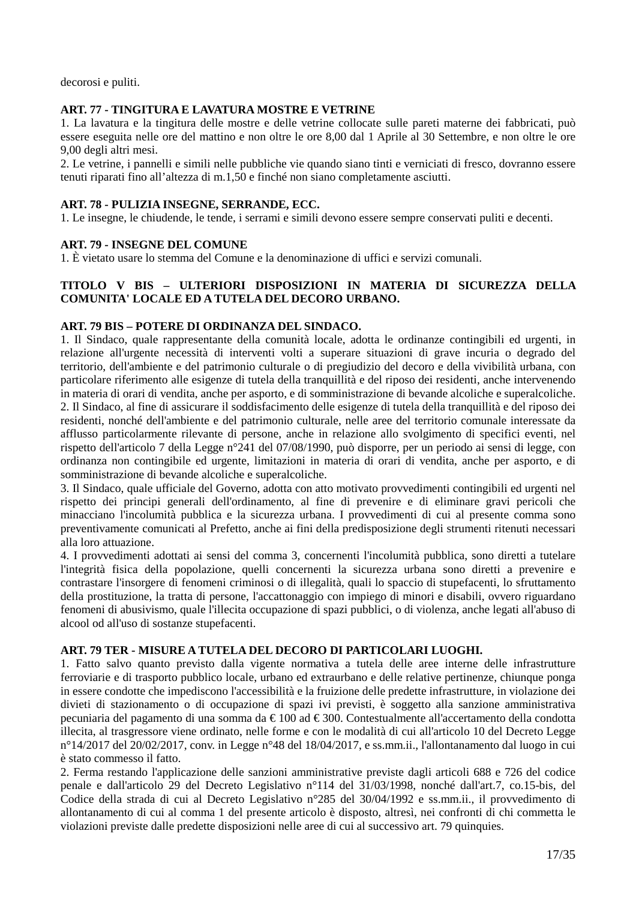decorosi e puliti.

**ART. 77 - TINGITURA E LAVATURA MOSTRE E VETRINE**

1. La lavatura e la tingitura delle mostre e delle vetrine collocate sulle pareti materne dei fabbricati, può essere eseguita nelle ore del mattino e non oltre le ore 8,00 dal 1 Aprile al 30 Settembre, e non oltre le ore 9,00 degli altri mesi.
2. Le vetrine, i pannelli e simili nelle pubbliche vie quando siano tinti e verniciati di fresco, dovranno essere tenuti riparati fino all’altezza di m.1,50 e finché non siano completamente asciutti.

**ART. 78 - PULIZIA INSEGNE, SERRANDE, ECC.**

1. Le insegne, le chiudende, le tende, i serrami e simili devono essere sempre conservati puliti e decenti.

**ART. 79 - INSEGNE DEL COMUNE**

1. È vietato usare lo stemma del Comune e la denominazione di uffici e servizi comunali.

**TITOLO V BIS – ULTERIORI DISPOSIZIONI IN MATERIA DI SICUREZZA DELLA COMUNITA' LOCALE ED A TUTELA DEL DECORO URBANO.**

**ART. 79 BIS – POTERE DI ORDINANZA DEL SINDACO.**

1. Il Sindaco, quale rappresentante della comunità locale, adotta le ordinanze contingibili ed urgenti, in relazione all'urgente necessità di interventi volti a superare situazioni di grave incuria o degrado del territorio, dell'ambiente e del patrimonio culturale o di pregiudizio del decoro e della vivibilità urbana, con particolare riferimento alle esigenze di tutela della tranquillità e del riposo dei residenti, anche intervenendo in materia di orari di vendita, anche per asporto, e di somministrazione di bevande alcoliche e superalcoliche.
2. Il Sindaco, al fine di assicurare il soddisfacimento delle esigenze di tutela della tranquillità e del riposo dei residenti, nonché dell'ambiente e del patrimonio culturale, nelle aree del territorio comunale interessate da afflusso particolarmente rilevante di persone, anche in relazione allo svolgimento di specifici eventi, nel rispetto dell'articolo 7 della Legge n°241 del 07/08/1990, può disporre, per un periodo ai sensi di legge, con ordinanza non contingibile ed urgente, limitazioni in materia di orari di vendita, anche per asporto, e di somministrazione di bevande alcoliche e superalcoliche.
3. Il Sindaco, quale ufficiale del Governo, adotta con atto motivato provvedimenti contingibili ed urgenti nel rispetto dei principi generali dell'ordinamento, al fine di prevenire e di eliminare gravi pericoli che minacciano l'incolumità pubblica e la sicurezza urbana. I provvedimenti di cui al presente comma sono preventivamente comunicati al Prefetto, anche ai fini della predisposizione degli strumenti ritenuti necessari alla loro attuazione.
4. I provvedimenti adottati ai sensi del comma 3, concernenti l'incolumità pubblica, sono diretti a tutelare l'integrità fisica della popolazione, quelli concernenti la sicurezza urbana sono diretti a prevenire e contrastare l'insorgere di fenomeni criminosi o di illegalità, quali lo spaccio di stupefacenti, lo sfruttamento della prostituzione, la tratta di persone, l'accattonaggio con impiego di minori e disabili, ovvero riguardano fenomeni di abusivismo, quale l'illecita occupazione di spazi pubblici, o di violenza, anche legati all'abuso di alcool od all'uso di sostanze stupefacenti.

**ART. 79 TER - MISURE A TUTELA DEL DECORO DI PARTICOLARI LUOGHI.**

1. Fatto salvo quanto previsto dalla vigente normativa a tutela delle aree interne delle infrastrutture ferroviarie e di trasporto pubblico locale, urbano ed extraurbano e delle relative pertinenze, chiunque ponga in essere condotte che impediscono l'accessibilità e la fruizione delle predette infrastrutture, in violazione dei divieti di stazionamento o di occupazione di spazi ivi previsti, è soggetto alla sanzione amministrativa pecuniaria del pagamento di una somma da € 100 ad € 300. Contestualmente all'accertamento della condotta illecita, al trasgressore viene ordinato, nelle forme e con le modalità di cui all'articolo 10 del Decreto Legge n°14/2017 del 20/02/2017, conv. in Legge n°48 del 18/04/2017, e ss.mm.ii., l'allontanamento dal luogo in cui è stato commesso il fatto.
2. Ferma restando l'applicazione delle sanzioni amministrative previste dagli articoli 688 e 726 del codice penale e dall'articolo 29 del Decreto Legislativo n°114 del 31/03/1998, nonché dall'art.7, co.15-bis, del Codice della strada di cui al Decreto Legislativo n°285 del 30/04/1992 e ss.mm.ii., il provvedimento di allontanamento di cui al comma 1 del presente articolo è disposto, altresì, nei confronti di chi commetta le violazioni previste dalle predette disposizioni nelle aree di cui al successivo art. 79 quinquies.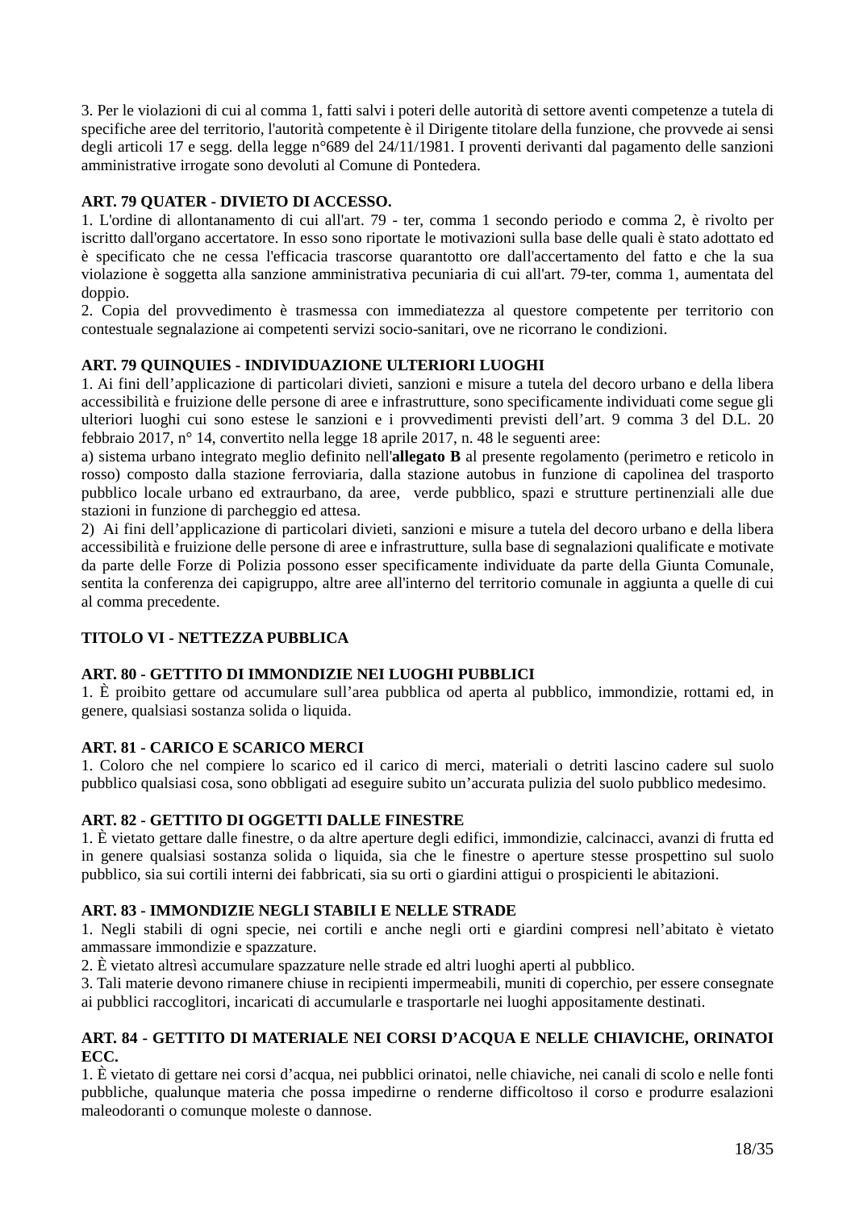3. Per le violazioni di cui al comma 1, fatti salvi i poteri delle autorità di settore aventi competenze a tutela di specifiche aree del territorio, l'autorità competente è il Dirigente titolare della funzione, che provvede ai sensi degli articoli 17 e segg. della legge n°689 del 24/11/1981. I proventi derivanti dal pagamento delle sanzioni amministrative irrogate sono devoluti al Comune di Pontedera.

**ART. 79 QUATER - DIVIETO DI ACCESSO.**

1. L'ordine di allontanamento di cui all'art. 79 - ter, comma 1 secondo periodo e comma 2, è rivolto per iscritto dall'organo accertatore. In esso sono riportate le motivazioni sulla base delle quali è stato adottato ed è specificato che ne cessa l'efficacia trascorse quarantotto ore dall'accertamento del fatto e che la sua violazione è soggetta alla sanzione amministrativa pecuniaria di cui all'art. 79-ter, comma 1, aumentata del doppio.

2. Copia del provvedimento è trasmessa con immediatezza al questore competente per territorio con contestuale segnalazione ai competenti servizi socio-sanitari, ove ne ricorrano le condizioni.

**ART. 79 QUINQUIES - INDIVIDUAZIONE ULTERIORI LUOGHI**

1. Ai fini dell'applicazione di particolari divieti, sanzioni e misure a tutela del decoro urbano e della libera accessibilità e fruizione delle persone di aree e infrastrutture, sono specificamente individuati come segue gli ulteriori luoghi cui sono estese le sanzioni e i provvedimenti previsti dell'art. 9 comma 3 del D.L. 20 febbraio 2017, n° 14, convertito nella legge 18 aprile 2017, n. 48 le seguenti aree:

a) sistema urbano integrato meglio definito nell'**allegato B** al presente regolamento (perimetro e reticolo in rosso) composto dalla stazione ferroviaria, dalla stazione autobus in funzione di capolinea del trasporto pubblico locale urbano ed extraurbano, da aree, verde pubblico, spazi e strutture pertinenziali alle due stazioni in funzione di parcheggio ed attesa.

2) Ai fini dell'applicazione di particolari divieti, sanzioni e misure a tutela del decoro urbano e della libera accessibilità e fruizione delle persone di aree e infrastrutture, sulla base di segnalazioni qualificate e motivate da parte delle Forze di Polizia possono esser specificamente individuate da parte della Giunta Comunale, sentita la conferenza dei capigruppo, altre aree all'interno del territorio comunale in aggiunta a quelle di cui al comma precedente.

## TITOLO VI - NETTEZZA PUBBLICA

**ART. 80 - GETTITO DI IMMONDIZIE NEI LUOGHI PUBBLICI**

1. È proibito gettare od accumulare sull'area pubblica od aperta al pubblico, immondizie, rottami ed, in genere, qualsiasi sostanza solida o liquida.

**ART. 81 - CARICO E SCARICO MERCI**

1. Coloro che nel compiere lo scarico ed il carico di merci, materiali o detriti lascino cadere sul suolo pubblico qualsiasi cosa, sono obbligati ad eseguire subito un'accurata pulizia del suolo pubblico medesimo.

**ART. 82 - GETTITO DI OGGETTI DALLE FINESTRE**

1. È vietato gettare dalle finestre, o da altre aperture degli edifici, immondizie, calcinacci, avanzi di frutta ed in genere qualsiasi sostanza solida o liquida, sia che le finestre o aperture stesse prospettino sul suolo pubblico, sia sui cortili interni dei fabbricati, sia su orti o giardini attigui o prospicienti le abitazioni.

**ART. 83 - IMMONDIZIE NEGLI STABILI E NELLE STRADE**

1. Negli stabili di ogni specie, nei cortili e anche negli orti e giardini compresi nell'abitato è vietato ammassare immondizie e spazzature.

2. È vietato altresì accumulare spazzature nelle strade ed altri luoghi aperti al pubblico.

3. Tali materie devono rimanere chiuse in recipienti impermeabili, muniti di coperchio, per essere consegnate ai pubblici raccoglitori, incaricati di accumularle e trasportarle nei luoghi appositamente destinati.

**ART. 84 - GETTITO DI MATERIALE NEI CORSI D'ACQUA E NELLE CHIAVICHE, ORINATOI ECC.**

1. È vietato di gettare nei corsi d'acqua, nei pubblici orinatoi, nelle chiaviche, nei canali di scolo e nelle fonti pubbliche, qualunque materia che possa impedirne o renderne difficoltoso il corso e produrre esalazioni maleodoranti o comunque moleste o dannose.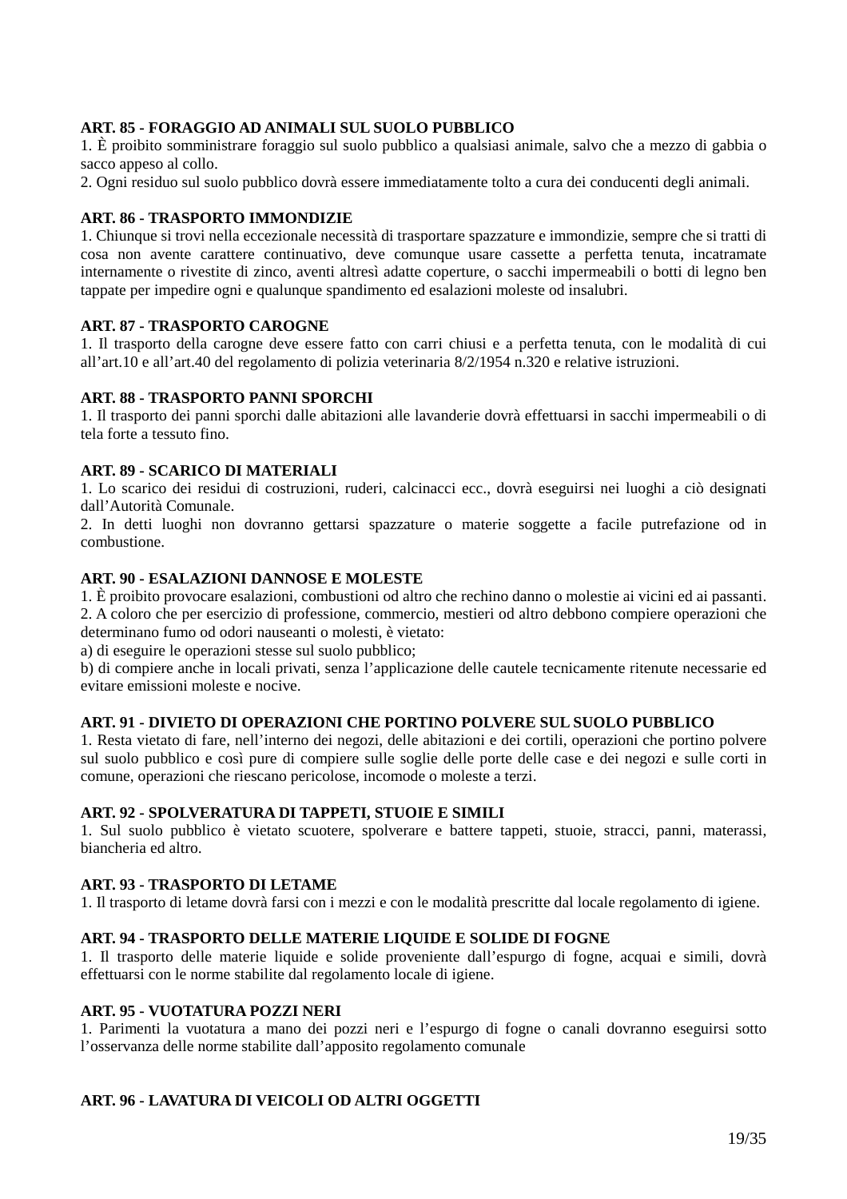**ART. 85 - FORAGGIO AD ANIMALI SUL SUOLO PUBBLICO**

1. È proibito somministrare foraggio sul suolo pubblico a qualsiasi animale, salvo che a mezzo di gabbia o sacco appeso al collo.

2. Ogni residuo sul suolo pubblico dovrà essere immediatamente tolto a cura dei conducenti degli animali.

**ART. 86 - TRASPORTO IMMONDIZIE**

1. Chiunque si trovi nella eccezionale necessità di trasportare spazzature e immondizie, sempre che si tratti di cosa non avente carattere continuativo, deve comunque usare cassette a perfetta tenuta, incatramate internamente o rivestite di zinco, aventi altresì adatte coperture, o sacchi impermeabili o botti di legno ben tappate per impedire ogni e qualunque spandimento ed esalazioni moleste od insalubri.

**ART. 87 - TRASPORTO CAROGNE**

1. Il trasporto della carogne deve essere fatto con carri chiusi e a perfetta tenuta, con le modalità di cui all'art.10 e all'art.40 del regolamento di polizia veterinaria 8/2/1954 n.320 e relative istruzioni.

**ART. 88 - TRASPORTO PANNI SPORCHI**

1. Il trasporto dei panni sporchi dalle abitazioni alle lavanderie dovrà effettuarsi in sacchi impermeabili o di tela forte a tessuto fino.

**ART. 89 - SCARICO DI MATERIALI**

1. Lo scarico dei residui di costruzioni, ruderi, calcinacci ecc., dovrà eseguirsi nei luoghi a ciò designati dall'Autorità Comunale.

2. In detti luoghi non dovranno gettarsi spazzature o materie soggette a facile putrefazione od in combustione.

**ART. 90 - ESALAZIONI DANNOSE E MOLESTE**

1. È proibito provocare esalazioni, combustioni od altro che rechino danno o molestie ai vicini ed ai passanti.

2. A coloro che per esercizio di professione, commercio, mestieri od altro debbono compiere operazioni che determinano fumo od odori nauseanti o molesti, è vietato:

a) di eseguire le operazioni stesse sul suolo pubblico;

b) di compiere anche in locali privati, senza l'applicazione delle cautele tecnicamente ritenute necessarie ed evitare emissioni moleste e nocive.

**ART. 91 - DIVIETO DI OPERAZIONI CHE PORTINO POLVERE SUL SUOLO PUBBLICO**

1. Resta vietato di fare, nell'interno dei negozi, delle abitazioni e dei cortili, operazioni che portino polvere sul suolo pubblico e così pure di compiere sulle soglie delle porte delle case e dei negozi e sulle corti in comune, operazioni che riescano pericolose, incomode o moleste a terzi.

**ART. 92 - SPOLVERATURA DI TAPPETI, STUOIE E SIMILI**

1. Sul suolo pubblico è vietato scuotere, spolverare e battere tappeti, stuoie, stracci, panni, materassi, biancheria ed altro.

**ART. 93 - TRASPORTO DI LETAME**

1. Il trasporto di letame dovrà farsi con i mezzi e con le modalità prescritte dal locale regolamento di igiene.

**ART. 94 - TRASPORTO DELLE MATERIE LIQUIDE E SOLIDE DI FOGNE**

1. Il trasporto delle materie liquide e solide proveniente dall'espurgo di fogne, acquai e simili, dovrà effettuarsi con le norme stabilite dal regolamento locale di igiene.

**ART. 95 - VUOTATURA POZZI NERI**

1. Parimenti la vuotatura a mano dei pozzi neri e l'espurgo di fogne o canali dovranno eseguirsi sotto l'osservanza delle norme stabilite dall'apposito regolamento comunale

**ART. 96 - LAVATURA DI VEICOLI OD ALTRI OGGETTI**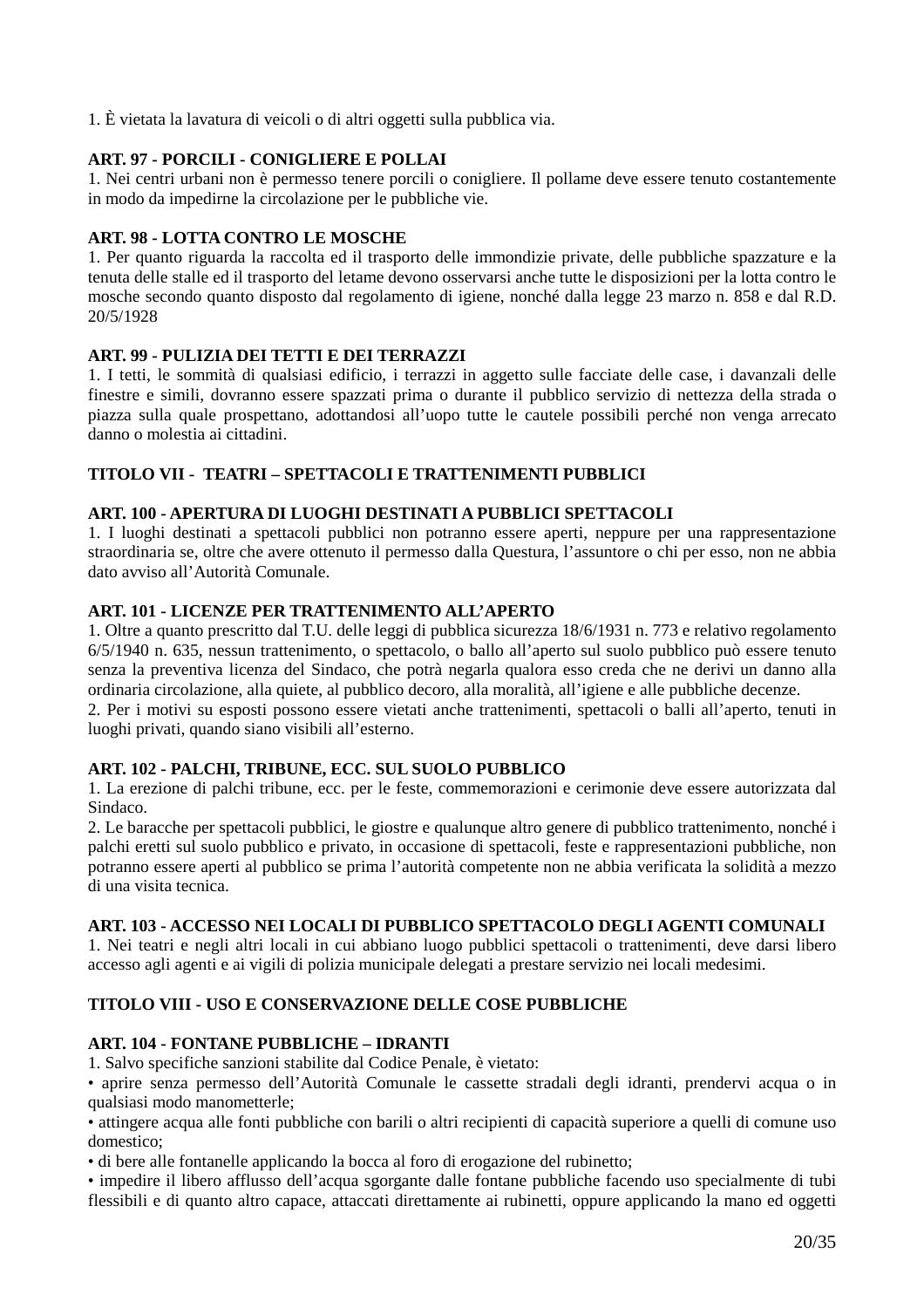1. È vietata la lavatura di veicoli o di altri oggetti sulla pubblica via.

**ART. 97 - PORCILI - CONIGLIERE E POLLAI**

1. Nei centri urbani non è permesso tenere porcili o conigliere. Il pollame deve essere tenuto costantemente in modo da impedirne la circolazione per le pubbliche vie.

**ART. 98 - LOTTA CONTRO LE MOSCHE**

1. Per quanto riguarda la raccolta ed il trasporto delle immondizie private, delle pubbliche spazzature e la tenuta delle stalle ed il trasporto del letame devono osservarsi anche tutte le disposizioni per la lotta contro le mosche secondo quanto disposto dal regolamento di igiene, nonché dalla legge 23 marzo n. 858 e dal R.D. 20/5/1928

**ART. 99 - PULIZIA DEI TETTI E DEI TERRAZZI**

1. I tetti, le sommità di qualsiasi edificio, i terrazzi in aggetto sulle facciate delle case, i davanzali delle finestre e simili, dovranno essere spazzati prima o durante il pubblico servizio di nettezza della strada o piazza sulla quale prospettano, adottandosi all'uopo tutte le cautele possibili perché non venga arrecato danno o molestia ai cittadini.

## TITOLO VII - TEATRI – SPETTACOLI E TRATTENIMENTI PUBBLICI

**ART. 100 - APERTURA DI LUOGHI DESTINATI A PUBBLICI SPETTACOLI**

1. I luoghi destinati a spettacoli pubblici non potranno essere aperti, neppure per una rappresentazione straordinaria se, oltre che avere ottenuto il permesso dalla Questura, l'assuntore o chi per esso, non ne abbia dato avviso all'Autorità Comunale.

**ART. 101 - LICENZE PER TRATTENIMENTO ALL'APERTO**

1. Oltre a quanto prescritto dal T.U. delle leggi di pubblica sicurezza 18/6/1931 n. 773 e relativo regolamento 6/5/1940 n. 635, nessun trattenimento, o spettacolo, o ballo all'aperto sul suolo pubblico può essere tenuto senza la preventiva licenza del Sindaco, che potrà negarla qualora esso creda che ne derivi un danno alla ordinaria circolazione, alla quiete, al pubblico decoro, alla moralità, all'igiene e alle pubbliche decenze.

2. Per i motivi su esposti possono essere vietati anche trattenimenti, spettacoli o balli all'aperto, tenuti in luoghi privati, quando siano visibili all'esterno.

**ART. 102 - PALCHI, TRIBUNE, ECC. SUL SUOLO PUBBLICO**

1. La erezione di palchi tribune, ecc. per le feste, commemorazioni e cerimonie deve essere autorizzata dal Sindaco.

2. Le baracche per spettacoli pubblici, le giostre e qualunque altro genere di pubblico trattenimento, nonché i palchi eretti sul suolo pubblico e privato, in occasione di spettacoli, feste e rappresentazioni pubbliche, non potranno essere aperti al pubblico se prima l'autorità competente non ne abbia verificata la solidità a mezzo di una visita tecnica.

**ART. 103 - ACCESSO NEI LOCALI DI PUBBLICO SPETTACOLO DEGLI AGENTI COMUNALI**

1. Nei teatri e negli altri locali in cui abbiano luogo pubblici spettacoli o trattenimenti, deve darsi libero accesso agli agenti e ai vigili di polizia municipale delegati a prestare servizio nei locali medesimi.

## TITOLO VIII - USO E CONSERVAZIONE DELLE COSE PUBBLICHE

**ART. 104 - FONTANE PUBBLICHE – IDRANTI**

1. Salvo specifiche sanzioni stabilite dal Codice Penale, è vietato:

- aprire senza permesso dell'Autorità Comunale le cassette stradali degli idranti, prendervi acqua o in qualsiasi modo manometterle;
- attingere acqua alle fonti pubbliche con barili o altri recipienti di capacità superiore a quelli di comune uso domestico;
- di bere alle fontanelle applicando la bocca al foro di erogazione del rubinetto;
- impedire il libero afflusso dell'acqua sgorgante dalle fontane pubbliche facendo uso specialmente di tubi flessibili e di quanto altro capace, attaccati direttamente ai rubinetti, oppure applicando la mano ed oggetti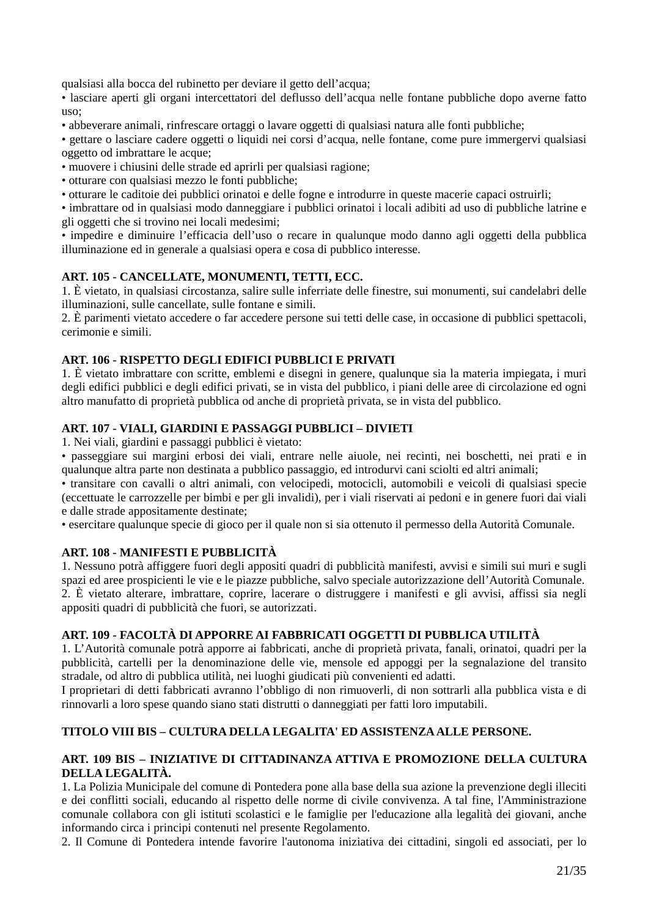qualsiasi alla bocca del rubinetto per deviare il getto dell’acqua;

• lasciare aperti gli organi intercettatori del deflusso dell’acqua nelle fontane pubbliche dopo averne fatto uso;

• abbeverare animali, rinfrescare ortaggi o lavare oggetti di qualsiasi natura alle fonti pubbliche;

• gettare o lasciare cadere oggetti o liquidi nei corsi d’acqua, nelle fontane, come pure immergervi qualsiasi oggetto od imbrattare le acque;

• muovere i chiusini delle strade ed aprirli per qualsiasi ragione;

• otturare con qualsiasi mezzo le fonti pubbliche;

• otturare le caditoie dei pubblici orinatoi e delle fogne e introdurre in queste macerie capaci ostruirli;

• imbrattare od in qualsiasi modo danneggiare i pubblici orinatoi i locali adibiti ad uso di pubbliche latrine e gli oggetti che si trovino nei locali medesimi;

• impedire e diminuire l’efficacia dell’uso o recare in qualunque modo danno agli oggetti della pubblica illuminazione ed in generale a qualsiasi opera e cosa di pubblico interesse.

**ART. 105 - CANCELLATE, MONUMENTI, TETTI, ECC.**

1. È vietato, in qualsiasi circostanza, salire sulle inferriate delle finestre, sui monumenti, sui candelabri delle illuminazioni, sulle cancellate, sulle fontane e simili.

2. È parimenti vietato accedere o far accedere persone sui tetti delle case, in occasione di pubblici spettacoli, cerimonie e simili.

**ART. 106 - RISPETTO DEGLI EDIFICI PUBBLICI E PRIVATI**

1. È vietato imbrattare con scritte, emblemi e disegni in genere, qualunque sia la materia impiegata, i muri degli edifici pubblici e degli edifici privati, se in vista del pubblico, i piani delle aree di circolazione ed ogni altro manufatto di proprietà pubblica od anche di proprietà privata, se in vista del pubblico.

**ART. 107 - VIALI, GIARDINI E PASSAGGI PUBBLICI – DIVIETI**

1. Nei viali, giardini e passaggi pubblici è vietato:

• passeggiare sui margini erbosi dei viali, entrare nelle aiuole, nei recinti, nei boschetti, nei prati e in qualunque altra parte non destinata a pubblico passaggio, ed introdurvi cani sciolti ed altri animali;

• transitare con cavalli o altri animali, con velocipedi, motocicli, automobili e veicoli di qualsiasi specie (eccettuate le carrozzelle per bimbi e per gli invalidi), per i viali riservati ai pedoni e in genere fuori dai viali e dalle strade appositamente destinate;

• esercitare qualunque specie di gioco per il quale non si sia ottenuto il permesso della Autorità Comunale.

**ART. 108 - MANIFESTI E PUBBLICITÀ**

1. Nessuno potrà affiggere fuori degli appositi quadri di pubblicità manifesti, avvisi e simili sui muri e sugli spazi ed aree prospicienti le vie e le piazze pubbliche, salvo speciale autorizzazione dell’Autorità Comunale.

2. È vietato alterare, imbrattare, coprire, lacerare o distruggere i manifesti e gli avvisi, affissi sia negli appositi quadri di pubblicità che fuori, se autorizzati.

**ART. 109 - FACOLTÀ DI APPORRE AI FABBRICATI OGGETTI DI PUBBLICA UTILITÀ**

1. L’Autorità comunale potrà apporre ai fabbricati, anche di proprietà privata, fanali, orinatoi, quadri per la pubblicità, cartelli per la denominazione delle vie, mensole ed appoggi per la segnalazione del transito stradale, od altro di pubblica utilità, nei luoghi giudicati più convenienti ed adatti.

I proprietari di detti fabbricati avranno l’obbligo di non rimuoverli, di non sottrarli alla pubblica vista e di rinnovarli a loro spese quando siano stati distrutti o danneggiati per fatti loro imputabili.

**TITOLO VIII BIS – CULTURA DELLA LEGALITA' ED ASSISTENZA ALLE PERSONE.**

**ART. 109 BIS – INIZIATIVE DI CITTADINANZA ATTIVA E PROMOZIONE DELLA CULTURA DELLA LEGALITÀ.**

1. La Polizia Municipale del comune di Pontedera pone alla base della sua azione la prevenzione degli illeciti e dei conflitti sociali, educando al rispetto delle norme di civile convivenza. A tal fine, l'Amministrazione comunale collabora con gli istituti scolastici e le famiglie per l'educazione alla legalità dei giovani, anche informando circa i principi contenuti nel presente Regolamento.

2. Il Comune di Pontedera intende favorire l'autonoma iniziativa dei cittadini, singoli ed associati, per lo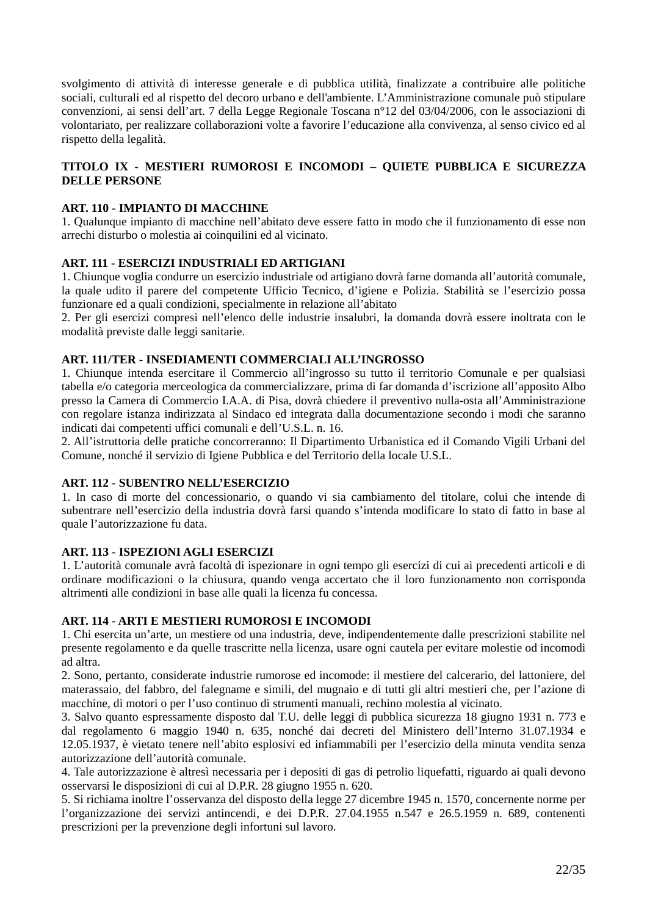svolgimento di attività di interesse generale e di pubblica utilità, finalizzate a contribuire alle politiche sociali, culturali ed al rispetto del decoro urbano e dell'ambiente. L'Amministrazione comunale può stipulare convenzioni, ai sensi dell'art. 7 della Legge Regionale Toscana n°12 del 03/04/2006, con le associazioni di volontariato, per realizzare collaborazioni volte a favorire l'educazione alla convivenza, al senso civico ed al rispetto della legalità.

## TITOLO IX - MESTIERI RUMOROSI E INCOMODI – QUIETE PUBBLICA E SICUREZZA DELLE PERSONE

### ART. 110 - IMPIANTO DI MACCHINE

1. Qualunque impianto di macchine nell'abitato deve essere fatto in modo che il funzionamento di esse non arrechi disturbo o molestia ai coinquilini ed al vicinato.

### ART. 111 - ESERCIZI INDUSTRIALI ED ARTIGIANI

1. Chiunque voglia condurre un esercizio industriale od artigiano dovrà farne domanda all'autorità comunale, la quale udito il parere del competente Ufficio Tecnico, d'igiene e Polizia. Stabilità se l'esercizio possa funzionare ed a quali condizioni, specialmente in relazione all'abitato
2. Per gli esercizi compresi nell'elenco delle industrie insalubri, la domanda dovrà essere inoltrata con le modalità previste dalle leggi sanitarie.

### ART. 111/TER - INSEDIAMENTI COMMERCIALI ALL'INGROSSO

1. Chiunque intenda esercitare il Commercio all'ingrosso su tutto il territorio Comunale e per qualsiasi tabella e/o categoria merceologica da commercializzare, prima di far domanda d'iscrizione all'apposito Albo presso la Camera di Commercio I.A.A. di Pisa, dovrà chiedere il preventivo nulla-osta all'Amministrazione con regolare istanza indirizzata al Sindaco ed integrata dalla documentazione secondo i modi che saranno indicati dai competenti uffici comunali e dell'U.S.L. n. 16.
2. All'istruttoria delle pratiche concorreranno: Il Dipartimento Urbanistica ed il Comando Vigili Urbani del Comune, nonché il servizio di Igiene Pubblica e del Territorio della locale U.S.L.

### ART. 112 - SUBENTRO NELL'ESERCIZIO

1. In caso di morte del concessionario, o quando vi sia cambiamento del titolare, colui che intende di subentrare nell'esercizio della industria dovrà farsi quando s'intenda modificare lo stato di fatto in base al quale l'autorizzazione fu data.

### ART. 113 - ISPEZIONI AGLI ESERCIZI

1. L'autorità comunale avrà facoltà di ispezionare in ogni tempo gli esercizi di cui ai precedenti articoli e di ordinare modificazioni o la chiusura, quando venga accertato che il loro funzionamento non corrisponda altrimenti alle condizioni in base alle quali la licenza fu concessa.

### ART. 114 - ARTI E MESTIERI RUMOROSI E INCOMODI

1. Chi esercita un'arte, un mestiere od una industria, deve, indipendentemente dalle prescrizioni stabilite nel presente regolamento e da quelle trascritte nella licenza, usare ogni cautela per evitare molestie od incomodi ad altra.
2. Sono, pertanto, considerate industrie rumorose ed incomode: il mestiere del calcerario, del lattoniere, del materassaio, del fabbro, del falegname e simili, del mugnaio e di tutti gli altri mestieri che, per l'azione di macchine, di motori o per l'uso continuo di strumenti manuali, rechino molestia al vicinato.
3. Salvo quanto espressamente disposto dal T.U. delle leggi di pubblica sicurezza 18 giugno 1931 n. 773 e dal regolamento 6 maggio 1940 n. 635, nonché dai decreti del Ministero dell'Interno 31.07.1934 e 12.05.1937, è vietato tenere nell'abito esplosivi ed infiammabili per l'esercizio della minuta vendita senza autorizzazione dell'autorità comunale.
4. Tale autorizzazione è altresì necessaria per i depositi di gas di petrolio liquefatti, riguardo ai quali devono osservarsi le disposizioni di cui al D.P.R. 28 giugno 1955 n. 620.
5. Si richiama inoltre l'osservanza del disposto della legge 27 dicembre 1945 n. 1570, concernente norme per l'organizzazione dei servizi antincendi, e dei D.P.R. 27.04.1955 n.547 e 26.5.1959 n. 689, contenenti prescrizioni per la prevenzione degli infortuni sul lavoro.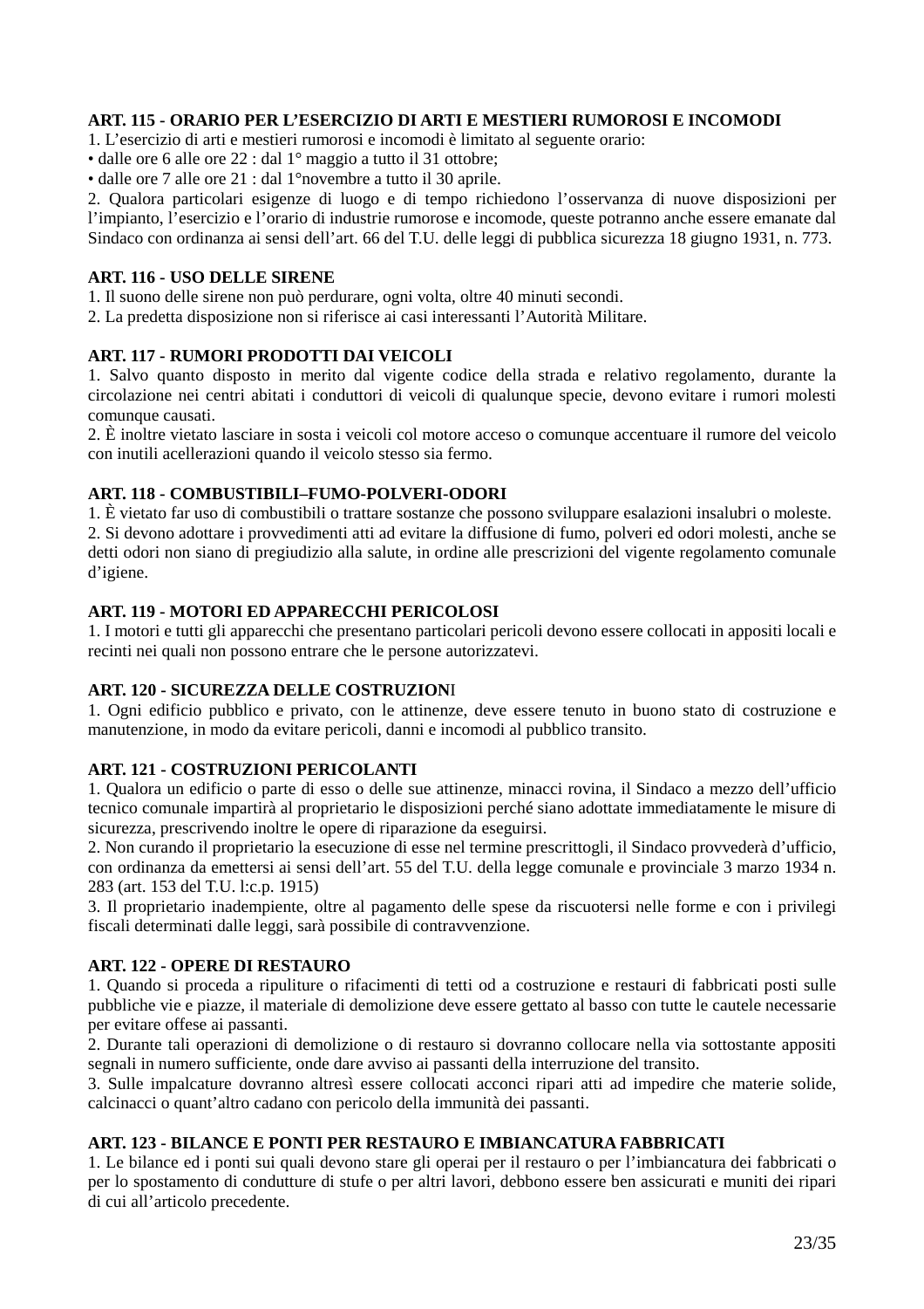**ART. 115 - ORARIO PER L'ESERCIZIO DI ARTI E MESTIERI RUMOROSI E INCOMODI**

1. L'esercizio di arti e mestieri rumorosi e incomodi è limitato al seguente orario:
• dalle ore 6 alle ore 22 : dal 1° maggio a tutto il 31 ottobre;
• dalle ore 7 alle ore 21 : dal 1°novembre a tutto il 30 aprile.
2. Qualora particolari esigenze di luogo e di tempo richiedono l'osservanza di nuove disposizioni per l'impianto, l'esercizio e l'orario di industrie rumorose e incomode, queste potranno anche essere emanate dal Sindaco con ordinanza ai sensi dell'art. 66 del T.U. delle leggi di pubblica sicurezza 18 giugno 1931, n. 773.

**ART. 116 - USO DELLE SIRENE**

1. Il suono delle sirene non può perdurare, ogni volta, oltre 40 minuti secondi.
2. La predetta disposizione non si riferisce ai casi interessanti l'Autorità Militare.

**ART. 117 - RUMORI PRODOTTI DAI VEICOLI**

1. Salvo quanto disposto in merito dal vigente codice della strada e relativo regolamento, durante la circolazione nei centri abitati i conduttori di veicoli di qualunque specie, devono evitare i rumori molesti comunque causati.
2. È inoltre vietato lasciare in sosta i veicoli col motore acceso o comunque accentuare il rumore del veicolo con inutili acellerazioni quando il veicolo stesso sia fermo.

**ART. 118 - COMBUSTIBILI–FUMO-POLVERI-ODORI**

1. È vietato far uso di combustibili o trattare sostanze che possono sviluppare esalazioni insalubri o moleste.
2. Si devono adottare i provvedimenti atti ad evitare la diffusione di fumo, polveri ed odori molesti, anche se detti odori non siano di pregiudizio alla salute, in ordine alle prescrizioni del vigente regolamento comunale d'igiene.

**ART. 119 - MOTORI ED APPARECCHI PERICOLOSI**

1. I motori e tutti gli apparecchi che presentano particolari pericoli devono essere collocati in appositi locali e recinti nei quali non possono entrare che le persone autorizzatevi.

**ART. 120 - SICUREZZA DELLE COSTRUZIONI**

1. Ogni edificio pubblico e privato, con le attinenze, deve essere tenuto in buono stato di costruzione e manutenzione, in modo da evitare pericoli, danni e incomodi al pubblico transito.

**ART. 121 - COSTRUZIONI PERICOLANTI**

1. Qualora un edificio o parte di esso o delle sue attinenze, minacci rovina, il Sindaco a mezzo dell'ufficio tecnico comunale impartirà al proprietario le disposizioni perché siano adottate immediatamente le misure di sicurezza, prescrivendo inoltre le opere di riparazione da eseguirsi.
2. Non curando il proprietario la esecuzione di esse nel termine prescrittogli, il Sindaco provvederà d'ufficio, con ordinanza da emettersi ai sensi dell'art. 55 del T.U. della legge comunale e provinciale 3 marzo 1934 n. 283 (art. 153 del T.U. l:c.p. 1915)
3. Il proprietario inadempiente, oltre al pagamento delle spese da riscuotersi nelle forme e con i privilegi fiscali determinati dalle leggi, sarà possibile di contravvenzione.

**ART. 122 - OPERE DI RESTAURO**

1. Quando si proceda a ripuliture o rifacimenti di tetti od a costruzione e restauri di fabbricati posti sulle pubbliche vie e piazze, il materiale di demolizione deve essere gettato al basso con tutte le cautele necessarie per evitare offese ai passanti.
2. Durante tali operazioni di demolizione o di restauro si dovranno collocare nella via sottostante appositi segnali in numero sufficiente, onde dare avviso ai passanti della interruzione del transito.
3. Sulle impalcature dovranno altresì essere collocati acconci ripari atti ad impedire che materie solide, calcinacci o quant'altro cadano con pericolo della immunità dei passanti.

**ART. 123 - BILANCE E PONTI PER RESTAURO E IMBIANCATURA FABBRICATI**

1. Le bilance ed i ponti sui quali devono stare gli operai per il restauro o per l'imbiancatura dei fabbricati o per lo spostamento di condutture di stufe o per altri lavori, debbono essere ben assicurati e muniti dei ripari di cui all'articolo precedente.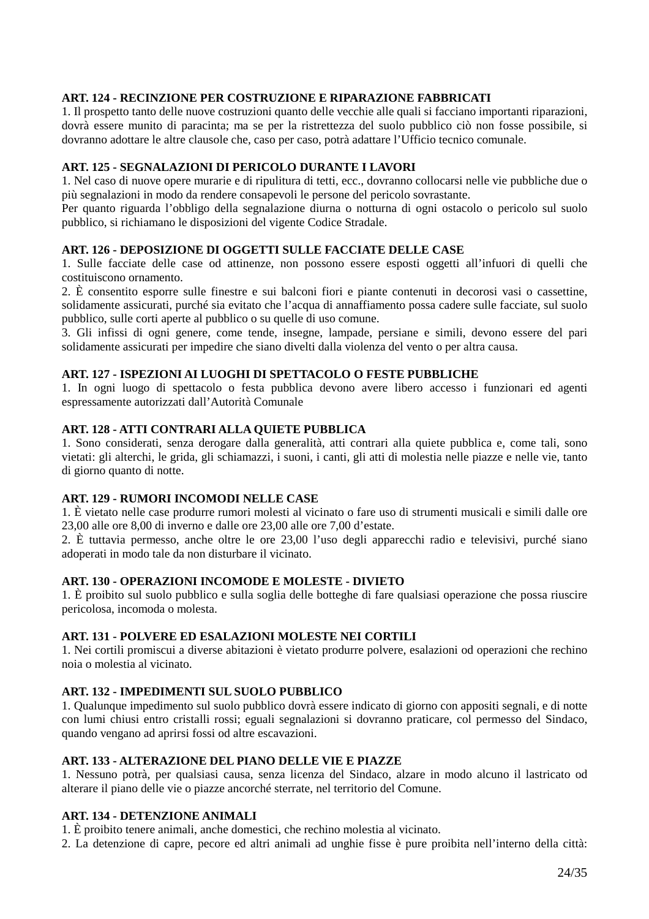**ART. 124 - RECINZIONE PER COSTRUZIONE E RIPARAZIONE FABBRICATI**

1. Il prospetto tanto delle nuove costruzioni quanto delle vecchie alle quali si facciano importanti riparazioni, dovrà essere munito di paracinta; ma se per la ristrettezza del suolo pubblico ciò non fosse possibile, si dovranno adottare le altre clausole che, caso per caso, potrà adattare l'Ufficio tecnico comunale.

**ART. 125 - SEGNALAZIONI DI PERICOLO DURANTE I LAVORI**

1. Nel caso di nuove opere murarie e di ripulitura di tetti, ecc., dovranno collocarsi nelle vie pubbliche due o più segnalazioni in modo da rendere consapevoli le persone del pericolo sovrastante.

Per quanto riguarda l'obbligo della segnalazione diurna o notturna di ogni ostacolo o pericolo sul suolo pubblico, si richiamano le disposizioni del vigente Codice Stradale.

**ART. 126 - DEPOSIZIONE DI OGGETTI SULLE FACCIATE DELLE CASE**

1. Sulle facciate delle case od attinenze, non possono essere esposti oggetti all'infuori di quelli che costituiscono ornamento.

2. È consentito esporre sulle finestre e sui balconi fiori e piante contenuti in decorosi vasi o cassettine, solidamente assicurati, purché sia evitato che l'acqua di annaffiamento possa cadere sulle facciate, sul suolo pubblico, sulle corti aperte al pubblico o su quelle di uso comune.

3. Gli infissi di ogni genere, come tende, insegne, lampade, persiane e simili, devono essere del pari solidamente assicurati per impedire che siano divelti dalla violenza del vento o per altra causa.

**ART. 127 - ISPEZIONI AI LUOGHI DI SPETTACOLO O FESTE PUBBLICHE**

1. In ogni luogo di spettacolo o festa pubblica devono avere libero accesso i funzionari ed agenti espressamente autorizzati dall'Autorità Comunale

**ART. 128 - ATTI CONTRARI ALLA QUIETE PUBBLICA**

1. Sono considerati, senza derogare dalla generalità, atti contrari alla quiete pubblica e, come tali, sono vietati: gli alterchi, le grida, gli schiamazzi, i suoni, i canti, gli atti di molestia nelle piazze e nelle vie, tanto di giorno quanto di notte.

**ART. 129 - RUMORI INCOMODI NELLE CASE**

1. È vietato nelle case produrre rumori molesti al vicinato o fare uso di strumenti musicali e simili dalle ore 23,00 alle ore 8,00 di inverno e dalle ore 23,00 alle ore 7,00 d'estate.

2. È tuttavia permesso, anche oltre le ore 23,00 l'uso degli apparecchi radio e televisivi, purché siano adoperati in modo tale da non disturbare il vicinato.

**ART. 130 - OPERAZIONI INCOMODE E MOLESTE - DIVIETO**

1. È proibito sul suolo pubblico e sulla soglia delle botteghe di fare qualsiasi operazione che possa riuscire pericolosa, incomoda o molesta.

**ART. 131 - POLVERE ED ESALAZIONI MOLESTE NEI CORTILI**

1. Nei cortili promiscui a diverse abitazioni è vietato produrre polvere, esalazioni od operazioni che rechino noia o molestia al vicinato.

**ART. 132 - IMPEDIMENTI SUL SUOLO PUBBLICO**

1. Qualunque impedimento sul suolo pubblico dovrà essere indicato di giorno con appositi segnali, e di notte con lumi chiusi entro cristalli rossi; eguali segnalazioni si dovranno praticare, col permesso del Sindaco, quando vengano ad aprirsi fossi od altre escavazioni.

**ART. 133 - ALTERAZIONE DEL PIANO DELLE VIE E PIAZZE**

1. Nessuno potrà, per qualsiasi causa, senza licenza del Sindaco, alzare in modo alcuno il lastricato od alterare il piano delle vie o piazze ancorché sterrate, nel territorio del Comune.

**ART. 134 - DETENZIONE ANIMALI**

1. È proibito tenere animali, anche domestici, che rechino molestia al vicinato.

2. La detenzione di capre, pecore ed altri animali ad unghie fisse è pure proibita nell'interno della città: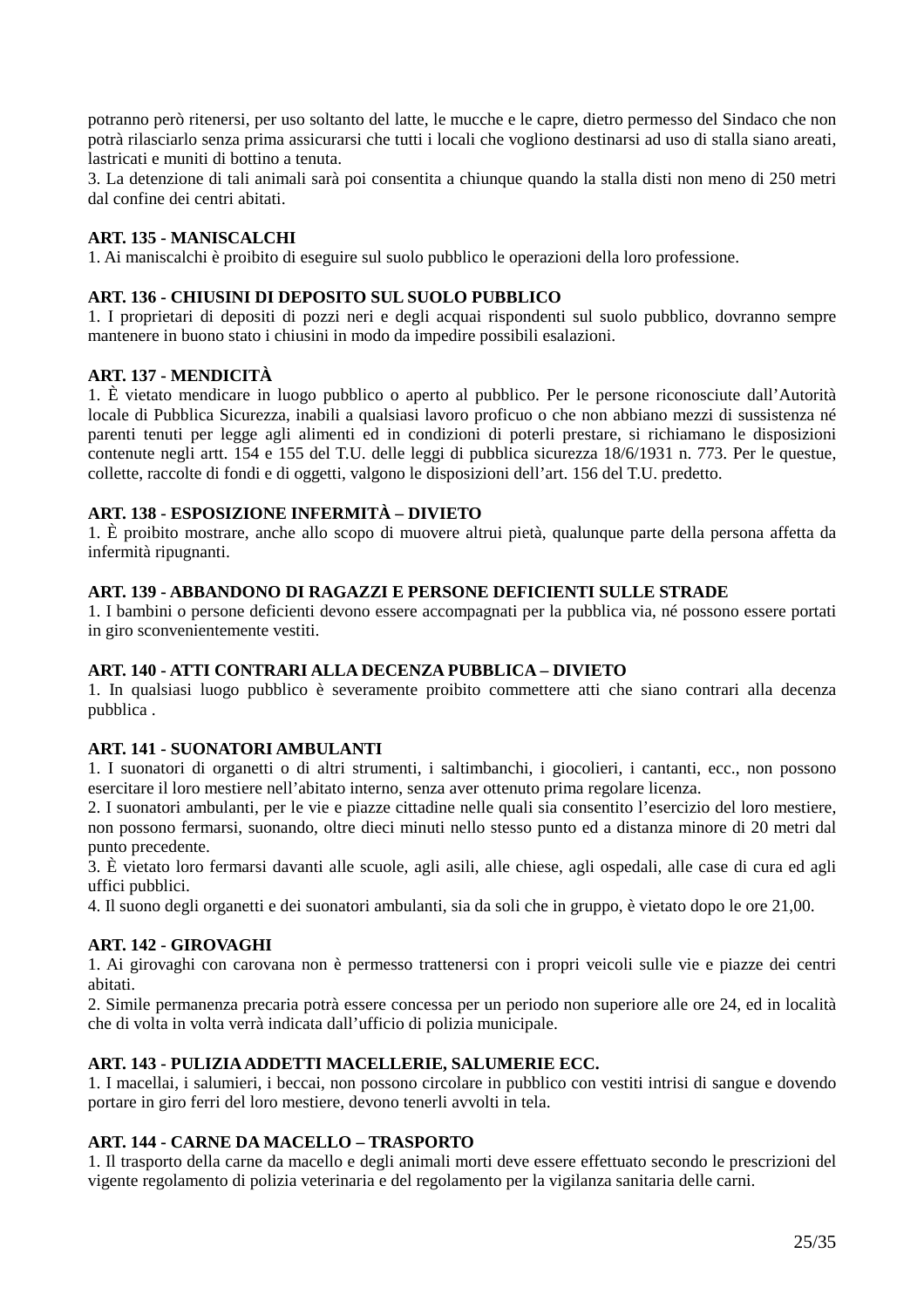potranno però ritenersi, per uso soltanto del latte, le mucche e le capre, dietro permesso del Sindaco che non potrà rilasciarlo senza prima assicurarsi che tutti i locali che vogliono destinarsi ad uso di stalla siano areati, lastricati e muniti di bottino a tenuta.
3. La detenzione di tali animali sarà poi consentita a chiunque quando la stalla disti non meno di 250 metri dal confine dei centri abitati.

**ART. 135 - MANISCALCHI**
1. Ai maniscalchi è proibito di eseguire sul suolo pubblico le operazioni della loro professione.

**ART. 136 - CHIUSINI DI DEPOSITO SUL SUOLO PUBBLICO**
1. I proprietari di depositi di pozzi neri e degli acquai rispondenti sul suolo pubblico, dovranno sempre mantenere in buono stato i chiusini in modo da impedire possibili esalazioni.

**ART. 137 - MENDICITÀ**
1. È vietato mendicare in luogo pubblico o aperto al pubblico. Per le persone riconosciute dall'Autorità locale di Pubblica Sicurezza, inabili a qualsiasi lavoro proficuo o che non abbiano mezzi di sussistenza né parenti tenuti per legge agli alimenti ed in condizioni di poterli prestare, si richiamano le disposizioni contenute negli artt. 154 e 155 del T.U. delle leggi di pubblica sicurezza 18/6/1931 n. 773. Per le questue, collette, raccolte di fondi e di oggetti, valgono le disposizioni dell'art. 156 del T.U. predetto.

**ART. 138 - ESPOSIZIONE INFERMITÀ – DIVIETO**
1. È proibito mostrare, anche allo scopo di muovere altrui pietà, qualunque parte della persona affetta da infermità ripugnanti.

**ART. 139 - ABBANDONO DI RAGAZZI E PERSONE DEFICIENTI SULLE STRADE**
1. I bambini o persone deficienti devono essere accompagnati per la pubblica via, né possono essere portati in giro sconvenientemente vestiti.

**ART. 140 - ATTI CONTRARI ALLA DECENZA PUBBLICA – DIVIETO**
1. In qualsiasi luogo pubblico è severamente proibito commettere atti che siano contrari alla decenza pubblica .

**ART. 141 - SUONATORI AMBULANTI**
1. I suonatori di organetti o di altri strumenti, i saltimbanchi, i giocolieri, i cantanti, ecc., non possono esercitare il loro mestiere nell'abitato interno, senza aver ottenuto prima regolare licenza.
2. I suonatori ambulanti, per le vie e piazze cittadine nelle quali sia consentito l'esercizio del loro mestiere, non possono fermarsi, suonando, oltre dieci minuti nello stesso punto ed a distanza minore di 20 metri dal punto precedente.
3. È vietato loro fermarsi davanti alle scuole, agli asili, alle chiese, agli ospedali, alle case di cura ed agli uffici pubblici.
4. Il suono degli organetti e dei suonatori ambulanti, sia da soli che in gruppo, è vietato dopo le ore 21,00.

**ART. 142 - GIROVAGHI**
1. Ai girovaghi con carovana non è permesso trattenersi con i propri veicoli sulle vie e piazze dei centri abitati.
2. Simile permanenza precaria potrà essere concessa per un periodo non superiore alle ore 24, ed in località che di volta in volta verrà indicata dall'ufficio di polizia municipale.

**ART. 143 - PULIZIA ADDETTI MACELLERIE, SALUMERIE ECC.**
1. I macellai, i salumieri, i beccai, non possono circolare in pubblico con vestiti intrisi di sangue e dovendo portare in giro ferri del loro mestiere, devono tenerli avvolti in tela.

**ART. 144 - CARNE DA MACELLO – TRASPORTO**
1. Il trasporto della carne da macello e degli animali morti deve essere effettuato secondo le prescrizioni del vigente regolamento di polizia veterinaria e del regolamento per la vigilanza sanitaria delle carni.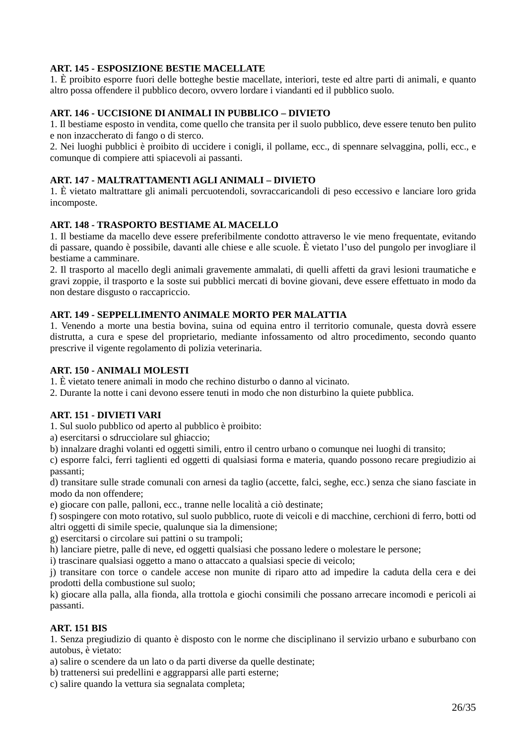**ART. 145 - ESPOSIZIONE BESTIE MACELLATE**

1. È proibito esporre fuori delle botteghe bestie macellate, interiori, teste ed altre parti di animali, e quanto altro possa offendere il pubblico decoro, ovvero lordare i viandanti ed il pubblico suolo.

**ART. 146 - UCCISIONE DI ANIMALI IN PUBBLICO – DIVIETO**

1. Il bestiame esposto in vendita, come quello che transita per il suolo pubblico, deve essere tenuto ben pulito e non inzaccherato di fango o di sterco.

2. Nei luoghi pubblici è proibito di uccidere i conigli, il pollame, ecc., di spennare selvaggina, polli, ecc., e comunque di compiere atti spiacevoli ai passanti.

**ART. 147 - MALTRATTAMENTI AGLI ANIMALI – DIVIETO**

1. È vietato maltrattare gli animali percuotendoli, sovraccaricandoli di peso eccessivo e lanciare loro grida incomposte.

**ART. 148 - TRASPORTO BESTIAME AL MACELLO**

1. Il bestiame da macello deve essere preferibilmente condotto attraverso le vie meno frequentate, evitando di passare, quando è possibile, davanti alle chiese e alle scuole. È vietato l'uso del pungolo per invogliare il bestiame a camminare.

2. Il trasporto al macello degli animali gravemente ammalati, di quelli affetti da gravi lesioni traumatiche e gravi zoppie, il trasporto e la soste sui pubblici mercati di bovine giovani, deve essere effettuato in modo da non destare disgusto o raccapriccio.

**ART. 149 - SEPPELLIMENTO ANIMALE MORTO PER MALATTIA**

1. Venendo a morte una bestia bovina, suina od equina entro il territorio comunale, questa dovrà essere distrutta, a cura e spese del proprietario, mediante infossamento od altro procedimento, secondo quanto prescrive il vigente regolamento di polizia veterinaria.

**ART. 150 - ANIMALI MOLESTI**

1. È vietato tenere animali in modo che rechino disturbo o danno al vicinato.

2. Durante la notte i cani devono essere tenuti in modo che non disturbino la quiete pubblica.

**ART. 151 - DIVIETI VARI**

1. Sul suolo pubblico od aperto al pubblico è proibito:

a) esercitarsi o sdrucciolare sul ghiaccio;

b) innalzare draghi volanti ed oggetti simili, entro il centro urbano o comunque nei luoghi di transito;

c) esporre falci, ferri taglienti ed oggetti di qualsiasi forma e materia, quando possono recare pregiudizio ai passanti;

d) transitare sulle strade comunali con arnesi da taglio (accette, falci, seghe, ecc.) senza che siano fasciate in modo da non offendere;

e) giocare con palle, palloni, ecc., tranne nelle località a ciò destinate;

f) sospingere con moto rotativo, sul suolo pubblico, ruote di veicoli e di macchine, cerchioni di ferro, botti od altri oggetti di simile specie, qualunque sia la dimensione;

g) esercitarsi o circolare sui pattini o su trampoli;

h) lanciare pietre, palle di neve, ed oggetti qualsiasi che possano ledere o molestare le persone;

i) trascinare qualsiasi oggetto a mano o attaccato a qualsiasi specie di veicolo;

j) transitare con torce o candele accese non munite di riparo atto ad impedire la caduta della cera e dei prodotti della combustione sul suolo;

k) giocare alla palla, alla fionda, alla trottola e giochi consimili che possano arrecare incomodi e pericoli ai passanti.

**ART. 151 BIS**

1. Senza pregiudizio di quanto è disposto con le norme che disciplinano il servizio urbano e suburbano con autobus, è vietato:

a) salire o scendere da un lato o da parti diverse da quelle destinate;

b) trattenersi sui predellini e aggrapparsi alle parti esterne;

c) salire quando la vettura sia segnalata completa;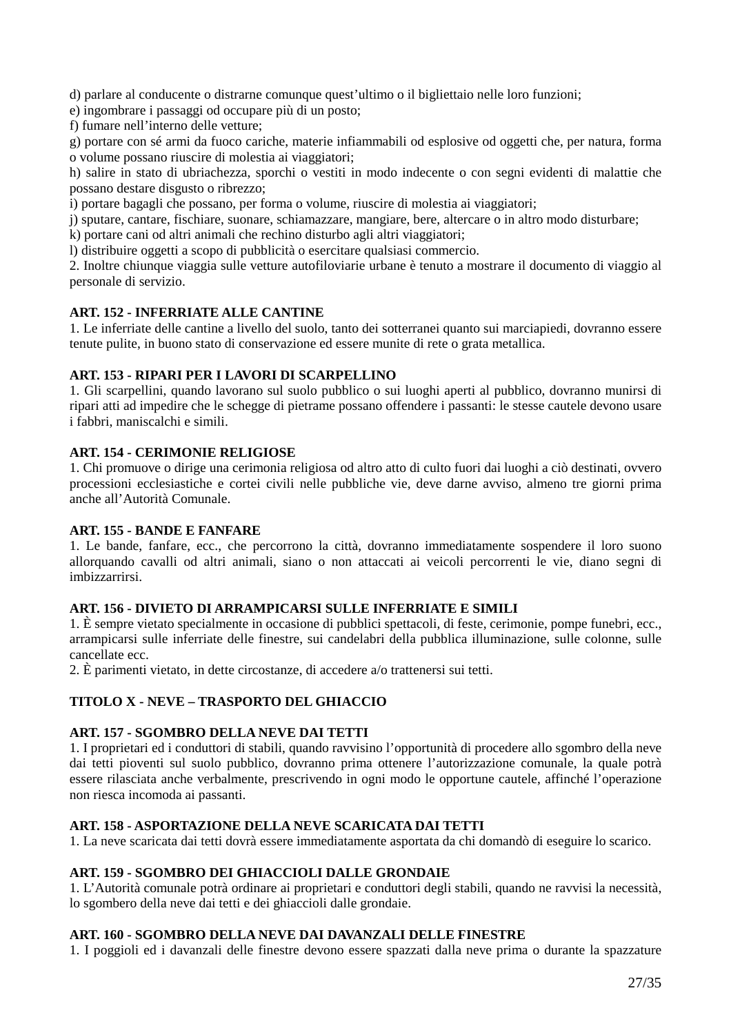d) parlare al conducente o distrarne comunque quest’ultimo o il bigliettaio nelle loro funzioni;
e) ingombrare i passaggi od occupare più di un posto;
f) fumare nell’interno delle vetture;
g) portare con sé armi da fuoco cariche, materie infiammabili od esplosive od oggetti che, per natura, forma o volume possano riuscire di molestia ai viaggiatori;
h) salire in stato di ubriachezza, sporchi o vestiti in modo indecente o con segni evidenti di malattie che possano destare disgusto o ribrezzo;
i) portare bagagli che possano, per forma o volume, riuscire di molestia ai viaggiatori;
j) sputare, cantare, fischiare, suonare, schiamazzare, mangiare, bere, altercare o in altro modo disturbare;
k) portare cani od altri animali che rechino disturbo agli altri viaggiatori;
l) distribuire oggetti a scopo di pubblicità o esercitare qualsiasi commercio.
2. Inoltre chiunque viaggia sulle vetture autofiloviarie urbane è tenuto a mostrare il documento di viaggio al personale di servizio.

**ART. 152 - INFERRIATE ALLE CANTINE**
1. Le inferriate delle cantine a livello del suolo, tanto dei sotterranei quanto sui marciapiedi, dovranno essere tenute pulite, in buono stato di conservazione ed essere munite di rete o grata metallica.

**ART. 153 - RIPARI PER I LAVORI DI SCARPELLINO**
1. Gli scarpellini, quando lavorano sul suolo pubblico o sui luoghi aperti al pubblico, dovranno munirsi di ripari atti ad impedire che le schegge di pietrame possano offendere i passanti: le stesse cautele devono usare i fabbri, maniscalchi e simili.

**ART. 154 - CERIMONIE RELIGIOSE**
1. Chi promuove o dirige una cerimonia religiosa od altro atto di culto fuori dai luoghi a ciò destinati, ovvero processioni ecclesiastiche e cortei civili nelle pubbliche vie, deve darne avviso, almeno tre giorni prima anche all’Autorità Comunale.

**ART. 155 - BANDE E FANFARE**
1. Le bande, fanfare, ecc., che percorrono la città, dovranno immediatamente sospendere il loro suono allorquando cavalli od altri animali, siano o non attaccati ai veicoli percorrenti le vie, diano segni di imbizzarrirsi.

**ART. 156 - DIVIETO DI ARRAMPICARSI SULLE INFERRIATE E SIMILI**
1. È sempre vietato specialmente in occasione di pubblici spettacoli, di feste, cerimonie, pompe funebri, ecc., arrampicarsi sulle inferriate delle finestre, sui candelabri della pubblica illuminazione, sulle colonne, sulle cancellate ecc.
2. È parimenti vietato, in dette circostanze, di accedere a/o trattenersi sui tetti.

**TITOLO X - NEVE – TRASPORTO DEL GHIACCIO**

**ART. 157 - SGOMBRO DELLA NEVE DAI TETTI**
1. I proprietari ed i conduttori di stabili, quando ravvisino l’opportunità di procedere allo sgombro della neve dai tetti pioventi sul suolo pubblico, dovranno prima ottenere l’autorizzazione comunale, la quale potrà essere rilasciata anche verbalmente, prescrivendo in ogni modo le opportune cautele, affinché l’operazione non riesca incomoda ai passanti.

**ART. 158 - ASPORTAZIONE DELLA NEVE SCARICATA DAI TETTI**
1. La neve scaricata dai tetti dovrà essere immediatamente asportata da chi domandò di eseguire lo scarico.

**ART. 159 - SGOMBRO DEI GHIACCIOLI DALLE GRONDAIE**
1. L’Autorità comunale potrà ordinare ai proprietari e conduttori degli stabili, quando ne ravvisi la necessità, lo sgombero della neve dai tetti e dei ghiaccioli dalle grondaie.

**ART. 160 - SGOMBRO DELLA NEVE DAI DAVANZALI DELLE FINESTRE**
1. I poggioli ed i davanzali delle finestre devono essere spazzati dalla neve prima o durante la spazzature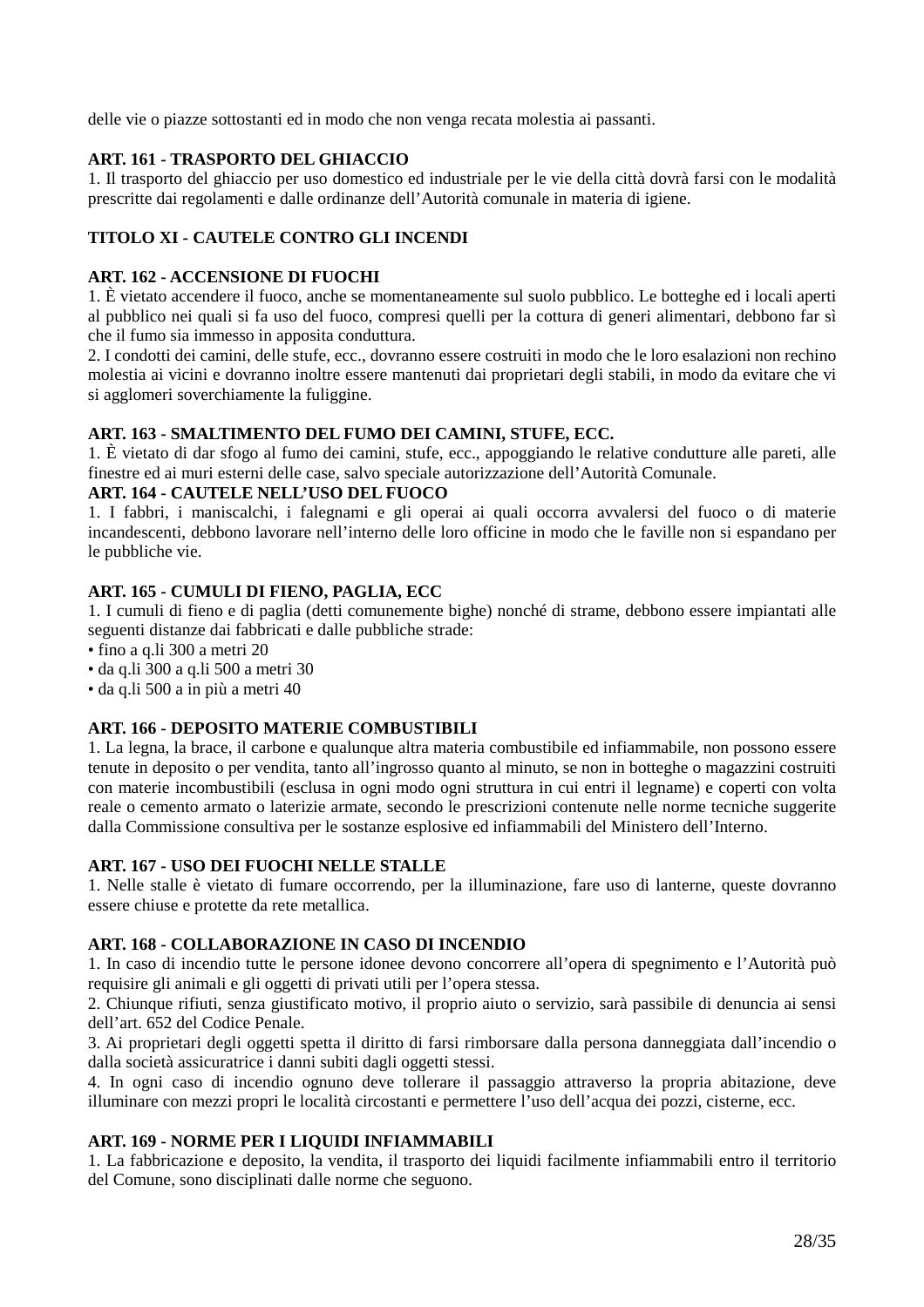delle vie o piazze sottostanti ed in modo che non venga recata molestia ai passanti.

**ART. 161 - TRASPORTO DEL GHIACCIO**

1. Il trasporto del ghiaccio per uso domestico ed industriale per le vie della città dovrà farsi con le modalità prescritte dai regolamenti e dalle ordinanze dell'Autorità comunale in materia di igiene.

## TITOLO XI - CAUTELE CONTRO GLI INCENDI

**ART. 162 - ACCENSIONE DI FUOCHI**

1. È vietato accendere il fuoco, anche se momentaneamente sul suolo pubblico. Le botteghe ed i locali aperti al pubblico nei quali si fa uso del fuoco, compresi quelli per la cottura di generi alimentari, debbono far sì che il fumo sia immesso in apposita conduttura.

2. I condotti dei camini, delle stufe, ecc., dovranno essere costruiti in modo che le loro esalazioni non rechino molestia ai vicini e dovranno inoltre essere mantenuti dai proprietari degli stabili, in modo da evitare che vi si agglomeri soverchiamente la fuliggine.

**ART. 163 - SMALTIMENTO DEL FUMO DEI CAMINI, STUFE, ECC.**

1. È vietato di dar sfogo al fumo dei camini, stufe, ecc., appoggiando le relative condutture alle pareti, alle finestre ed ai muri esterni delle case, salvo speciale autorizzazione dell'Autorità Comunale.

**ART. 164 - CAUTELE NELL'USO DEL FUOCO**

1. I fabbri, i maniscalchi, i falegnami e gli operai ai quali occorra avvalersi del fuoco o di materie incandescenti, debbono lavorare nell'interno delle loro officine in modo che le faville non si espandano per le pubbliche vie.

**ART. 165 - CUMULI DI FIENO, PAGLIA, ECC**

1. I cumuli di fieno e di paglia (detti comunemente bighe) nonché di strame, debbono essere impiantati alle seguenti distanze dai fabbricati e dalle pubbliche strade:

- fino a q.li 300 a metri 20
- da q.li 300 a q.li 500 a metri 30
- da q.li 500 a in più a metri 40

**ART. 166 - DEPOSITO MATERIE COMBUSTIBILI**

1. La legna, la brace, il carbone e qualunque altra materia combustibile ed infiammabile, non possono essere tenute in deposito o per vendita, tanto all'ingrosso quanto al minuto, se non in botteghe o magazzini costruiti con materie incombustibili (esclusa in ogni modo ogni struttura in cui entri il legname) e coperti con volta reale o cemento armato o laterizie armate, secondo le prescrizioni contenute nelle norme tecniche suggerite dalla Commissione consultiva per le sostanze esplosive ed infiammabili del Ministero dell'Interno.

**ART. 167 - USO DEI FUOCHI NELLE STALLE**

1. Nelle stalle è vietato di fumare occorrendo, per la illuminazione, fare uso di lanterne, queste dovranno essere chiuse e protette da rete metallica.

**ART. 168 - COLLABORAZIONE IN CASO DI INCENDIO**

1. In caso di incendio tutte le persone idonee devono concorrere all'opera di spegnimento e l'Autorità può requisire gli animali e gli oggetti di privati utili per l'opera stessa.

2. Chiunque rifiuti, senza giustificato motivo, il proprio aiuto o servizio, sarà passibile di denuncia ai sensi dell'art. 652 del Codice Penale.

3. Ai proprietari degli oggetti spetta il diritto di farsi rimborsare dalla persona danneggiata dall'incendio o dalla società assicuratrice i danni subiti dagli oggetti stessi.

4. In ogni caso di incendio ognuno deve tollerare il passaggio attraverso la propria abitazione, deve illuminare con mezzi propri le località circostanti e permettere l'uso dell'acqua dei pozzi, cisterne, ecc.

**ART. 169 - NORME PER I LIQUIDI INFIAMMABILI**

1. La fabbricazione e deposito, la vendita, il trasporto dei liquidi facilmente infiammabili entro il territorio del Comune, sono disciplinati dalle norme che seguono.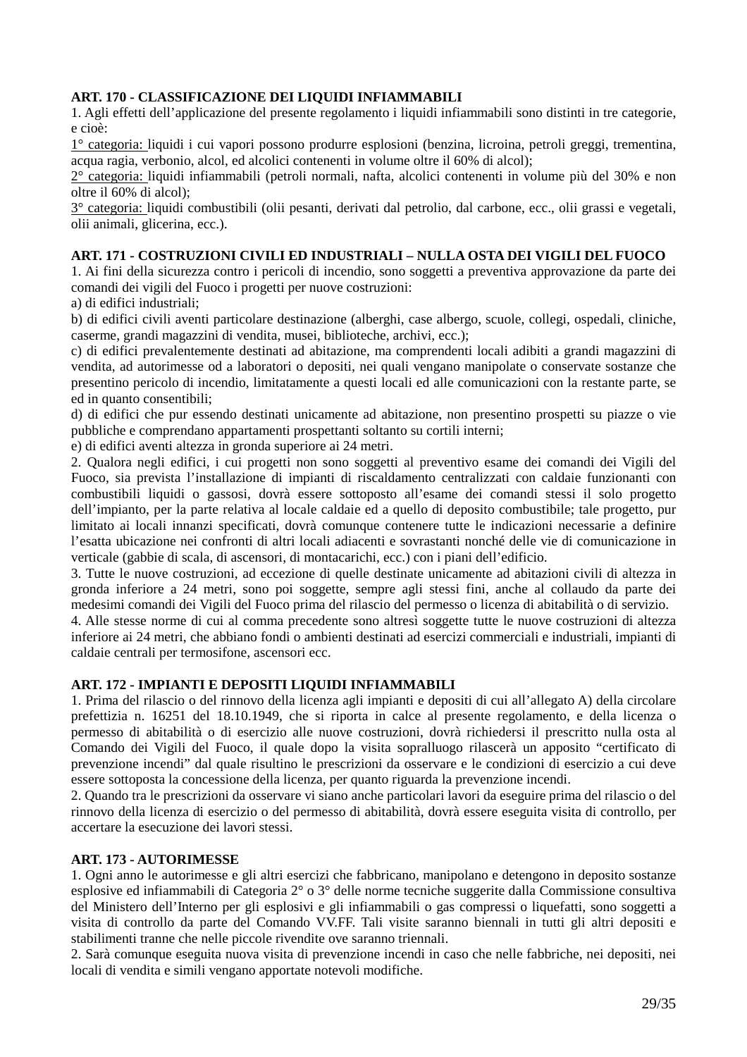**ART. 170 - CLASSIFICAZIONE DEI LIQUIDI INFIAMMABILI**

1. Agli effetti dell'applicazione del presente regolamento i liquidi infiammabili sono distinti in tre categorie, e cioè:

1° categoria: liquidi i cui vapori possono produrre esplosioni (benzina, licroina, petroli greggi, trementina, acqua ragia, verbonio, alcol, ed alcolici contenenti in volume oltre il 60% di alcol);

2° categoria: liquidi infiammabili (petroli normali, nafta, alcolici contenenti in volume più del 30% e non oltre il 60% di alcol);

3° categoria: liquidi combustibili (olii pesanti, derivati dal petrolio, dal carbone, ecc., olii grassi e vegetali, olii animali, glicerina, ecc.).

**ART. 171 - COSTRUZIONI CIVILI ED INDUSTRIALI – NULLA OSTA DEI VIGILI DEL FUOCO**

1. Ai fini della sicurezza contro i pericoli di incendio, sono soggetti a preventiva approvazione da parte dei comandi dei vigili del Fuoco i progetti per nuove costruzioni:

a) di edifici industriali;

b) di edifici civili aventi particolare destinazione (alberghi, case albergo, scuole, collegi, ospedali, cliniche, caserme, grandi magazzini di vendita, musei, biblioteche, archivi, ecc.);

c) di edifici prevalentemente destinati ad abitazione, ma comprendenti locali adibiti a grandi magazzini di vendita, ad autorimesse od a laboratori o depositi, nei quali vengano manipolate o conservate sostanze che presentino pericolo di incendio, limitatamente a questi locali ed alle comunicazioni con la restante parte, se ed in quanto consentibili;

d) di edifici che pur essendo destinati unicamente ad abitazione, non presentino prospetti su piazze o vie pubbliche e comprendano appartamenti prospettanti soltanto su cortili interni;

e) di edifici aventi altezza in gronda superiore ai 24 metri.

2. Qualora negli edifici, i cui progetti non sono soggetti al preventivo esame dei comandi dei Vigili del Fuoco, sia prevista l'installazione di impianti di riscaldamento centralizzati con caldaie funzionanti con combustibili liquidi o gassosi, dovrà essere sottoposto all'esame dei comandi stessi il solo progetto dell'impianto, per la parte relativa al locale caldaie ed a quello di deposito combustibile; tale progetto, pur limitato ai locali innanzi specificati, dovrà comunque contenere tutte le indicazioni necessarie a definire l'esatta ubicazione nei confronti di altri locali adiacenti e sovrastanti nonché delle vie di comunicazione in verticale (gabbie di scala, di ascensori, di montacarichi, ecc.) con i piani dell'edificio.

3. Tutte le nuove costruzioni, ad eccezione di quelle destinate unicamente ad abitazioni civili di altezza in gronda inferiore a 24 metri, sono poi soggette, sempre agli stessi fini, anche al collaudo da parte dei medesimi comandi dei Vigili del Fuoco prima del rilascio del permesso o licenza di abitabilità o di servizio.

4. Alle stesse norme di cui al comma precedente sono altresì soggette tutte le nuove costruzioni di altezza inferiore ai 24 metri, che abbiano fondi o ambienti destinati ad esercizi commerciali e industriali, impianti di caldaie centrali per termosifone, ascensori ecc.

**ART. 172 - IMPIANTI E DEPOSITI LIQUIDI INFIAMMABILI**

1. Prima del rilascio o del rinnovo della licenza agli impianti e depositi di cui all'allegato A) della circolare prefettizia n. 16251 del 18.10.1949, che si riporta in calce al presente regolamento, e della licenza o permesso di abitabilità o di esercizio alle nuove costruzioni, dovrà richiedersi il prescritto nulla osta al Comando dei Vigili del Fuoco, il quale dopo la visita sopralluogo rilascerà un apposito "certificato di prevenzione incendi" dal quale risultino le prescrizioni da osservare e le condizioni di esercizio a cui deve essere sottoposta la concessione della licenza, per quanto riguarda la prevenzione incendi.

2. Quando tra le prescrizioni da osservare vi siano anche particolari lavori da eseguire prima del rilascio o del rinnovo della licenza di esercizio o del permesso di abitabilità, dovrà essere eseguita visita di controllo, per accertare la esecuzione dei lavori stessi.

**ART. 173 - AUTORIMESSE**

1. Ogni anno le autorimesse e gli altri esercizi che fabbricano, manipolano e detengono in deposito sostanze esplosive ed infiammabili di Categoria 2° o 3° delle norme tecniche suggerite dalla Commissione consultiva del Ministero dell'Interno per gli esplosivi e gli infiammabili o gas compressi o liquefatti, sono soggetti a visita di controllo da parte del Comando VV.FF. Tali visite saranno biennali in tutti gli altri depositi e stabilimenti tranne che nelle piccole rivendite ove saranno triennali.

2. Sarà comunque eseguita nuova visita di prevenzione incendi in caso che nelle fabbriche, nei depositi, nei locali di vendita e simili vengano apportate notevoli modifiche.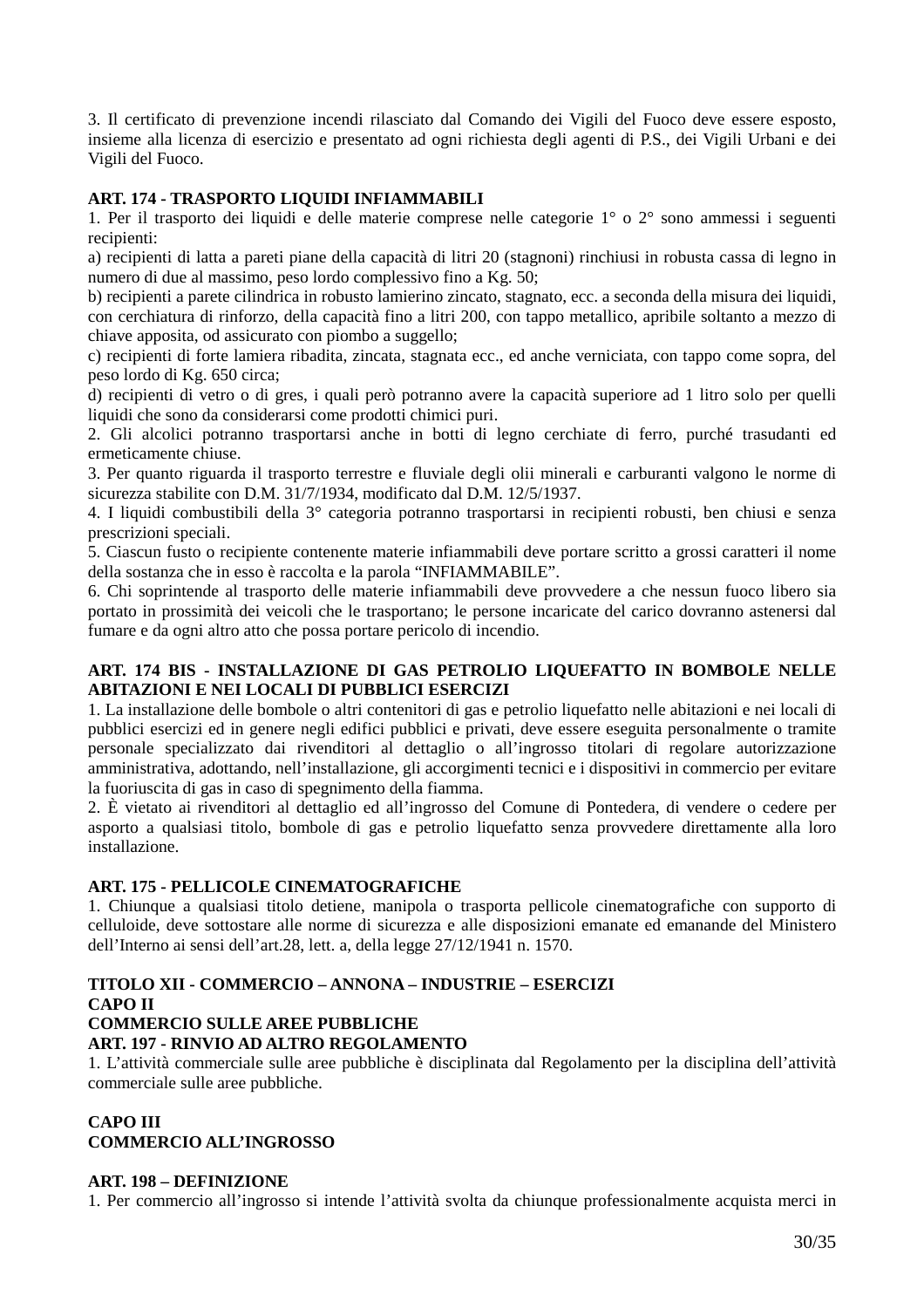3. Il certificato di prevenzione incendi rilasciato dal Comando dei Vigili del Fuoco deve essere esposto, insieme alla licenza di esercizio e presentato ad ogni richiesta degli agenti di P.S., dei Vigili Urbani e dei Vigili del Fuoco.

**ART. 174 - TRASPORTO LIQUIDI INFIAMMABILI**

1. Per il trasporto dei liquidi e delle materie comprese nelle categorie 1° o 2° sono ammessi i seguenti recipienti:

a) recipienti di latta a pareti piane della capacità di litri 20 (stagnoni) rinchiusi in robusta cassa di legno in numero di due al massimo, peso lordo complessivo fino a Kg. 50;

b) recipienti a parete cilindrica in robusto lamierino zincato, stagnato, ecc. a seconda della misura dei liquidi, con cerchiatura di rinforzo, della capacità fino a litri 200, con tappo metallico, apribile soltanto a mezzo di chiave apposita, od assicurato con piombo a suggello;

c) recipienti di forte lamiera ribadita, zincata, stagnata ecc., ed anche verniciata, con tappo come sopra, del peso lordo di Kg. 650 circa;

d) recipienti di vetro o di gres, i quali però potranno avere la capacità superiore ad 1 litro solo per quelli liquidi che sono da considerarsi come prodotti chimici puri.

2. Gli alcolici potranno trasportarsi anche in botti di legno cerchiate di ferro, purché trasudanti ed ermeticamente chiuse.

3. Per quanto riguarda il trasporto terrestre e fluviale degli olii minerali e carburanti valgono le norme di sicurezza stabilite con D.M. 31/7/1934, modificato dal D.M. 12/5/1937.

4. I liquidi combustibili della 3° categoria potranno trasportarsi in recipienti robusti, ben chiusi e senza prescrizioni speciali.

5. Ciascun fusto o recipiente contenente materie infiammabili deve portare scritto a grossi caratteri il nome della sostanza che in esso è raccolta e la parola “INFIAMMABILE”.

6. Chi soprintende al trasporto delle materie infiammabili deve provvedere a che nessun fuoco libero sia portato in prossimità dei veicoli che le trasportano; le persone incaricate del carico dovranno astenersi dal fumare e da ogni altro atto che possa portare pericolo di incendio.

**ART. 174 BIS - INSTALLAZIONE DI GAS PETROLIO LIQUEFATTO IN BOMBOLE NELLE ABITAZIONI E NEI LOCALI DI PUBBLICI ESERCIZI**

1. La installazione delle bombole o altri contenitori di gas e petrolio liquefatto nelle abitazioni e nei locali di pubblici esercizi ed in genere negli edifici pubblici e privati, deve essere eseguita personalmente o tramite personale specializzato dai rivenditori al dettaglio o all’ingrosso titolari di regolare autorizzazione amministrativa, adottando, nell’installazione, gli accorgimenti tecnici e i dispositivi in commercio per evitare la fuoriuscita di gas in caso di spegnimento della fiamma.

2. È vietato ai rivenditori al dettaglio ed all’ingrosso del Comune di Pontedera, di vendere o cedere per asporto a qualsiasi titolo, bombole di gas e petrolio liquefatto senza provvedere direttamente alla loro installazione.

**ART. 175 - PELLICOLE CINEMATOGRAFICHE**

1. Chiunque a qualsiasi titolo detiene, manipola o trasporta pellicole cinematografiche con supporto di celluloide, deve sottostare alle norme di sicurezza e alle disposizioni emanate ed emanande del Ministero dell’Interno ai sensi dell’art.28, lett. a, della legge 27/12/1941 n. 1570.

**TITOLO XII - COMMERCIO – ANNONA – INDUSTRIE – ESERCIZI**
**CAPO II**
**COMMERCIO SULLE AREE PUBBLICHE**
**ART. 197 - RINVIO AD ALTRO REGOLAMENTO**

1. L’attività commerciale sulle aree pubbliche è disciplinata dal Regolamento per la disciplina dell’attività commerciale sulle aree pubbliche.

**CAPO III**
**COMMERCIO ALL’INGROSSO**

**ART. 198 – DEFINIZIONE**

1. Per commercio all’ingrosso si intende l’attività svolta da chiunque professionalmente acquista merci in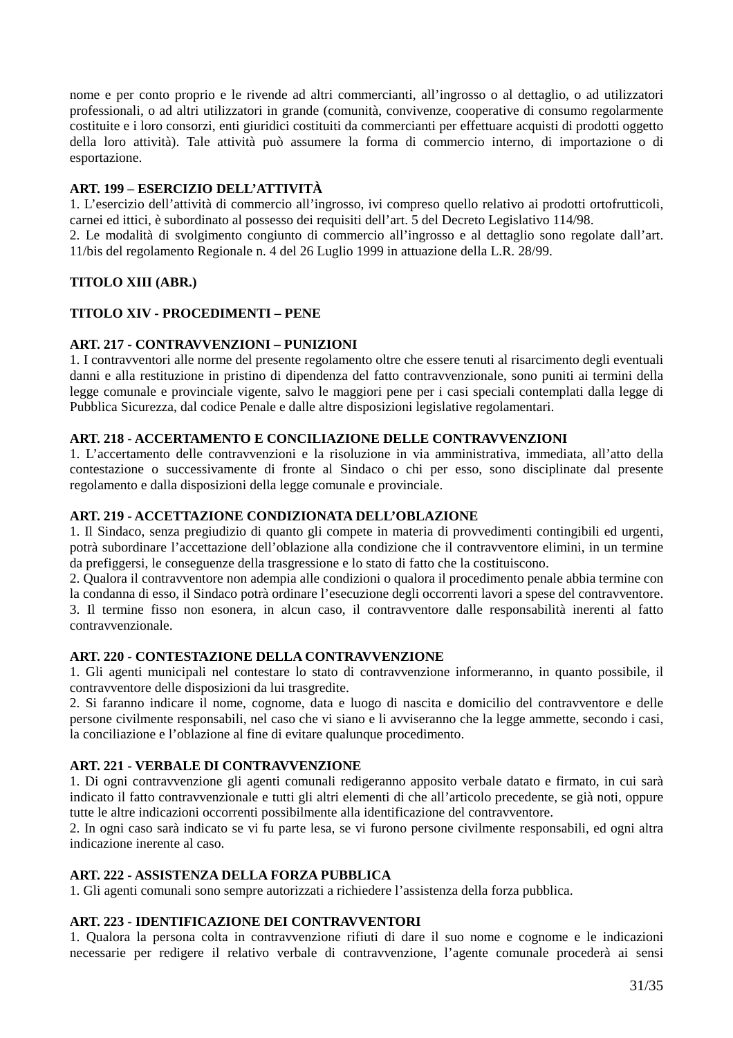nome e per conto proprio e le rivende ad altri commercianti, all’ingrosso o al dettaglio, o ad utilizzatori professionali, o ad altri utilizzatori in grande (comunità, convivenze, cooperative di consumo regolarmente costituite e i loro consorzi, enti giuridici costituiti da commercianti per effettuare acquisti di prodotti oggetto della loro attività). Tale attività può assumere la forma di commercio interno, di importazione o di esportazione.

**ART. 199 – ESERCIZIO DELL’ATTIVITÀ**

1. L’esercizio dell’attività di commercio all’ingrosso, ivi compreso quello relativo ai prodotti ortofrutticoli, carnei ed ittici, è subordinato al possesso dei requisiti dell’art. 5 del Decreto Legislativo 114/98.
2. Le modalità di svolgimento congiunto di commercio all’ingrosso e al dettaglio sono regolate dall’art. 11/bis del regolamento Regionale n. 4 del 26 Luglio 1999 in attuazione della L.R. 28/99.

**TITOLO XIII (ABR.)**

**TITOLO XIV - PROCEDIMENTI – PENE**

**ART. 217 - CONTRAVVENZIONI – PUNIZIONI**

1. I contravventori alle norme del presente regolamento oltre che essere tenuti al risarcimento degli eventuali danni e alla restituzione in pristino di dipendenza del fatto contravvenzionale, sono puniti ai termini della legge comunale e provinciale vigente, salvo le maggiori pene per i casi speciali contemplati dalla legge di Pubblica Sicurezza, dal codice Penale e dalle altre disposizioni legislative regolamentari.

**ART. 218 - ACCERTAMENTO E CONCILIAZIONE DELLE CONTRAVVENZIONI**

1. L’accertamento delle contravvenzioni e la risoluzione in via amministrativa, immediata, all’atto della contestazione o successivamente di fronte al Sindaco o chi per esso, sono disciplinate dal presente regolamento e dalla disposizioni della legge comunale e provinciale.

**ART. 219 - ACCETTAZIONE CONDIZIONATA DELL’OBLAZIONE**

1. Il Sindaco, senza pregiudizio di quanto gli compete in materia di provvedimenti contingibili ed urgenti, potrà subordinare l’accettazione dell’oblazione alla condizione che il contravventore elimini, in un termine da prefiggersi, le conseguenze della trasgressione e lo stato di fatto che la costituiscono.
2. Qualora il contravventore non adempia alle condizioni o qualora il procedimento penale abbia termine con la condanna di esso, il Sindaco potrà ordinare l’esecuzione degli occorrenti lavori a spese del contravventore.
3. Il termine fisso non esonera, in alcun caso, il contravventore dalle responsabilità inerenti al fatto contravvenzionale.

**ART. 220 - CONTESTAZIONE DELLA CONTRAVVENZIONE**

1. Gli agenti municipali nel contestare lo stato di contravvenzione informeranno, in quanto possibile, il contravventore delle disposizioni da lui trasgredite.
2. Si faranno indicare il nome, cognome, data e luogo di nascita e domicilio del contravventore e delle persone civilmente responsabili, nel caso che vi siano e li avviseranno che la legge ammette, secondo i casi, la conciliazione e l’oblazione al fine di evitare qualunque procedimento.

**ART. 221 - VERBALE DI CONTRAVVENZIONE**

1. Di ogni contravvenzione gli agenti comunali redigeranno apposito verbale datato e firmato, in cui sarà indicato il fatto contravvenzionale e tutti gli altri elementi di che all’articolo precedente, se già noti, oppure tutte le altre indicazioni occorrenti possibilmente alla identificazione del contravventore.
2. In ogni caso sarà indicato se vi fu parte lesa, se vi furono persone civilmente responsabili, ed ogni altra indicazione inerente al caso.

**ART. 222 - ASSISTENZA DELLA FORZA PUBBLICA**

1. Gli agenti comunali sono sempre autorizzati a richiedere l’assistenza della forza pubblica.

**ART. 223 - IDENTIFICAZIONE DEI CONTRAVVENTORI**

1. Qualora la persona colta in contravvenzione rifiuti di dare il suo nome e cognome e le indicazioni necessarie per redigere il relativo verbale di contravvenzione, l’agente comunale procederà ai sensi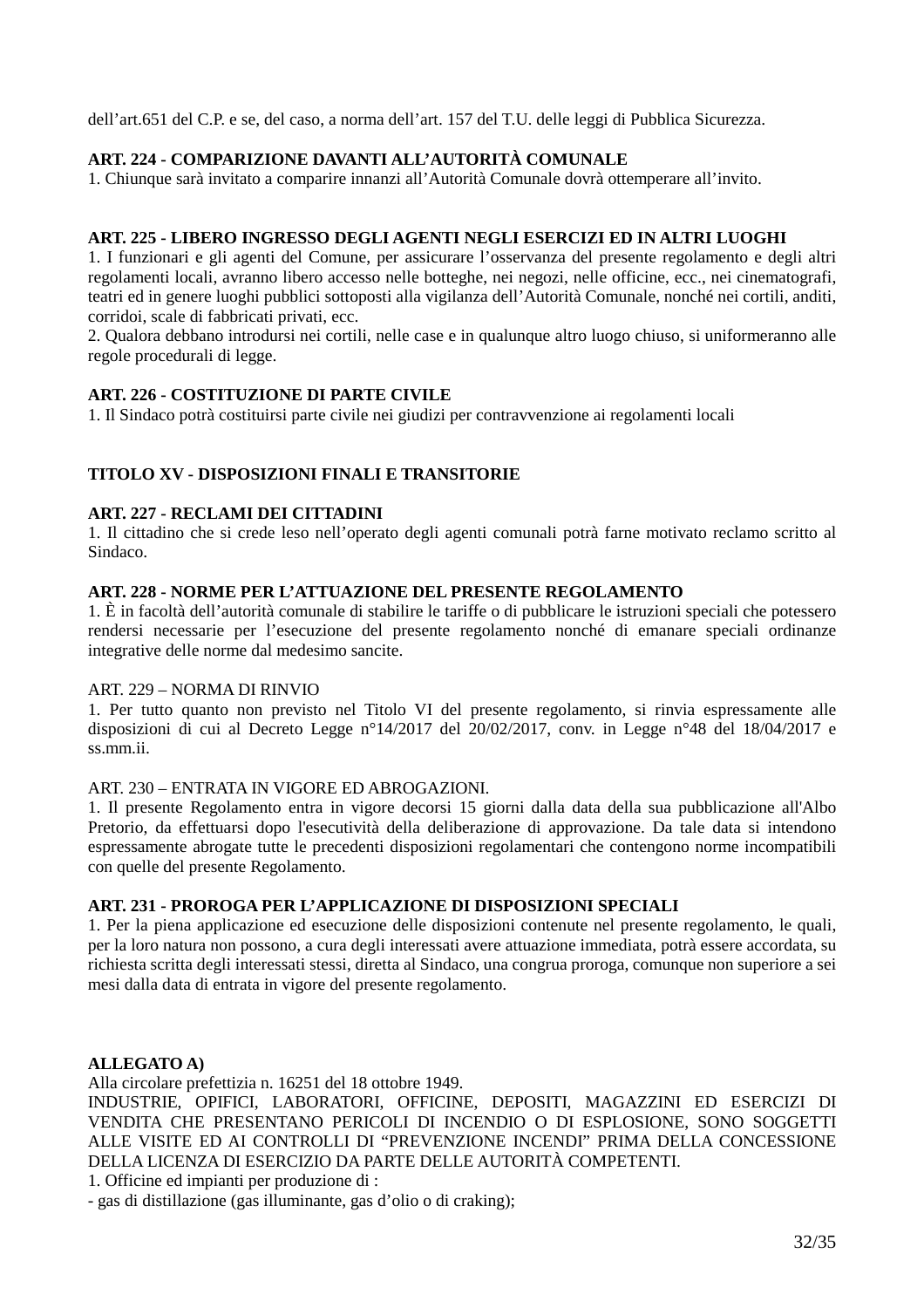dell'art.651 del C.P. e se, del caso, a norma dell'art. 157 del T.U. delle leggi di Pubblica Sicurezza.

**ART. 224 - COMPARIZIONE DAVANTI ALL'AUTORITÀ COMUNALE**

1. Chiunque sarà invitato a comparire innanzi all'Autorità Comunale dovrà ottemperare all'invito.

**ART. 225 - LIBERO INGRESSO DEGLI AGENTI NEGLI ESERCIZI ED IN ALTRI LUOGHI**

1. I funzionari e gli agenti del Comune, per assicurare l'osservanza del presente regolamento e degli altri regolamenti locali, avranno libero accesso nelle botteghe, nei negozi, nelle officine, ecc., nei cinematografi, teatri ed in genere luoghi pubblici sottoposti alla vigilanza dell'Autorità Comunale, nonché nei cortili, anditi, corridoi, scale di fabbricati privati, ecc.

2. Qualora debbano introdursi nei cortili, nelle case e in qualunque altro luogo chiuso, si uniformeranno alle regole procedurali di legge.

**ART. 226 - COSTITUZIONE DI PARTE CIVILE**

1. Il Sindaco potrà costituirsi parte civile nei giudizi per contravvenzione ai regolamenti locali

**TITOLO XV - DISPOSIZIONI FINALI E TRANSITORIE**

**ART. 227 - RECLAMI DEI CITTADINI**

1. Il cittadino che si crede leso nell'operato degli agenti comunali potrà farne motivato reclamo scritto al Sindaco.

**ART. 228 - NORME PER L'ATTUAZIONE DEL PRESENTE REGOLAMENTO**

1. È in facoltà dell'autorità comunale di stabilire le tariffe o di pubblicare le istruzioni speciali che potessero rendersi necessarie per l'esecuzione del presente regolamento nonché di emanare speciali ordinanze integrative delle norme dal medesimo sancite.

ART. 229 – NORMA DI RINVIO

1. Per tutto quanto non previsto nel Titolo VI del presente regolamento, si rinvia espressamente alle disposizioni di cui al Decreto Legge n°14/2017 del 20/02/2017, conv. in Legge n°48 del 18/04/2017 e ss.mm.ii.

ART. 230 – ENTRATA IN VIGORE ED ABROGAZIONI.

1. Il presente Regolamento entra in vigore decorsi 15 giorni dalla data della sua pubblicazione all'Albo Pretorio, da effettuarsi dopo l'esecutività della deliberazione di approvazione. Da tale data si intendono espressamente abrogate tutte le precedenti disposizioni regolamentari che contengono norme incompatibili con quelle del presente Regolamento.

**ART. 231 - PROROGA PER L'APPLICAZIONE DI DISPOSIZIONI SPECIALI**

1. Per la piena applicazione ed esecuzione delle disposizioni contenute nel presente regolamento, le quali, per la loro natura non possono, a cura degli interessati avere attuazione immediata, potrà essere accordata, su richiesta scritta degli interessati stessi, diretta al Sindaco, una congrua proroga, comunque non superiore a sei mesi dalla data di entrata in vigore del presente regolamento.

**ALLEGATO A)**

Alla circolare prefettizia n. 16251 del 18 ottobre 1949.

INDUSTRIE, OPIFICI, LABORATORI, OFFICINE, DEPOSITI, MAGAZZINI ED ESERCIZI DI VENDITA CHE PRESENTANO PERICOLI DI INCENDIO O DI ESPLOSIONE, SONO SOGGETTI ALLE VISITE ED AI CONTROLLI DI "PREVENZIONE INCENDI" PRIMA DELLA CONCESSIONE DELLA LICENZA DI ESERCIZIO DA PARTE DELLE AUTORITÀ COMPETENTI.

1. Officine ed impianti per produzione di :

- gas di distillazione (gas illuminante, gas d'olio o di craking);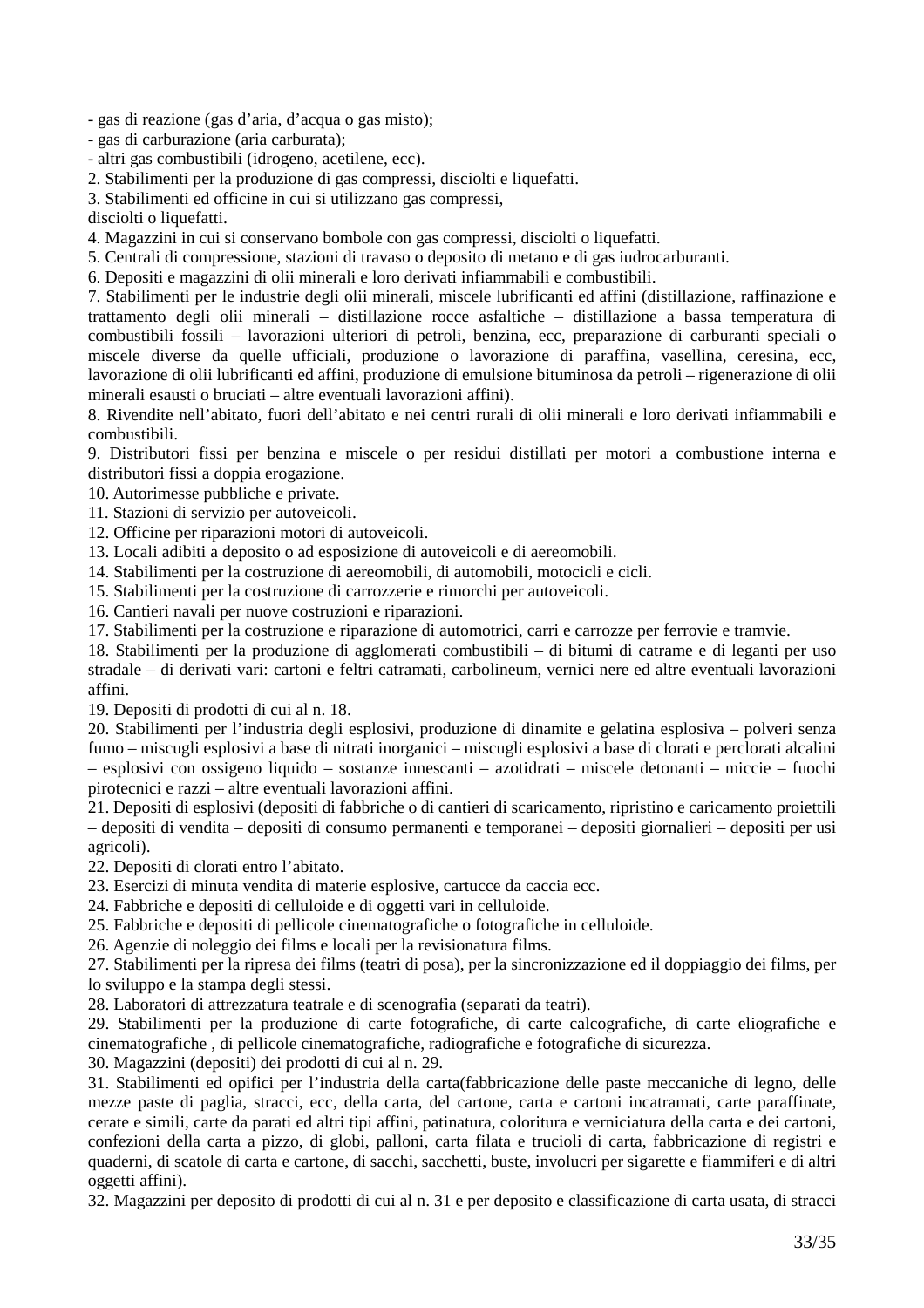- gas di reazione (gas d'aria, d'acqua o gas misto);
- gas di carburazione (aria carburata);
- altri gas combustibili (idrogeno, acetilene, ecc).

2. Stabilimenti per la produzione di gas compressi, disciolti e liquefatti.
3. Stabilimenti ed officine in cui si utilizzano gas compressi,
disciolti o liquefatti.
4. Magazzini in cui si conservano bombole con gas compressi, disciolti o liquefatti.
5. Centrali di compressione, stazioni di travaso o deposito di metano e di gas iudrocarburanti.
6. Depositi e magazzini di olii minerali e loro derivati infiammabili e combustibili.
7. Stabilimenti per le industrie degli olii minerali, miscele lubrificanti ed affini (distillazione, raffinazione e trattamento degli olii minerali – distillazione rocce asfaltiche – distillazione a bassa temperatura di combustibili fossili – lavorazioni ulteriori di petroli, benzina, ecc, preparazione di carburanti speciali o miscele diverse da quelle ufficiali, produzione o lavorazione di paraffina, vasellina, ceresina, ecc, lavorazione di olii lubrificanti ed affini, produzione di emulsione bituminosa da petroli – rigenerazione di olii minerali esausti o bruciati – altre eventuali lavorazioni affini).
8. Rivendite nell'abitato, fuori dell'abitato e nei centri rurali di olii minerali e loro derivati infiammabili e combustibili.
9. Distributori fissi per benzina e miscele o per residui distillati per motori a combustione interna e distributori fissi a doppia erogazione.
10. Autorimesse pubbliche e private.
11. Stazioni di servizio per autoveicoli.
12. Officine per riparazioni motori di autoveicoli.
13. Locali adibiti a deposito o ad esposizione di autoveicoli e di aereomobili.
14. Stabilimenti per la costruzione di aereomobili, di automobili, motocicli e cicli.
15. Stabilimenti per la costruzione di carrozzerie e rimorchi per autoveicoli.
16. Cantieri navali per nuove costruzioni e riparazioni.
17. Stabilimenti per la costruzione e riparazione di automotrici, carri e carrozze per ferrovie e tramvie.
18. Stabilimenti per la produzione di agglomerati combustibili – di bitumi di catrame e di leganti per uso stradale – di derivati vari: cartoni e feltri catramati, carbolineum, vernici nere ed altre eventuali lavorazioni affini.
19. Depositi di prodotti di cui al n. 18.
20. Stabilimenti per l'industria degli esplosivi, produzione di dinamite e gelatina esplosiva – polveri senza fumo – miscugli esplosivi a base di nitrati inorganici – miscugli esplosivi a base di clorati e perclorati alcalini – esplosivi con ossigeno liquido – sostanze innescanti – azotidrati – miscele detonanti – miccie – fuochi pirotecnici e razzi – altre eventuali lavorazioni affini.
21. Depositi di esplosivi (depositi di fabbriche o di cantieri di scaricamento, ripristino e caricamento proiettili – depositi di vendita – depositi di consumo permanenti e temporanei – depositi giornalieri – depositi per usi agricoli).
22. Depositi di clorati entro l'abitato.
23. Esercizi di minuta vendita di materie esplosive, cartucce da caccia ecc.
24. Fabbriche e depositi di celluloide e di oggetti vari in celluloide.
25. Fabbriche e depositi di pellicole cinematografiche o fotografiche in celluloide.
26. Agenzie di noleggio dei films e locali per la revisionatura films.
27. Stabilimenti per la ripresa dei films (teatri di posa), per la sincronizzazione ed il doppiaggio dei films, per lo sviluppo e la stampa degli stessi.
28. Laboratori di attrezzatura teatrale e di scenografia (separati da teatri).
29. Stabilimenti per la produzione di carte fotografiche, di carte calcografiche, di carte eliografiche e cinematografiche , di pellicole cinematografiche, radiografiche e fotografiche di sicurezza.
30. Magazzini (depositi) dei prodotti di cui al n. 29.
31. Stabilimenti ed opifici per l'industria della carta(fabbricazione delle paste meccaniche di legno, delle mezze paste di paglia, stracci, ecc, della carta, del cartone, carta e cartoni incatramati, carte paraffinate, cerate e simili, carte da parati ed altri tipi affini, patinatura, coloritura e verniciatura della carta e dei cartoni, confezioni della carta a pizzo, di globi, palloni, carta filata e trucioli di carta, fabbricazione di registri e quaderni, di scatole di carta e cartone, di sacchi, sacchetti, buste, involucri per sigarette e fiammiferi e di altri oggetti affini).
32. Magazzini per deposito di prodotti di cui al n. 31 e per deposito e classificazione di carta usata, di stracci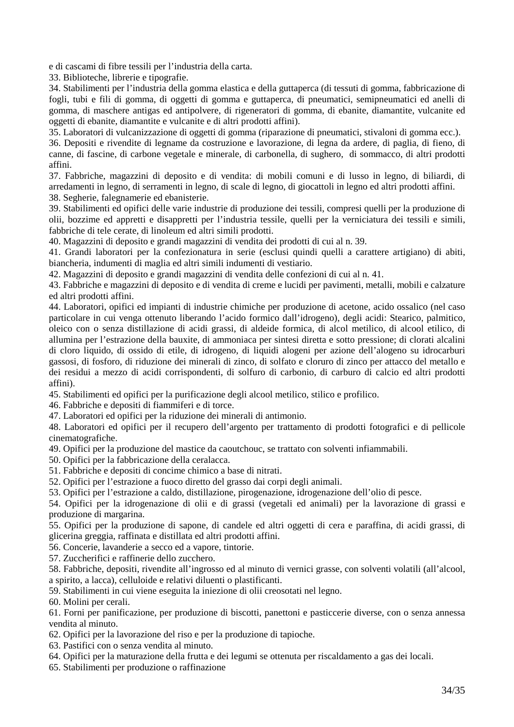e di cascami di fibre tessili per l’industria della carta.

33. Biblioteche, librerie e tipografie.

34. Stabilimenti per l’industria della gomma elastica e della guttaperca (di tessuti di gomma, fabbricazione di fogli, tubi e fili di gomma, di oggetti di gomma e guttaperca, di pneumatici, semipneumatici ed anelli di gomma, di maschere antigas ed antipolvere, di rigeneratori di gomma, di ebanite, diamantite, vulcanite ed oggetti di ebanite, diamantite e vulcanite e di altri prodotti affini).

35. Laboratori di vulcanizzazione di oggetti di gomma (riparazione di pneumatici, stivaloni di gomma ecc.).

36. Depositi e rivendite di legname da costruzione e lavorazione, di legna da ardere, di paglia, di fieno, di canne, di fascine, di carbone vegetale e minerale, di carbonella, di sughero, di sommacco, di altri prodotti affini.

37. Fabbriche, magazzini di deposito e di vendita: di mobili comuni e di lusso in legno, di biliardi, di arredamenti in legno, di serramenti in legno, di scale di legno, di giocattoli in legno ed altri prodotti affini.

38. Segherie, falegnamerie ed ebanisterie.

39. Stabilimenti ed opifici delle varie industrie di produzione dei tessili, compresi quelli per la produzione di olii, bozzime ed appretti e disappretti per l’industria tessile, quelli per la verniciatura dei tessili e simili, fabbriche di tele cerate, di linoleum ed altri simili prodotti.

40. Magazzini di deposito e grandi magazzini di vendita dei prodotti di cui al n. 39.

41. Grandi laboratori per la confezionatura in serie (esclusi quindi quelli a carattere artigiano) di abiti, biancheria, indumenti di maglia ed altri simili indumenti di vestiario.

42. Magazzini di deposito e grandi magazzini di vendita delle confezioni di cui al n. 41.

43. Fabbriche e magazzini di deposito e di vendita di creme e lucidi per pavimenti, metalli, mobili e calzature ed altri prodotti affini.

44. Laboratori, opifici ed impianti di industrie chimiche per produzione di acetone, acido ossalico (nel caso particolare in cui venga ottenuto liberando l’acido formico dall’idrogeno), degli acidi: Stearico, palmitico, oleico con o senza distillazione di acidi grassi, di aldeide formica, di alcol metilico, di alcool etilico, di allumina per l’estrazione della bauxite, di ammoniaca per sintesi diretta e sotto pressione; di clorati alcalini di cloro liquido, di ossido di etile, di idrogeno, di liquidi alogeni per azione dell’alogeno su idrocarburi gassosi, di fosforo, di riduzione dei minerali di zinco, di solfato e cloruro di zinco per attacco del metallo e dei residui a mezzo di acidi corrispondenti, di solfuro di carbonio, di carburo di calcio ed altri prodotti affini).

45. Stabilimenti ed opifici per la purificazione degli alcool metilico, stilico e profilico.

46. Fabbriche e depositi di fiammiferi e di torce.

47. Laboratori ed opifici per la riduzione dei minerali di antimonio.

48. Laboratori ed opifici per il recupero dell’argento per trattamento di prodotti fotografici e di pellicole cinematografiche.

49. Opifici per la produzione del mastice da caoutchouc, se trattato con solventi infiammabili.

50. Opifici per la fabbricazione della ceralacca.

51. Fabbriche e depositi di concime chimico a base di nitrati.

52. Opifici per l’estrazione a fuoco diretto del grasso dai corpi degli animali.

53. Opifici per l’estrazione a caldo, distillazione, pirogenazione, idrogenazione dell’olio di pesce.

54. Opifici per la idrogenazione di olii e di grassi (vegetali ed animali) per la lavorazione di grassi e produzione di margarina.

55. Opifici per la produzione di sapone, di candele ed altri oggetti di cera e paraffina, di acidi grassi, di glicerina greggia, raffinata e distillata ed altri prodotti affini.

56. Concerie, lavanderie a secco ed a vapore, tintorie.

57. Zuccherifici e raffinerie dello zucchero.

58. Fabbriche, depositi, rivendite all’ingrosso ed al minuto di vernici grasse, con solventi volatili (all’alcool, a spirito, a lacca), celluloide e relativi diluenti o plastificanti.

59. Stabilimenti in cui viene eseguita la iniezione di olii creosotati nel legno.

60. Molini per cerali.

61. Forni per panificazione, per produzione di biscotti, panettoni e pasticcerie diverse, con o senza annessa vendita al minuto.

62. Opifici per la lavorazione del riso e per la produzione di tapioche.

63. Pastifici con o senza vendita al minuto.

64. Opifici per la maturazione della frutta e dei legumi se ottenuta per riscaldamento a gas dei locali.

65. Stabilimenti per produzione o raffinazione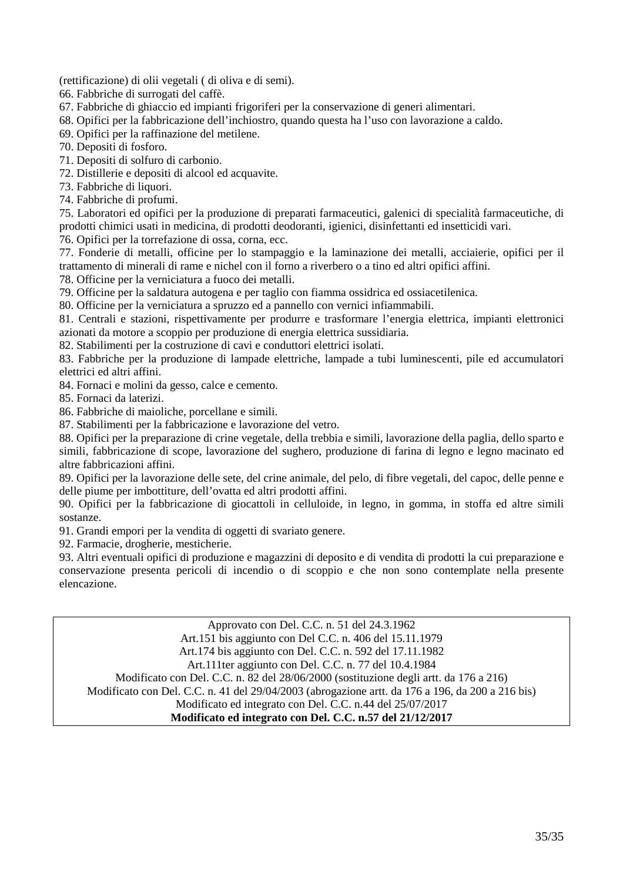(rettificazione) di olii vegetali ( di oliva e di semi).

66. Fabbriche di surrogati del caffè.

67. Fabbriche di ghiaccio ed impianti frigoriferi per la conservazione di generi alimentari.

68. Opifici per la fabbricazione dell’inchiostro, quando questa ha l’uso con lavorazione a caldo.

69. Opifici per la raffinazione del metilene.

70. Depositi di fosforo.

71. Depositi di solfuro di carbonio.

72. Distillerie e depositi di alcool ed acquavite.

73. Fabbriche di liquori.

74. Fabbriche di profumi.

75. Laboratori ed opifici per la produzione di preparati farmaceutici, galenici di specialità farmaceutiche, di prodotti chimici usati in medicina, di prodotti deodoranti, igienici, disinfettanti ed insetticidi vari.

76. Opifici per la torrefazione di ossa, corna, ecc.

77. Fonderie di metalli, officine per lo stampaggio e la laminazione dei metalli, acciaierie, opifici per il trattamento di minerali di rame e nichel con il forno a riverbero o a tino ed altri opifici affini.

78. Officine per la verniciatura a fuoco dei metalli.

79. Officine per la saldatura autogena e per taglio con fiamma ossidrica ed ossiacetilenica.

80. Officine per la verniciatura a spruzzo ed a pannello con vernici infiammabili.

81. Centrali e stazioni, rispettivamente per produrre e trasformare l’energia elettrica, impianti elettronici azionati da motore a scoppio per produzione di energia elettrica sussidiaria.

82. Stabilimenti per la costruzione di cavi e conduttori elettrici isolati.

83. Fabbriche per la produzione di lampade elettriche, lampade a tubi luminescenti, pile ed accumulatori elettrici ed altri affini.

84. Fornaci e molini da gesso, calce e cemento.

85. Fornaci da laterizi.

86. Fabbriche di maioliche, porcellane e simili.

87. Stabilimenti per la fabbricazione e lavorazione del vetro.

88. Opifici per la preparazione di crine vegetale, della trebbia e simili, lavorazione della paglia, dello sparto e simili, fabbricazione di scope, lavorazione del sughero, produzione di farina di legno e legno macinato ed altre fabbricazioni affini.

89. Opifici per la lavorazione delle sete, del crine animale, del pelo, di fibre vegetali, del capoc, delle penne e delle piume per imbottiture, dell’ovatta ed altri prodotti affini.

90. Opifici per la fabbricazione di giocattoli in celluloide, in legno, in gomma, in stoffa ed altre simili sostanze.

91. Grandi empori per la vendita di oggetti di svariato genere.

92. Farmacie, drogherie, mesticherie.

93. Altri eventuali opifici di produzione e magazzini di deposito e di vendita di prodotti la cui preparazione e conservazione presenta pericoli di incendio o di scoppio e che non sono contemplate nella presente elencazione.

Approvato con Del. C.C. n. 51 del 24.3.1962
Art.151 bis aggiunto con Del C.C. n. 406 del 15.11.1979
Art.174 bis aggiunto con Del. C.C. n. 592 del 17.11.1982
Art.111ter aggiunto con Del. C.C. n. 77 del 10.4.1984
Modificato con Del. C.C. n. 82 del 28/06/2000 (sostituzione degli artt. da 176 a 216)
Modificato con Del. C.C. n. 41 del 29/04/2003 (abrogazione artt. da 176 a 196, da 200 a 216 bis)
Modificato ed integrato con Del. C.C. n.44 del 25/07/2017
**Modificato ed integrato con Del. C.C. n.57 del 21/12/2017**